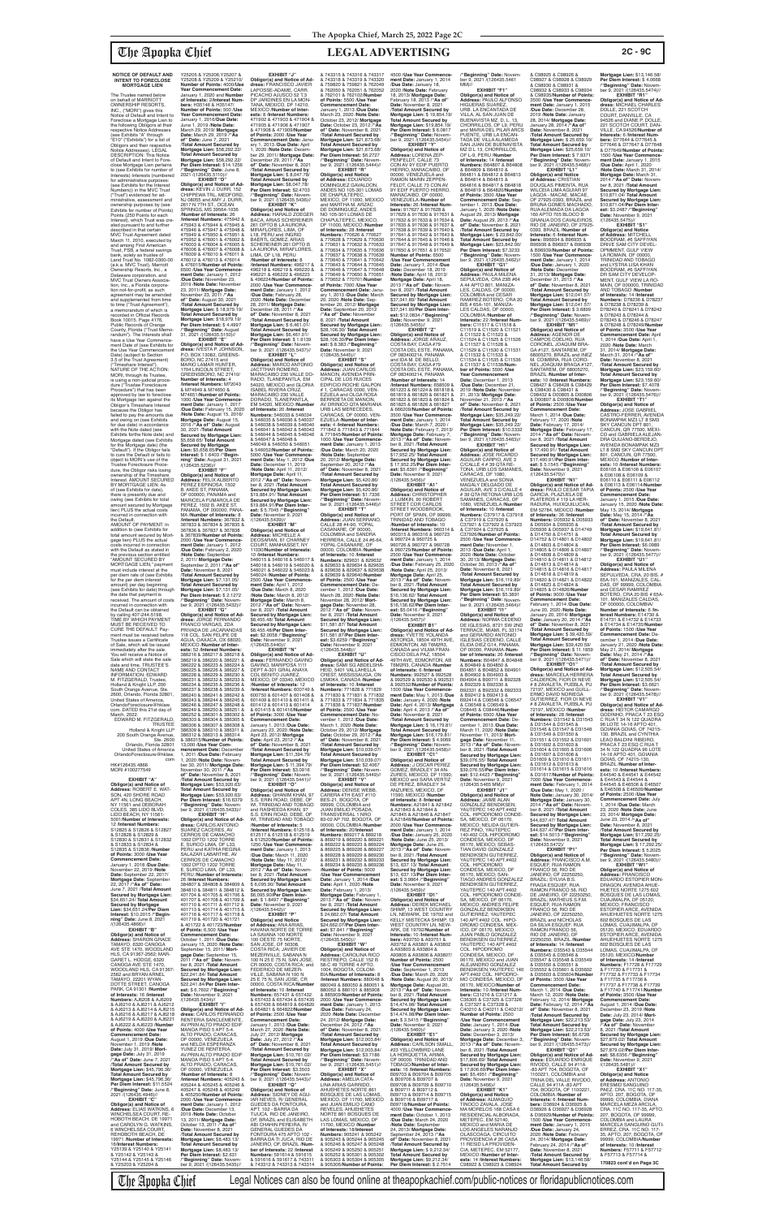**NOTICE OF DEFAULT AND INTENT TO FORECLOSE MORTGAGE LIEN**

The Trustee named below on behalf of MARRIOTT OWNERSHIP RESORTS, INC., ("MORI") gives this Notice of Default and Intent to Foreclose a Mortgage Lien to the following Obligors at their respective Notice Addresses (see Exhibits "A" through "E10" ("Exhibits") for a list of Obligors and their respective Notice Addresses). LEGAL DESCRIPTION: This Notice of Default and Intent to Foreclose Mortgage Lien pertains to (a) Timeshare Interest(s) (see Exhibits for number of Interests) in the MVC Trust ("Trust") evidenced for administrative, assessment and ownership purposes by (see Exhibits for number of Points) Points (250 Points for each Interest), which Trust was created pursuant to and further described in that certain MVC Trust Agreement dated March 11, 2010, executed by and among First American Trust, FSB, a federal savings bank, solely as trustee of Land Trust No. 1082-0300-00 (a.k.a. MVC Trust), Marriott Ownership Resorts, Inc., a Delaware corporation, and MVC Trust Owners Association, Inc., a Florida corporation not-for-profit, as such agreement may be amended and supplemented from time to time ("Trust Agreement"), a memorandum of which is recorded in Official Records Book 10015, Page 4176, Public Records of Orange County, Florida ("Trust Memorandum"). The Interests shall have a Use Year Commencement Date of (see Exhibits for the Use Year Commencement Date) (subject to Section 3.5 of the Trust Agreement) ("Timeshare Interest"). NATURE OF THE ACTION: MORI, through its Trustee, is using a non-judicial procedure ("Trustee Foreclosure Procedure") that has been approved by law to foreclose its Mortgage lien against the Obligor's Timeshare Interest because the Obligor has failed to pay the amounts due and owing on (see Exhibits for due date) in accordance with the Note dated (see Exhibits for the Note date) and Mortgage dated (see Exhibits for the Mortgage date) ("Default"). If the Obligor fails to cure the Default or fails to object to MORI's use of the Trustee Foreclosure Procedure, the Obligor risks losing ownership of the Timeshare Interest. AMOUNT SECURED BY MORTGAGE LIEN: As of (see Exhibits for date), there is presently due and owing (see Exhibits for total amount secured by Mortgage lien) PLUS the actual costs incurred in connection with the Default. AMOUNT OF PAYMENT: In addition to (see Exhibits for total amount secured by Mortgage lien) PLUS the actual costs incurred in connection with the Default as stated in the previous section entitled "AMOUNT SECURED BY MORTGAGE LIEN," payment must include interest at the per diem rate of (see Exhibits for the per diem interest amount) per day beginning (see Exhibits for date) through the date that payment is received. The amount of costs incurred in connection with the Default can be obtained by calling 407-244-5198. TIME BY WHICH PAYMENT MUST BE RECEIVED TO CURE THE DEFAULT: Payment must be received before Trustee issues a Certificate of Sale, which will be issued immediately after the sale. You will receive a Notice of Sale which will state the sale date and time. TRUSTEE'S NAME AND CONTACT INFORMATION: EDWARD M. FITZGERALD, Trustee, Holland & Knight LLP, 200 South Orange Avenue, Ste. 2600, Orlando, Florida 32801, United States of America, OrlandoForeclosure@hklaw.com. DATED this 21st day of March, 2022.

EDWARD M. FITZGERALD, TRUSTEE
Holland & Knight LLP
200 South Orange Avenue, Ste. 2600
Orlando, Florida 32801
United States of America
OrlandoForeclosure@hklaw.com

HK#126435.4866
MORI #100277549

**EXHIBIT "A"**
**Obligor(s) and Notice of Address:** ROBERT E. WATSON, 436 SHORE ROAD APT 4N, LONG BEACH, NY 11561 and DEBORAH COLES, 385 LIDO BLVD, LIDO BEACH, NY 11561-5000/**Number of Interests:** 16/**Interest Numbers:** S12826 & S12827 & S12828 & S12829 & S12830 & S12831 & S12832 & S12833 & S12834 & S12835 & S12836 /**Number of Points:** 3000 /**Use Year Commencement Date:** January 1, 2018 /**Due Date:** November 22, 2019 /**Note Date:** November 22, 2017/ **Mortgage Date:** September 22, 2017 /**"As of" Date:** June 7, 2021 /**Total Amount Secured by Mortgage Lien:** $34,621.24/ **Total Amount Secured by Mortgage Lien:** $34,621.24/**Per Diem Interest:** $10.2015 /**"Beginning" Date:** June 8, 2021 /(126435.4866)//

**EXHIBIT "B"**
**Obligor(s) and Notice of Address:** SHARON GRACE TAMAYO, 6320 CANOGA AVE STE 1470, WOODLAND HLS, CA 91367-2562, MARGARET L. HODGE, 6320 CANOGA AVE STE 1470, WOODLAND HLS, CA 91367-2562 and BRYAN ARNEL TAMAYO, 22301 WYAN DOTTE STREET, CANOGA PARK, CA 91301 /**Number of Interests:** 16 /**Interest Numbers:** AJ6208 & AJ6209 & AJ6210 & AJ6211 & AJ6212 & AJ6213 & AJ6214 & AJ6215 & AJ6216 & AJ6217 & AJ6218 & AJ6219 & AJ6220 & AJ6221 & AJ6222 & AJ6223 /**Number of Points:** 4000 /**Use Year Commencement Date:** August 1, 2019 /**Due Date:** November 11, 2019 /**Note Date:** July 31, 2019 /**Mortgage Date:** July 31, 2019 /**"As of" Date:** June 7, 2021 /**Total Amount Secured by Mortgage Lien:** $45,796.36/ **Total Amount Secured by Mortgage Lien:** $45,796.36/ **Per Diem Interest:** $11.5524 /**"Beginning" Date:** June 8, 2021 /(126435.4946)//

**EXHIBIT "C"**
**Obligor(s) and Notice of Address:** ELIAS WATKINS, 6 WINCHELSEA COURT, REHOBOTH BEACH, DE 19971 and CAROLYN G. WATKINS, 6 WINCHELSEA COURT, REHOBOTH BEACH, DE 19971 /**Number of Interests:** 10/**Interest Numbers:** Y25139 & Y25140 & Y25141 & Y25142 & Y25143 & Y25144 & Y25145 & Y25146 & Y25203 & Y25204 & Y25205 & Y25206 Y25207 & Y25208 & Y25209 & Y25210/ **Number of Points:** 4000/**Use Year Commencement Date:** January 1, 2020 and **Number of Interests:** 2/**Interest Numbers:** H35146 & H35147/ **Number of Points:** 500 /**Use Year Commencement Date:** January 1, 2019/**Due Date:** June 1, 2019 /**Note Date:** March 29, 2019/ **Mortgage Date:** March 29, 2019 /**"As of" Date:** June 7, 2021 /**Total Amount Secured by Mortgage Lien:** $58,292.22/ **Total Amount Secured by Mortgage Lien:** $58,292.22/ **Per Diem Interest:** $14.1256 /**"Beginning" Date:** June 8, 2021 /(126435.5110)//

**EXHIBIT "D"**
**Obligor(s) and Notice of Address:** KEVIN J. DURR, 152 CHIPPEWA TRL, MEDFORD, NJ 08055 and AMY J. DURR, 2617 N 7TH ST, OCEAN SPRINGS, MS 39564-1036 /**Number of Interests:** 26 /**Interest Numbers:** 475942 & 475943 & 475944 & 475945 & 475946 & 475947 & 475948 & 475949 & 475950 & 475951 & 475952 & 476001 & 476002 & 476003 & 476004 & 476005 & 476006 & 476007 & 476008 & 476009 & 476010 & 476011 & 476012 & 476013 & 476014 & 476015/**Number of Points:** 6500 /**Use Year Commencement Date:** January 1, 2012 /**Due Date:** November 23, 2019 /**Note Date:** November 23, 2011/ **Mortgage Date:** November 23, 2011 /**"As of" Date:** August 30, 2021 /**Total Amount Secured by Mortgage Lien:** $ 18,979.19/ **Total Amount Secured by Mortgage Lien:** $18,979.19/ **Per Diem Interest:** $ 4.4997 /**"Beginning" Date:** August 31, 2021 /(126435.5169)//

**EXHIBIT "E"**
**Obligor(s) and Notice of Address:** IVESTA P. JOHNSON, P.O. BOX 13062, GREENSBORO, NC 27415 and MARIO LAMAR HUNTER, 1704 ALCORN STREET, GREENSBORO, NC 27410 /**Number of Interests:** 4/**Interest Numbers:** M74643 & M74649 & M74650 & M74651/**Number of Points:** 1000 /**Use Year Commencement Date:** January 1, 2017 /**Due Date:** February 15, 2020 /**Note Date:** August 15, 2016/ **Mortgage Date:** August 15, 2016 /**"As of" Date:** August 30, 2021 /**Total Amount Secured by Mortgage Lien:** $5,656.65/ **Total Amount Secured by Mortgage Lien:** $5,656.65/**Per Diem Interest:** $ 1.6403 /**"Beginning" Date:** August 31, 2021 /(126435.5236)//

**EXHIBIT "F"**
**Obligor(s) and Notice of Address:** FELIX ALBERTO PEREZ ESPINOSA, 1502 B. AKEE ST, PANAMA, OF 00000, PANAMA and MARICELA FUMAROLA DE PEREZ, 1502 B. AKEE ST, PANAMA, OF 00000, PANAMA /**Number of Interests:** 8 /**Interest Numbers:** 367832 & 367833 & 367834 & 367835 & 367836 & 367837 & 367838 & 367839/**Number of Points:** 2000 /**Use Year Commencement Date:** January 1, 2012 /**Due Date:** February 2, 2020 /**Note Date:** September 2, 2011/ **Mortgage Date:** September 2, 2011 /**"As of" Date:** November 8, 2021 /**Total Amount Secured by Mortgage Lien:** $7,131.05/ **Total Amount Secured by Mortgage Lien:** $7,131.05/ **Per Diem Interest:** $ 2.1272 /**"Beginning" Date:** November 9, 2021 /(126435.5432)//

**EXHIBIT "G"**
**Obligor(s) and Notice of Address:** JORGE FERNANDO FRANCO VARGAS, 2DA PRIVADA DE JACARANDAS 118 COL. SAN FELIPE DE AGUA, OAXACA, OX 68020, MEXICO /**Number of Interests:** 52 /**Interest Numbers:** 386216 & 386217 & 386218 & 386219 & 386220 & 386221 & 386222 & 386223 & 386224 & 386225 & 386226 & 386227 & 386228 & 386229 & 386230 & 386231 & 386232 & 386233 & 386234 & 386235 & 386236 & 386237 & 386238 & 386239 & 386240 & 386241 & 386242 & 386243 & 386244 & 386245 & 386246 & 386247 & 386248 & 386249 & 386250 & 386251 & 386252 & 386301 & 386302 & 386303 & 386304 & 386305 & 386306 & 386307 & 386308 & 386309 & 386310 & 386311 & 386312 & 386313 & 386314 & 386315/**Number of Points:** 13000 /**Use Year Commencement Date:** December 1, 2011 /**Due Date:** February 1, 2020 /**Note Date:** November 30, 2011/ **Mortgage Date:** November 30, 2011 /**"As of" Date:** November 8, 2021 /**Total Amount Secured by Mortgage Lien:** $53,920.63/ **Total Amount Secured by Mortgage Lien:** $53,920.63/ **Per Diem Interest:** $16.6379 /**"Beginning" Date:** November 9, 2021 /(126435.5433)//

**EXHIBIT "H"**
**Obligor(s) and Notice of Address:** CARLOS ANTONIO SUAREZ CACERES, AV CERROS DE CAMACHO 1002 DPTO 1202 TORRE E, SURCO LIMA, OF L33, PERU and KATHIA REGINA SALAZAR LABARTHE, AV CERROS DE CAMACHO 1002 DPTO 1202 TORRE E, SURCO LIMA, OF L33, PERU /**Number of Interests:** 28 /**Interest Numbers:** 384807 & 384808 & 384809 & 384810 & 384811 & 384812 & 401704 & 401705 & 401706 & 401707 & 401708 & 401709 & 401710 & 401711 & 401712 & 401713 & 401714 & 401715 & 401716 & 401717 & 401718 & 401719 & 401720 & 401721 & 401722 & 401723/**Number of Points:** 6,500 /**Use Year Commencement Date:** October 1, 2011 /**Due Date:** January 15, 2020 /**Note Date:** September 15, 2011/ **Mortgage Date:** September 15, 2011 /**"As of" Date:** November 8, 2021 /**Total Amount Secured by Mortgage Lien:** $22,241.84/ **Total Amount Secured by Mortgage Lien:** $22,241.84/**Per Diem Interest:** $ 6.7602 /**"Beginning" Date:** November 9, 2021 /(126435.5434)//

**EXHIBIT "I"**
**Obligor(s) and Notice of Address:** CARLOS FERNANDO RENTERIA SANCLEMENTE, AV PRIN ALTO PRADO EDIF MANCA PISO 5 APT 5-4, ALTO PRADO, CARACAS, OF 00000, VENEZUELA and NELDA ESPERANZA YUNEZ DE RENTERIA, AV PRIN ALTO PRADO EDIF MANCA PISO 5 APT 5-4, ALTO PRADO, CARACAS, OF 00000, VENEZUELA /**Number of Interests:** 8 /**Interest Numbers:** 405243 & 405244 & 405245 & 405246 & 405247 & 405248 & 405249 & 405250/**Number of Points:** 2000 /**Use Year Commencement Date:** January 1, 2012 /**Due Date:** December 13, 2019 /**Note Date:** October 13, 2011/ **Mortgage Date:** October 13, 2011 /**"As of" Date:** November 8, 2021 /**Total Amount Secured by Mortgage Lien:** $8,483.13/ **Total Amount Secured by Mortgage Lien:** $8,483.13/ **Per Diem Interest:** $2.631 /**"Beginning" Date:** November 9, 2021 /(126435.5435)//

**EXHIBIT "J"**
**Obligor(s) and Notice of Address:** FRANCISCO JAVIER LAPOSSE-ADAME, CARR. PICACHO AJUSCO 52 T.3 DP JARDINES EN LA MONTANA, MEXICO, DF 14210, MEXICO /**Number of Interests:** 8 /**Interest Numbers:** 471904 & 471905 & 471906 & 471905 & 471906 & 471907 & 471908 & 471909/**Number of Points:** 2000 /**Use Year Commencement Date:** January 1, 2012 /**Due Date:** April 1, 2020 /**Note Date:** December 28, 2011/ **Mortgage Date:** December 28, 2011 /**"As of" Date:** November 8, 2021 /**Total Amount Secured by Mortgage Lien:** $ 8,047.78/ **Total Amount Secured by Mortgage Lien:** $8,047.78/ **Per Diem Interest:** $2.4703 /**"Beginning" Date:** November 9, 2021 /(126435.5436)//

**EXHIBIT "K"**
**Obligor(s) and Notice of Address:** HAYDEE ZUNIGA BACA, ARIAS SCHREIBER 251 DPTO B LA AURORA, MIRAFLORES, LIMA, OF L18, PERU and INGRID BAERTL GOMEZ, ARIAS SCHREIBER 251 DPTO B LA AURORA, MIRAFLORES, LIMA, OF L18, PERU /**Number of Interests:** 8 /**Interest Numbers:** 496217 & 496218 & 496219 & 496220 & 496221 & 496222 & 496223 & 496224/**Number of Points:** 2000 /**Use Year Commencement Date:** January 1, 2012 /**Due Date:** January 20, 2020 /**Note Date:** December 20, 2011/ **Mortgage Date:** December 20, 2011 /**"As of" Date:** November 8, 2021 /**Total Amount Secured by Mortgage Lien:** $ 6,461.01/ **Total Amount Secured by Mortgage Lien:** $6,461.01/ **Per Diem Interest:** $ 1.9139 /**"Beginning" Date:** November 9, 2021 /(126435.5437)//

**EXHIBIT "L"**
**Obligor(s) and Notice of Address:** MARCO ANTONIO VICTORIA RIBEIRO, RUA MARECHAL FLORIANO, TAUBATE, SP 12020-020, BRAZIL and ROBERTO CARLOS RIBEIRO DO PRADO, TAUBATE, ... /**Number of Interests:** 24 /**Interest Numbers:** 546033 & 546034 & 546035 & 546036 & 546037 & 546038 & 546039 & 546040 & 546041 & 546042 & 546043 & 546044 & 546045 & 546046 & 546047 & 546048 & 546049 & 546050 & 546051 & 546052/**Number of Points:** 5500 /**Use Year Commencement Date:** May 1, 2012 /**Due Date:** December 11, 2019 /**Note Date:** April 11, 2012/ **Mortgage Date:** April 11, 2012 /**"As of" Date:** November 8, 2021 /**Total Amount Secured by Mortgage Lien:** $19,884.81/ **Total Amount Secured by Mortgage Lien:** $19,884.81/**Per Diem Interest:** $ 5.7798 /**"Beginning" Date:** November 9, 2021 /(126435.5439)//

**EXHIBIT "M"**
**Obligor(s) and Notice of Address:** MICHELLE A. DEOSARAN, 81 CHARNEY COURT, VALLEY STREAM, NY 11030/**Number of Interests:** 10 /**Interest Numbers:** 546015 & 546016 & 546017 & 546018 & 546019 & 546020 & 546021 & 546022 & 546023 & 546024 /**Number of Points:** 2500 /**Use Year Commencement Date:** April 1, 2012 /**Due Date:** February 8, 2020 /**Note Date:** March 8, 2012/ **Mortgage Date:** March 8, 2012 /**"As of" Date:** November 8, 2021 /**Total Amount Secured by Mortgage Lien:** $8,453.48/**Per Diem Interest:** $2.5958 /**"Beginning" Date:** November 9, 2021 /(126435.5440)//

**EXHIBIT "N"**
**Obligor(s) and Notice of Address:** FERNANDO QUINNO GAVIRIA, CARRERA 11 No 104-50 APTO 501, BOGOTA, COL BENITO JUAREZ, MEXICO, DF 03400, MEXICO /**Number of Interests:** 12 /**Interest Numbers:** 600749 & 600750 & 601407 & 601408 & 601409 & 601410 & 601411 & 601412 & 601413 & 601414 & 601415 & 601416/**Number of Points:** 3000 /**Use Year Commencement Date:** January 22, 2020 /**Note Date:** April 23, 2012/ **Mortgage Date:** April 23, 2012 /**"As of" Date:** November 8, 2021 /**Total Amount Secured by Mortgage Lien:** $11,334.79/ **Total Amount Secured by Mortgage Lien:** $ 11,334.79/ **Per Diem Interest:** $3.0616 /**"Beginning" Date:** November 9, 2021 /(126435.5441)//

**EXHIBIT "O"**
**Obligor(s) and Notice of Address:** GRAHAM KHAN, 97 S. ERIN ROAD, DEBE, OF W, TRINIDAD AND TOBAGO and RASHEEDA KHAN, 97 S. ERIN ROAD, DEBE, OF W, TRINIDAD AND TOBAGO /**Number of Interests:** 6 /**Interest Numbers:** 612516 & 612517 & 612518 & 612519 & 612520 & 612521/**Number of Points:** 1250 /**Use Year Commencement Date:** January 1, 2013 /**Due Date:** December 1, 2020 /**Note Date:** May 11, 2012/ **Mortgage Date:** May 11, 2012 /**"As of" Date:** November 8, 2021 /**Total Amount Secured by Mortgage Lien:** $6,055.09/**Per Diem Interest:** $ 1.8467 /**"Beginning" Date:** November 9, 2021 /(126435.5442)//

**EXHIBIT "P"**
**Obligor(s) and Notice of Address:** ANA ARIAS, HAVANA NORTE DE TORRE SABANA 100 NORTE 100 ESTE 75 NORTE, SAN JOSE, OF 50306, COSTA RICA, JAVIER DE MEZERVILLE ZELEDON, TORRE SABANA ESTE 75, 100 N 25 E 75 N, SAN JOSE, OR 00000, COSTA RICA and FEDERICO DE MEZERVILLE, SABANA E 100 N 25 E 75 N, SAN JOSE, OF 00000, COSTA RICA/**Number of Interests:** 10 /**Interest Numbers:** 657431 & 657432 & 657433 & 657434 & 657435 & 657436 & 654819 & 654820 & 654821 & 654822/**Number of Points:** 2500 /**Use Year Commencement Date:** January 1, 2013 /**Due Date:** March 27, 2020 /**Note Date:** July 27, 2012/ **Mortgage Date:** July 27, 2012 /**"As of" Date:** November 8, 2021 /**Total Amount Secured by Mortgage Lien:** $10,761.02/ **Total Amount Secured by Mortgage Lien:** $10,761.02/ **Per Diem Interest:** $3.3503 /**"Beginning" Date:** November 9, 2021 /(126435.5443)//

**EXHIBIT "Q"**
**Obligor(s) and Notice of Address:** SIDNEY DE AGUIAR REIS, IN GENERAL GUEDES DA FONTOURA, APT. 102 - BARRA DA TIJUCA, RIO DE JANEIRO, OF BRAZIL and ELISABETH ABI CHEDID REIS, IN GENERAL GUEDES DA FONTOURA 470 APTO 102 - BARRA DA T. IJUCA, RIO DE JANEIRO, OF BRAZIL /**Number of Interests:** 28 /**Interest Numbers:** 591610 & 591611 & 591612 & 591613 & 591617 & 743311 & 743312 & 743313 & 743314 & 743315 & 743316 & 743317 & 743318 & 743319 & 743320 & 759820 & 759821 & 762049 & 762050 & 762051 & 762052 & 762101 & 762102/**Number of Points:** 5500 /**Use Year Commencement Date:** January 1, 2013 /**Due Date:** March 23, 2020 /**Note Date:** October 23, 2012/ **Mortgage Date:** October 23, 2012 /**"As of" Date:** November 8, 2021 /**Total Amount Secured by Mortgage Lien:** $21,673.68/ **Total Amount Secured by Mortgage Lien:** $21,673.68/ **Per Diem Interest:** $6.2727 /**"Beginning" Date:** November 9, 2021 /(126435.5444)//

**EXHIBIT "R"**
**Obligor(s) and Notice of Address:** EDUARDO DOMINGUEZ GAVALDON, ANDES NO 105-301 LOMAS DE CHAPULTEPEC, MEXICO, OF 11000, MEXICO and LAURA LLAMAZARES DE DOMINGUEZ, ANDES NO 105-301 LOMAS DE CHAPULTEPEC, MEXICO, DF 11000, MEXICO /**Number of Interests:** 28 /**Interest Numbers:** 770626 & 770627 & 770628 & 770629 & 770630 & 770631 & 770632 & 770633 & 770634 & 770635 & 770636 & 770637 & 770638 & 770639 & 770640 & 770641 & 770642 & 770643 & 770644 & 770645 & 770646 & 770647 & 770648 & 770649 & 770650 & 770651 & 770652 & 770701/**Number of Points:** 7000 /**Use Year Commencement Date:** January 1, 2013 /**Due Date:** March 20, 2020 /**Note Date:** September 20, 2012/ **Mortgage Date:** September 20, 2012 /**"As of" Date:** November 8, 2021 /**Total Amount Secured by Mortgage Lien:** $26,810.99/ **Total Amount Secured by Mortgage Lien:** $26,810.99/**Per Diem Interest:** $8.2313 /**"Beginning" Date:** November 9, 2021 /(126435.5445)//

**EXHIBIT "S"**
**Obligor(s) and Notice of Address:** JUAN CARLOS ARTOLA, CALLE PRINCIPAL DE LOS RIOS ... COLONIA ... SAN PEDRO SULA, ... and ... /**Number of Interests:** 8 /**Interest Numbers:** 771663 & 771664 & 771665 & 771666 & 771667 & 771668 & 771669 & 771670/**Number of Points:** 2000 /**Use Year Commencement Date:** January 1, 2013 /**Due Date:** March 20, 2020 /**Note Date:** September 20, 2012/ **Mortgage Date:** September 20, 2012 /**"As of" Date:** November 8, 2021 /**Total Amount Secured by Mortgage Lien:** $5,420.86/ **Total Amount Secured by Mortgage Lien:** $5,420.86/ **Per Diem Interest:** $1.7326 /**"Beginning" Date:** November 9, 2021 /(126435.5446)//

**EXHIBIT "T"**
**Obligor(s) and Notice of Address:** JUAN SERRANO, CALLE 28 #4-60, YOPAL, CASANARE, OF 00000, COLOMBIA and LUCY CONSUELO ZORRO HERRERA, CALLE 24 #6-64, YOPAL, CASANARE, OF 00000, COLOMBIA /**Number of Interests:** 10 /**Interest Numbers:** 829631 & 829632 & 829633 & 829634 & 829635 & 829636 & 829637 & 829638 & 829639 & 829640/**Number of Points:** 2500 /**Use Year Commencement Date:** December 1, 2012 /**Due Date:** March 28, 2020 /**Note Date:** November 28, 2012/ **Mortgage Date:** November 28, 2012 /**"As of" Date:** November 8, 2021 /**Total Amount Secured by Mortgage Lien:** $11,501.37/ **Total Amount Secured by Mortgage Lien:** $11,501.37/**Per Diem Interest:** $3.6259 /**"Beginning" Date:** November 9, 2021 /(126435.5448)//

**EXHIBIT "U"**
**Obligor(s) and Notice of Address:** SAMI ALABDELWAHAB, 4800 SW 67 AVE, PALMETTO BAY, FL 33157 ... HASSAN, ... CREST, MISSISSAUGA, ON L5N 5N4, CANADA /**Number of Interests:** 16 /**Interest Numbers:** 771826 & 771829 & 771830 & 771831 & 771832 & 771833 & 771834 & 771835 & 771836 & 771837/**Number of Points:** 2500 /**Use Year Commencement Date:** January 1, 2013 /**Due Date:** March 1, 2020 /**Note Date:** October 29, 2012/ **Mortgage Date:** October 29, 2012 /**"As of" Date:** November 8, 2021 /**Total Amount Secured by Mortgage Lien:** $10,039.57/ **Total Amount Secured by Mortgage Lien:** $10,039.57/**Per Diem Interest:** $2.4057 /**"Beginning" Date:** November 9, 2021 /(126435.5449)//

**EXHIBIT "V"**
**Obligor(s) and Notice of Address:** DENISE WEBB, 200 EAST 33 EAST #110 APT B5-21, BOGOTA, OF 99999, COLOMBIA and JUAN EMILIO POSADA FONSECA, ... #30 NO 69-02 AP 702, BOGOTA, OF 00000, COLOMBIA /**Number of Interests:** 24 /**Interest Numbers:** 869217 & 869218 & 869219 & 869220 & 869221 & 869222 & 869223 & 869224 & 869225 & 869226 & 869227 & 869228 & 869229 & 869230 & 869231 & 869232 & 869233 & 869234 & 869235 & 869236/**Number of Points:** 5000 /**Use Year Commencement Date:** January 1, 2014 /**Due Date:** April 1, 2020 /**Note Date:** February 1, 2013/ **Mortgage Date:** February 1, 2013 /**"As of" Date:** November 8, 2021 /**Total Amount Secured by Mortgage Lien:** $24,662.09/ **Total Amount Secured by Mortgage Lien:** $24,662.09/**Per Diem Interest:** $7.5417 /**"Beginning" Date:** November 9, 2021 /(126435.5450)//

**EXHIBIT "W"**
**Obligor(s) and Notice of Address:** CESAR MAURICIO RESTREPO, CALLE 152 B 56C 46 TORRE 4 APTO 1004, BOGOTA, COLOMBIA /**Number of Interests:** 6 /**Interest Numbers:** 880048 & 880049 & 880050 & 880051 & 880052 & 880101 & 880102 & 880103/**Number of Points:** 2000 /**Use Year Commencement Date:** January 1, 2013 /**Due Date:** February 24, 2020 /**Note Date:** December 24, 2012/ **Mortgage Date:** December 24, 2012 /**"As of" Date:** November 8, 2021 /**Total Amount Secured by Mortgage Lien:** $12,003.84/ **Total Amount Secured by Mortgage Lien:** $12,003.84/ **Per Diem Interest:** $3.7196 /**"Beginning" Date:** November 9, 2021 /(126435.5451)//

**EXHIBIT "X"**
**Obligor(s) and Notice of Address:** AMELIA CATALINA ARIAS GARRIDO, AHUEHUETES NORTE 883 BOSQUES DE LAS LOMAS, MEXICO, OF 11700, MEXICO and JUAN EMILIO CASA-PEPLIES, AHUEHUETES NORTE 883, BOSQUES DE LAS LOMAS, MEXICO, OF 11700, MEXICO /**Number of Interests:** 18 /**Interest Numbers:** 905241 & 905242 & 905243 & 905244 & 905245 & 905246 & 905247 & 905248 & 905249 & 905250 & 905251 & 905252 & 905301 & 905302 & 905303 & 905304 & 905305 & 905306/**Number of Points:** 4500 /**Use Year Commencement Date:** January 1, 2014 /**Due Date:** January 18, 2020 /**Note Date:** February 18, 2013/ **Mortgage Date:** February 18, 2013 /**"As of" Date:** November 8, 2021 /**Total Amount Secured by Mortgage Lien:** $ 19,884.19/ **Total Amount Secured by Mortgage Lien:** $19,884.19/**Per Diem Interest:** $ 6.0817 /**"Beginning" Date:** November 9, 2021 /(126435.5454)//

**EXHIBIT "Y"**
**Obligor(s) and Notice of Address:** LORENA ZEPPENFELDT, CALLE 73 CON AV 5Y EDIF PUERTO HIERRO, MARACAIBO, OF 00000, VENEZUELA and RAMON MARIN ZEPPENFELDT, CALLE 73 CON AV 5Y EDIF PUERTO HIERRO, MARACAIBO, OF 00000, VENEZUELA /**Number of Interests:** 26 /**Interest Numbers:** 917627 & 917628 & 917629 & 917630 & 917631 & 917632 & 917633 & 917634 & 917635 & 917636 & 917637 & 917638 & 917639 & 917640 & 917641 & 917642 & 917643 & 917644 & 917645 & 917646 & 917647 & 917648 & 917649 & 917650 & 917651 & 917652/**Number of Points:** 6500 /**Use Year Commencement Date:** January 1, 2014 /**Due Date:** December 18, 2019 /**Note Date:** April 18, 2013/ **Mortgage Date:** April 18, 2013 /**"As of" Date:** November 8, 2021 /**Total Amount Secured by Mortgage Lien:** $37,341.69/ **Total Amount Secured by Mortgage Lien:** $37,341.69/**Per Diem Interest:** $10.0804 /**"Beginning" Date:** November 9, 2021 /(126435.5455)//

**EXHIBIT "Z"**
**Obligor(s) and Notice of Address:** JORGE ARAUZ, COSTA DEL CASA #79 COSTA DEL ESTE, PANAMA, OF 08340/0214, PANAMA and IDA M. DE BELLO, COSTA BAY, CASA #79 COSTA DEL ESTE, PANAMA, OF 00000, PANAMA and MARIA DE LA ROSA CASTILLO, ... and OLGA ROSA BERROETA DE MANCIN, ... /**Number of Interests:** 14 /**Interest Numbers:** 660509 & 661223 & 661224 & 661818 & 661819 & 661820 & 661821 & 661822 & 661823 & 661824 & 661825 & 661826 & 661827 & 661828/**Number of Points:** 3500 /**Use Year Commencement Date:** January 1, 2014 /**Due Date:** March 7, 2020 /**Note Date:** February 7, 2013/ **Mortgage Date:** February 7, 2013 /**"As of" Date:** November 8, 2021 /**Total Amount Secured by Mortgage Lien:** $17,032.25/**Per Diem Interest:** $5.6331 /**"Beginning" Date:** November 9, 2021 /(126435.5456)//

**EXHIBIT "A1"**
**Obligor(s) and Notice of Address:** CHRISTOPHER J. LOGAN, 90 ROBERT STREET CON CAROLINA, PORT OF SPAIN, OF 99999, TRINIDAD AND TOBAGO /**Number of Interests:** 10 /**Interest Numbers:** 960720 & 960721 & 960722 & 960723 & 960724 & 960725 & 960726 & 960727 & 960728 & 960729/**Number of Points:** 2500 /**Use Year Commencement Date:** January 1, 2014 /**Due Date:** February 25, 2020 /**Note Date:** April 25, 2013/ **Mortgage Date:** April 25, 2013 /**"As of" Date:** November 8, 2021 /**Total Amount Secured by Mortgage Lien:** $16,136.62/**Per Diem Interest:** $5.0416 /**"Beginning" Date:** November 9, 2021 /(126435.5457)//

**EXHIBIT "B1"**
**Obligor(s) and Notice of Address:** YVETTE YOLANDA ASTORGA, 18504 49TH AVE, EDMONTON, AB T6N0B8, CANADA and VILMA FRANCISCO DELA PAZ, 18504 49TH AVE, EDMONTON, AB T6N0B8, CANADA /**Number of Interests:** 10 /**Interest Numbers:** 992527 & 992528 & 992529 & 992530 & 992531 & 992532/**Number of Points:** 1500 /**Use Year Commencement Date:** May 1, 2013 /**Due Date:** January 4, 2020 /**Note Date:** April 4, 2013/ **Mortgage Date:** April 4, 2013 /**"As of" Date:** November 8, 2021 /**Total Amount Secured by Mortgage Lien:** $ 16,179.81/ **Total Amount Secured by Mortgage Lien:** $16,179.81/**Per Diem Interest:** $ 4.9069 /**"Beginning" Date:** November 9, 2021 /(126435.5458)//

**EXHIBIT "C1"**
**Obligor(s) and Notice of Address:** J. OSCAR PEREZ GOMEZ, BRADLEY 34 AN-ZURES, MEXICO, DF 11590, MEXICO and SARA VERTIZ DE PEREZ, BRADLEY 34 ANZURES, MEXICO, DF 11590, MEXICO /**Number of Interests:** 8 /**Interest Numbers:** A21841 & A21842 & A21843 & A21844 & A21845 & A21846 & A21847 & A21848/**Number of Points:** 2000 /**Use Year Commencement Date:** January 1, 2014 /**Due Date:** January 25, 2020 /**Note Date:** June 25, 2013/ **Mortgage Date:** June 25, 2013 /**"As of" Date:** November 8, 2021 /**Total Amount Secured by Mortgage Lien:** $13,637.13/ **Total Amount Secured by Mortgage Lien:** $ 3,9864 /**"Beginning" Date:** November 9, 2021 /(126435.5459)//

**EXHIBIT "D1"**
**Obligor(s) and Notice of Address:** DERRICK MICHAEL CHRIMES, 1700 LOGSTON LN, NEWARK, DE 19702 and KELLY MERCEDES CURRY, WEST COUNTRY LN, NEWARK, DE 19702/**Number of Interests:** 10 /**Interest Numbers:** A20750 & A20751 & A20752 & A20801 & A20802 & A20803 & A20804 & A20805/**Number of Points:** 2000 /**Use Year Commencement Date:** January 1, 2014 /**Due Date:** March 1, 2020 /**Note Date:** August 20, 2013/ **Mortgage Date:** August 20, 2013 /**"As of" Date:** November 8, 2021 /**Total Amount Secured by Mortgage Lien:** $14,474.50/ **Total Amount Secured by Mortgage Lien:** $14,474.50/**Per Diem Interest:** $ 4.5415 /**"Beginning" Date:** November 9, 2021 /(126435.5460)//

**EXHIBIT "E1"**
**Obligor(s) and Notice of Address:** CARLOS SMALL, 435 YELVERBIRD LANE LA HERMOSITA, ARIMA, OF 00000, TRINIDAD AND TOBAGO /**Number of Interests:** 8 /**Interest Numbers:** B09704 & B09705 & B09706 & B09707 & B09708 & B09709 & B09710 & B09711/**Number of Points:** 2000 /**Use Year Commencement Date:** October 1, 2013 /**Due Date:** March 24, 2020 /**Note Date:** September 24, 2013/ **Mortgage Date:** September 24, 2013 /**"As of" Date:** November 8, 2021 /**Total Amount Secured by Mortgage Lien:** $ 9,212.34/ **Total Amount Secured by Mortgage Lien:** $9,212.34/ **Per Diem Interest:** $ 2.7514 /**"Beginning" Date:** November 9, 2021 /(126435.5461 MM)//

**EXHIBIT "F1"**
**Obligor(s) and Notice of Address:** PAULO ALFONSO HIGUERAS SUAREZ, URB. LA ENCANTADA DE VILLA, AL SAN JUAN DE BUENAVISTA MZ D, L. 13, CHORRILLOS, OF L9, PERU and MARIA DEL PILAR ARCS PUENTE, URB LA ENCANTADA DE VILLA ALAMEDA SAN JUAN DE BUENAVISTA MZ D L 13, CHORRILLOS, OF L-9, PERU /**Number of Interests:** 14 /**Interest Numbers:** B64805 & B64806 & B64809 & B64810 & B64811 & B64812 & B64813 & B64814 & B64815 & B64816 & B64817 & B64818 & B64819 & B64820/**Number of Points:** 3500 /**Use Year Commencement Date:** September 1, 2013 /**Due Date:** February 29, 2020 /**Note Date:** August 29, 2013/ **Mortgage Date:** August 29, 2013 /**"As of" Date:** November 8, 2021 /**Total Amount Secured by Mortgage Lien:** $ 23,842.00/ **Total Amount Secured by Mortgage Lien:** $23,842.00/ **Per Diem Interest:** $7.5233 /**"Beginning" Date:** November 9, 2021 /(126435.5462)//

**EXHIBIT "G1"**
**Obligor(s) and Notice of Address:** PAULA MILENA SEPULVEDA, CRA 23B #64 A 44 APTO 801, MANIZALES, CALDAS, OF 00000, COLOMBIA and CESAR RAMIREZ BOTERO, CRA 20 BIS # 63A-101, MANIZALES CALDAS, OF 00000, COLOMBIA /**Number of Interests:** 22 /**Interest Numbers:** C11511 & C11518 & C11519 & C11520 & C11521 & C11522 & C11523 & C11524 & C11525 & C11526 & C11527 & C11528 & C11529 & C11530 & C11531 & C11532 & C11533 & C11534 & C11535 & C11536 & C11537 & C11538/**Number of Points:** 5500 /**Use Year Commencement Date:** December 1, 2013 /**Due Date:** December 21, 2019 /**Note Date:** November 21, 2013/ **Mortgage Date:** November 21, 2013 /**"As of" Date:** November 8, 2021 /**Total Amount Secured by Mortgage Lien:** $35,248.22/ **Total Amount Secured by Mortgage Lien:** $35,248.22/ **Per Diem Interest:** $10.3332 /**"Beginning" Date:** November 9, 2021 /(126435.5463)//

**EXHIBIT "H1"**
**Obligor(s) and Notice of Address:** JOSE RICARDO AGUILAR CARPIO, AVE 3 C/CALLE 4 # 39 QTA RETONA, URB LOS SAMANES, CARACAS, OF 1080, VENEZUELA and SONIA MAGALY DELGADO DE AGUILAR, AVE 3 C/CALLE 4 #39 QTA RETONA URB LOS SAMANES, CARACAS, OF 1080, VENEZUELA /**Number of Interests:** 10 /**Interest Numbers:** C37917 & C37918 & C37919 & C37920 & C37921 & C37922 & C37923 & C37924 & C37925 & C37926/**Number of Points:** 2500 /**Use Year Commencement Date:** January 1, 2015 /**Due Date:** April 1, 2020 /**Note Date:** October 30, 2013/ **Mortgage Date:** October 30, 2013 /**"As of" Date:** November 8, 2021 /**Total Amount Secured by Mortgage Lien:** $16,119.89/ **Total Amount Secured by Mortgage Lien:** $16,119.89/ **Per Diem Interest:** $5.3891 /**"Beginning" Date:** November 9, 2021 /(126435.5464)//

**EXHIBIT "I1"**
**Obligor(s) and Notice of Address:** NORMA CEDENO DE IGLESIAS, 8721 SW 2ND TERRACE, MIAMI, FL 33174 and GERARDO ANTONIO IGLESIAS CEDENO, CALLE ELIDA DIEZ G14, PANAMA, OF 00000, PANAMA /**Number of Interests:** 26 /**Interest Numbers:** B04847 & B04848 & B04849 & B04850 & B04851 & B04852 & B04901 & B04902 & B04903 & B04904 & B09711 & B92328 & B92329 & B92330 & B92331 & B92332 & B92333 & B92412 & B92413 & B92414 & C06546 & C06547 & C06548 & C06549 & C06445 & C06446/**Number of Points:** 6500 /**Use Year Commencement Date:** December 1, 2013 /**Due Date:** March 11, 2020 /**Note Date:** November 11, 2013/ **Mortgage Date:** November 11, 2013 /**"As of" Date:** November 8, 2021 /**Total Amount Secured by Mortgage Lien:** $39,076.55/ **Total Amount Secured by Mortgage Lien:** $39,076.55/**Per Diem Interest:** $12.4423 /**"Beginning" Date:** November 9, 2021 /(126435.5465 MM)//

**EXHIBIT "J1"**
**Obligor(s) and Notice of Address:** JAIME ALAN GONZALEZ BENDIKSEN, YAUTEPEC 140 APT 402 COL. HIPODROMO CONDESA, MEXICO, DF 06170, MEXICO, NELSON GUTIERREZ PINO, YAUTEPEC 140-402 COL HIPODROMO CONDESA, MEXICO, DF 06170, MEXICO, SEBASTIAN GONZALEZ BENDIKSEN GUTIERREZ, YAUTEPEC 140 APT.402 COL. HIPODROMO CONDESA, MEXICO, DF 06170, MEXICO, SANTIAGO ANDRES GONZALEZ BENDIKSEN GUTIERREZ, YAUTEPEC 140 APT.402 COL. HIPODROMO CONDESA, MEXICO, DF 06170, MEXICO, ANDRES FELIPE GONZALEZ BENDIKSEN GUTIERREZ, YAUTEPEC 140 APT.402 COL. HIPODROMO CONDESA, MEXICO, DF 06170, MEXICO, JUAN PABLO GONZALEZ BENDIKSEN GUTIERREZ, YAUTEPEC 140 APT.402 COL. HIPODROMO CONDESA, MEXICO, DF 06170, MEXICO and JUAN ALEJANDRO GONZALEZ BENDIKSEN GUTIERREZ, YAUTEPEC 140 APT.402 COL. HIPODROMO CONDESA, MEXICO, DF 06170, MEXICO /**Number of Interests:** 12 /**Interest Numbers:** C37316 & C37317 & C37318 & C37319 & C37320 & C37321 & C37322 & C37323 & C37324 & C37325 & C37326 & C37327/**Number of Points:** 3000 /**Use Year Commencement Date:** January 1, 2014 /**Due Date:** February 27, 2020 /**Note Date:** November 27, 2013/ **Mortgage Date:** November 27, 2013 /**"As of" Date:** November 8, 2021 /**Total Amount Secured by Mortgage Lien:** $17,806.69/ **Total Amount Secured by Mortgage Lien:** $17,806.69/ **Per Diem Interest:** $5.4891 /**"Beginning" Date:** November 9, 2021 /(126435.5466)//

**EXHIBIT "K1"**
**Obligor(s) and Notice of Address:** ALMAQUIO TINOCO ZAVALA, JOSE MARIA ALAVAREZ 158 CASA 6 RESIDENCIAL ALBORADA, TEPIC, NAY 63144, MEXICO and MARIA DE LOS ANGELES NARANJO OLASCOAGA, CIRCUITO PROVIDENCIA # 26 CASA 11 RESID LA PROVIDENCIA, METEPEC, EM 52177, MEXICO /**Number of Interests:** 14 /**Interest Numbers:** C98921 & C98922 & C98923 & C98924 & C98925 & C98926 & C98927 & C98928 & C98929 & C98930 & C98931 & C98932 & C98933 & C98934 & C98935/**Number of Points:** 3500 /**Use Year Commencement Date:** January 1, 2015 /**Due Date:** December 28, 2019 /**Note Date:** January 28, 2014/ **Mortgage Date:** January 28, 2014 /**"As of" Date:** November 8, 2021 /**Total Amount Secured by Mortgage Lien:** $ 25,659.10/ **Total Amount Secured by Mortgage Lien:** $25,659.10/ **Per Diem Interest:** $ 7.9371 /**"Beginning" Date:** November 9, 2021 /(126435.5467)//

**EXHIBIT "L1"**
**Obligor(s) and Notice of Address:** CRISTIAN DOUGLAS PIMENTA, RUA WILCHIA LIMA AGUIAR 97 LAGOA - MACAE, MACAE, OF 27925-0380, BRAZIL and BRUNA GOMES MACHADO, RUA ALEMADA DA LAGOA 180 APTO 705 BLOCO B GRANJA DOS CAVALEIROS, RIO DE JANEIRO, OF 27920-0393, BRAZIL /**Number of Interests:** 6 /**Interest Numbers:** B89534 & B89535 & B89536 & B89537 & B89538 & B89539/**Number of Points:** 1500 /**Use Year Commencement Date:** January 1, 2014 /**Due Date:** December 31, 2013/ **Mortgage Date:** December 31, 2013 /**"As of" Date:** November 8, 2021 /**Total Amount Secured by Mortgage Lien:** $12,048.12/ **Total Amount Secured by Mortgage Lien:** $12,048.12/ **Per Diem Interest:** $ 3.6899 /**"Beginning" Date:** November 9, 2021 /(126435.5469)//

**EXHIBIT "M1"**
**Obligor(s) and Notice of Address:** AGENOR DE CAMPOS COELHO, RUA CORONEL JOAQUIM BRAGA #127, SANTAREM, OF 68005270, BRAZIL and INEZ M. COIMBRA, RUA CORONEL JOAQUIM BRAGA #127, SANTAREM, OF 68005270, BRAZIL /**Number of Interests:** 10 /**Interest Numbers:** C98427 & C98428 & C98429 & C98430 & C98431 & C98432 & D00605 & D00606 & D00607 & D00608/**Number of Points:** 2500 /**Use Year Commencement Date:** January 1, 2014 /**Due Date:** February 17, 2020 /**Note Date:** February 17, 2014/ **Mortgage Date:** February 17, 2014 /**"As of" Date:** November 8, 2021 /**Total Amount Secured by Mortgage Lien:** $17,490.91/ **Total Amount Secured by Mortgage Lien:** $17,490.91/**Per Diem Interest:** $ 5.1545 /**"Beginning" Date:** November 9, 2021 /(126435.5470)//

**EXHIBIT "N1"**
**Obligor(s) and Notice of Address:** PAULO CESAR TAPIA GARCIA, PLAZUELA DE PLATEROS # 119 LA HERRADURA, HUIXQUILUCAN, EM 52784, MEXICO /**Number of Interests:** 36 /**Interest Numbers:** D05932 & D05933 & D05934 & D05935 & D05936 & D05937 & D14749 & D14750 & D14751 & D14752 & D14801 & D14802 & D14803 & D14804 & D14805 & D14806 & D14807 & D14808 & D14809 & D14810 & D14811 & D14812 & D14813 & D14814 & D14815 & D14816 & D14817 & D14818 & D14819 & D14820 & D14821 & D14822 & D14823 & D14824 & D14825 & D14826/**Number of Points:** 9000 /**Use Year Commencement Date:** February 1, 2014 /**Due Date:** June 20, 2020 /**Note Date:** January 20, 2014/ **Mortgage Date:** January 20, 2014 /**"As of" Date:** November 8, 2021 /**Total Amount Secured by Mortgage Lien:** $39,420.92/ **Total Amount Secured by Mortgage Lien:** $ 39,420.92/**Per Diem Interest:** $ 11.1859 /**"Beginning" Date:** November 9, 2021 /(126435.5471)//

**EXHIBIT "O1"**
**Obligor(s) and Notice of Address:** MARCELA HERRERIA CALDERON, FIORI DI NEVE # 8 ZAVALETA, PUEBLA, PU 72197, MEXICO and GUILLERMO DAVID NORIEGA GUTIERREZ, FIORI DI NEVE # 8 ZAVALETA, PUEBLA, PU 72197, MEXICO /**Number of Interests:** 28 /**Interest Numbers:** D31542 & D31543 & D31544 & D31545 & D31546 & D31547 & D31548 & D31549 & D31550 & D31551 & D31552 & D31601 & D31602 & D31603 & D31604 & D31605 & D31606 & D31607 & D31608 & D31609 & D31610 & D31611 & D31612 & D31613 & D31614 & D31615 & D31616 & D31617/**Number of Points:** 7000 /**Use Year Commencement Date:** February 1, 2014 /**Due Date:** May 1, 2020 /**Note Date:** January 30, 2014/ **Mortgage Date:** January 30, 2014 /**"As of" Date:** November 8, 2021 /**Total Amount Secured by Mortgage Lien:** $44,637.47/ **Total Amount Secured by Mortgage Lien:** $44,637.47/**Per Diem Interest:** $14.5013 /**"Beginning" Date:** November 9, 2021 /(126435.5472)//

**EXHIBIT "P1"**
**Obligor(s) and Notice of Address:** FRANCISCO ALVARO ESQUEF, RUA RAMON FRANCO 56, RIO DE JANEIRO, OF 22250250, BRAZIL, SYLVIA B.S. FRAGA ESQUEF, RUA RAMON FRANCO 56, RIO DE JANEIRO, OF 22250250, BRAZIL, MATHEUS S.F.M. ESQUEF, RUA RAMON FRANCO 56, RIO DE JANEIRO, OF 22250250, BRAZIL and NICHOLAS DA SILVA ESQUEF, RUA RAMON FRANCO 56, RIO DE JANEIRO, OF 22250250, BRAZIL /**Number of Interests:** 14 /**Interest Numbers:** D35544 & D35545 & D35546 & D35547 & D35548 & D35549 & D35550 & D35551 & D35552 & D35601 & D35602 & D35603 & D35604/**Number of Points:** 3500 /**Use Year Commencement Date:** March 1, 2014 /**Due Date:** March 12, 2020 /**Note Date:** February 12, 2014/ **Mortgage Date:** February 12, 2014 /**"As of" Date:** November 8, 2021 /**Total Amount Secured by Mortgage Lien:** $22,213.60/ **Total Amount Secured by Mortgage Lien:** $ 6.6660 /**"Beginning" Date:** November 9, 2021 /(126435.5474)//

**EXHIBIT "Q1"**
**Obligor(s) and Notice of Address:** EDUARDO ENRIQUE RIVODO, CALLE 94 #11A - 83 APT 704, BOGOTA, OF 110221, COLOMBIA and TRINA DEL VALLE RIVODO, CALLE 94 #11A -83 APT 704, BOGOTA, OF 110221, COLOMBIA /**Number of Interests:** 6 /**Interest Numbers:** D36924 & D36925 & D36926 & D36927 & D36928 & D36929/**Number of Points:** 1500 /**Use Year Commencement Date:** January 1, 2015 /**Due Date:** February 24, 2020 /**Note Date:** January 24, 2014/ **Mortgage Date:** January 24, 2014 /**"As of" Date:** November 8, 2021 /**Total Amount Secured by Mortgage Lien:** $13,146.58/ **Total Amount Secured by Mortgage Lien:** $13,146.58/ **Per Diem Interest:** $ 4.0658 /**"Beginning" Date:** November 9, 2021 /(126435.5474)//

**EXHIBIT "R1"**
**Obligor(s) and Notice of Address:** MICHAEL CHARLES DOLLE, 221 SCOTCH COURT, DANVILLE, CA 94526 and SANDI F. DOLLE, 221 SCOTCH COURT, DANVILLE, CA 94526/**Number of Interests:** 10 /**Interest Numbers:** D77644 & D77645 & D77646 & D77647 & D77648 & D77649/**Number of Points:** 1500 /**Use Year Commencement Date:** January 1, 2015 /**Due Date:** July 1, 2020 /**Note Date:** March 31, 2014/ **Mortgage Date:** March 31, 2014 /**"As of" Date:** November 8, 2021 /**Total Amount Secured by Mortgage Lien:** $10,871.44/ **Total Amount Secured by Mortgage Lien:** $10,871.44/**Per Diem Interest:** $3.2487 /**"Beginning" Date:** November 9, 2021 /(126435.5475)//

**EXHIBIT "S1"**
**Obligor(s) and Notice of Address:** NEVILL BOODRAM, #6 SAFFYIAN DRIVE SAN CITY DEVELOPMENT, GULF VIEW LA ROMAIN, OF 00000, TRINIDAD AND TOBAGO and LYSTRA LISA KHAN BOODRAM, #6 SAFFYIAN DR SAN CITY DEVELOPMENT, GULF VIEW LA ROMAIN, OF 00000, TRINIDAD AND TOBAGO /**Number of Interests:** 10 /**Interest Numbers:** D78236 & D78237 & D78238 & D78239 & D78240 & D78241 & D78242 & D78243 & D78244 & D78245 & D78246 & D78247 & D78248 & D78249/**Number of Points:** 3500 /**Use Year Commencement Date:** April 1, 2014 /**Due Date:** April 1, 2020 /**Note Date:** March 31, 2014/ **Mortgage Date:** March 31, 2014 /**"As of" Date:** November 8, 2021 /**Total Amount Secured by Mortgage Lien:** $23,159.60/ **Total Amount Secured by Mortgage Lien:** $23,159.60/ **Per Diem Interest:** $7.4078 /**"Beginning" Date:** November 9, 2021 /(126435.5476)//

**EXHIBIT "T1"**
**Obligor(s) and Notice of Address:** JOSE GABRIEL CASTRO PERAL, AVENIDA BONAMPAK MZ 01 LT8 SKY CANCUN DPT 801, CANCUN, QR 77500, MEXICO and GABRIELA ALEJANDRA GUILLAUMIN HEREDIA, AVENIDA BONAMPAK MZ01 LT 8 SMZ 06 CANCUN DPT 801, CANCUN, QR 77500, MEXICO /**Number of Interests:** 10 /**Interest Numbers:** E06105 & E06106 & E06107 & E06108 & E06109 & E06110 & E06111 & E06112 & E06113 & E06114/**Number of Points:** 2500 /**Use Year Commencement Date:** January 1, 2015 /**Due Date:** January 15, 2020 /**Note Date:** May 15, 2014/ **Mortgage Date:** May 15, 2014 /**"As of" Date:** November 8, 2021 /**Total Amount Secured by Mortgage Lien:** $19,641.81/ **Total Amount Secured by Mortgage Lien:** $19,641.81/ **Per Diem Interest:** $6.0989 /**"Beginning" Date:** November 9, 2021 /(126435.5477)//

**EXHIBIT "U1"**
**Obligor(s) and Notice of Address:** PAULA MILENA SEPULVEDA, CRA 23B # 64A-44, APTO 801, MANIZALES, CALDAS, OF 99999, COLOMBIA and CESAR RAMIREZ BOTERO, CRA 20 BIS # 63A-101, MANIZALES CALDAS, OF 00000, COLOMBIA /**Number of Interests:** 6 /**Interest Numbers:** E14730 & E14731 & E14732 & E14733 & E14734 & E14735/**Number of Points:** 1500 /**Use Year Commencement Date:** December 1, 2014 /**Due Date:** January 21, 2020 /**Note Date:** May 21, 2014/ **Mortgage Date:** May 21, 2014 /**"As of" Date:** November 8, 2021 /**Total Amount Secured by Mortgage Lien:** $12,505.54/ **Total Amount Secured by Mortgage Lien:** $12,505.54/ **Per Diem Interest:** $3.6621 /**"Beginning" Date:** November 9, 2021 /(126435.5478)//

**EXHIBIT "V1"**
**Obligor(s) and Notice of Address:** HECTOR CAMARGO GODINHO, PRACA 125 ESQ C RUA T 14 N 122 QUADRA 252 LOTE 14-16 APTO 401, GOIANIA GOIAS, OF 74215-130, BRAZIL and CYNTHIA LEAO BALDINI RIBEIRO, PRACA T 23 ESQ C RUA T 14 N 122 QUADRA 252 LOTE 14-16 APTO 401, GOIANIA GOIAS, OF 74215-130, BRAZIL /**Number of Interests:** 6 /**Interest Numbers:** E44540 & E44541 & E44542 & E44543 & E44544 & E44545 & E46506 & E46507 & E46508 & E46509/**Number of Points:** 2500 /**Use Year Commencement Date:** July 1, 2014 /**Due Date:** March 23, 2020 /**Note Date:** June 23, 2014/ **Mortgage Date:** June 23, 2014 /**"As of" Date:** November 8, 2021 /**Total Amount Secured by Mortgage Lien:** $17,292.25/ **Total Amount Secured by Mortgage Lien:** $17,292.25/ **Per Diem Interest:** $ 5.2025 /**"Beginning" Date:** November 9, 2021 /(126435.5480)//

**EXHIBIT "W1"**
**Obligor(s) and Notice of Address:** EDUARDO ESTOPIER MONDRAGON, AVENIDA AHUEHUETES NORTE 1275 602 BOSQUES DE LAS LOMAS, CUAJIMALPA, DF 05120, MEXICO and ESTOPIER, TERESA EDITH, AVENIDA AHUEHUETES NORTE 1275 602 BOSQUES DE LAS LOMAS, CUAJIMALPA, DF 05120, MEXICO and FERNANDO BARTUTIS, AVENIDA AHUEHUETES NORTE 1275 602 BOSQUES DE LAS LOMAS, CUAJIMALPA, DF 05120, MEXICO /**Number of Interests:** 14 /**Interest Numbers:** F17728 & F17729 & F17730 & F17731 & F17732 & F17733 & F17734 & F17735 & F17736 & F17737 & F17738 & F17739 & F17740 & F17741/**Number of Points:** 3500 /**Use Year Commencement Date:** August 1, 2014 /**Due Date:** December 23, 2019 /**Note Date:** July 23, 2014/ **Mortgage Date:** July 23, 2014 /**"As of" Date:** November 8, 2021 /**Total Amount Secured by Mortgage Lien:** $27,870.20/ **Total Amount Secured by Mortgage Lien:** $27,870.20/**Per Diem Interest:** $8.6336 /**"Beginning" Date:** November 9, 2021 /(126435.5481)//

**EXHIBIT "X1"**
**Obligor(s) and Notice of Address:** ANTONIO ERESMO SANGUINO PAEZ, CRA 11C NO 117-35, APTO 207, BOGOTA, OF 99999, COLOMBIA, DIANA MARCELA MEZA ARCILA, CRA. 11C NO. 117-35, APTO 207, BOGOTA, OF 99999, COLOMBIA and LAURA MARCELA SANGUINO ARTIFENEZ, CRA 11C NO. 117-35, APTO 207, BOGOTA, OF 99999, COLOMBIA /**Number of Interests:** 10 /**Interest Numbers:** F57711 & F57712 & F57713 & F57714 &

**170823 cont'd on Page 3C**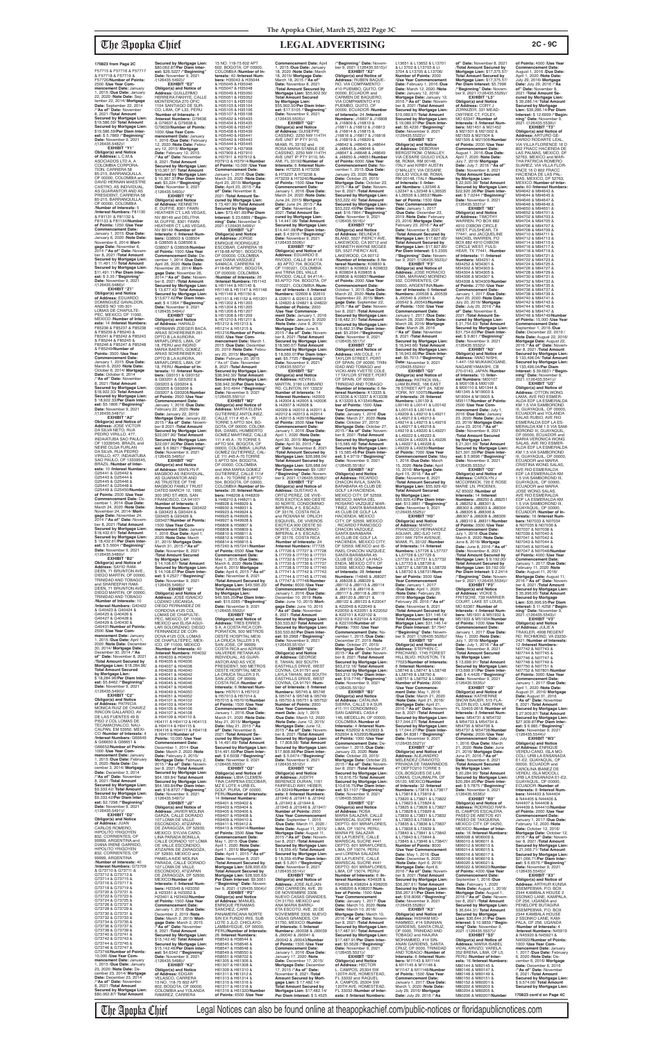**170823 from Page 2C**

F57715 & F57716 & F57717 & F57718 & F57719 & F57720/Number of Points: 2500 /Use Year Commencement Date: January 1, 2015 /Due Date: January 22, 2020 /Note Date: September 22, 2014 /"As of" Date: November 8, 2021 /Total Amount Secured by Mortgage Lien: $18,586.58/ Total Amount Secured by Mortgage Lien: $18,586.58/Per Diem Interest: $5.7249 /"Beginning" Date: November 9, 2021 /(126435.5482)//

**EXHIBIT "Y1"**
**Obligor(s) and Notice of Address:** C.M & ASOCIADOS LTD A, a Colombia Corporation, CARRERA 56 85-375, BARRANQUILLA, OF 00000, COLOMBIA and DAVID HERNAN MAESTRE CASTRO, AS INDIVIDUAL AS GUARANTOR AND AS PRESIDENT, CARRERA 56 85-375, BARRANQUILLA, OF 00000, COLOMBIA /**Number of Interests:** 5 /**Interest Numbers:** F81130 & F81131 & F81132 & F81133 & F81134/**Number of Points:** 1250 /**Use Year Commencement Date:** January 1, 2015 /**Due Date:** January 6, 2020 /**Note Date:** November 6, 2014/ **Mortgage Date:** November 6, 2014 /**"As of" Date:** November 8, 2021 /**Total Amount Secured by Mortgage Lien:** $11,491.11/ **Total Amount Secured by Mortgage Lien:** $11,491.11/**Per Diem Interest:** $3.35 /**"Beginning" Date:** November 9, 2021 /(126435.5486)//

**EXHIBIT "Z1"**
**Obligor(s) and Notice of Address:** EDUARDO DOMINGUEZ GAVALDON, ANDES NO 105-301 LOMAS DE CHAPULTEPEC, MEXICO, DF 11000, MEXICO /**Number of Interests:** 14 /**Interest Numbers:** F85236 & F85237 & F85238 & F85239 & F85240 & F85241 & F85242 & F85243 & F85244 & F85245 & F85246 & F85247 & F85248 & F85249/**Number of Points:** 3500 /**Use Year Commencement Date:** January 1, 2015 /**Due Date:** March 6, 2020 /**Note Date:** October 6, 2014 /**Mortgage Date:** October 6, 2014 /**"As of" Date:** November 8, 2021 /**Total Amount Secured by Mortgage Lien:** $18,222.33/ **Total Amount Secured by Mortgage Lien:** $18,222.33/**Per Diem Interest:** $5.1685 /**"Beginning" Date:** November 9, 2021 /(126435.5487)//

**EXHIBIT "A2"**
**Obligor(s) and Notice of Address:** JOSE VICTOR DA SILVA NETO, RUA PEDRO VIRILLO, 477, INDAIATUBA SAO PAULO, OF 13339545, BRAZIL and NEUSA DA FURLAN DA SILVA, RUA PEDRO VIRILLO, 477, INDAIATUBA SAO PAULO, OF 13339545, BRAZIL /**Number of Interests:** 10 /**Interest Numbers:** G25441 & G25442 & G25443 & G25444 & G25445 & G25446 & G25447 & G25448 & G25449 & G25450/**Number of Points:** 2500 /**Use Year Commencement Date:** December 1, 2014 /**Due Date:** March 24, 2020 /**Note Date:** November 24, 2014/ **Mortgage Date:** November 24, 2014 /**"As of" Date:** November 8, 2021 /**Total Amount Secured by Mortgage Lien:** $18,422.61/ **Total Amount Secured by Mortgage Lien:** $18,422.61/**Per Diem Interest:** $5.5604 /**"Beginning" Date:** November 9, 2021 /(126435.5489)//

**EXHIBIT "B2"**
**Obligor(s) and Notice of Address:** SAYID RAMDEEN, 71 BRUNTON AVE., DIEGO MARTIN, OF 00000, TRINIDAD AND TOBAGO and SHAREEFAH RAMDEEN, 71 BRUNTON AVE., DIEGO MARTIN, OF 00000, TRINIDAD AND TOBAGO /**Number of Interests:** 10 /**Interest Numbers:** G40422 & G40423 & G40424 & G40425 & G40426 & G40427 & G40428 & G40429 & G40430 & G40431/**Number of Points:** 2500 /**Use Year Commencement Date:** January 1, 2015 /**Due Date:** April 1, 2020 /**Note Date:** December 30, 2014/ **Mortgage Date:** December 30, 2014 /**"As of" Date:** November 8, 2021 /**Total Amount Secured by Mortgage Lien:** $18,284.96/ **Total Amount Secured by Mortgage Lien:** $18,284.96/**Per Diem Interest:** $5.6462 /**"Beginning" Date:** November 9, 2021 /(126435.5490)//

**EXHIBIT "C2"**
**Obligor(s) and Notice of Address:** PATRICIA MONICA RUIZ DE CHAVEZ RINCON GALLARDO, AV DE LAS FUENTES 49 B PISO 2 COL LOMAS DE TECAMACHALCO, NAUCALPAN, EM 53950, MEXICO /**Number of Interests:** 4 /**Interest Numbers:** G66649 & G66650 & G66651 & G66652/**Number of Points:** 1000 /**Use Year Commencement Date:** January 1, 2015 /**Due Date:** February 3, 2020 /**Note Date:** December 3, 2014/ **Mortgage Date:** December 3, 2014 /**"As of" Date:** November 8, 2021 /**Total Amount Secured by Mortgage Lien:** $9,323.42/ **Total Amount Secured by Mortgage Lien:** $9,323.42/**Per Diem Interest:** $2.7298 /**"Beginning" Date:** November 9, 2021 /(126435.5491)//

**EXHIBIT "D2"**
**Obligor(s) and Notice of Address:** JUAN CARLOS ROMERO, HIPOLITO YRIGOYEN 835, CORRIENTES, OF 99999, ARGENTINA and DIANA IRENE GARRIDO, HIPOLITO YRIGOYEN 832, CORRIENTES, OF 99999, ARGENTINA /**Number of Interests:** 40 /**Interest Numbers:** G73709 & G73710 & G73711 & G73712 & G73713 & G73714 & G73715 & G73716 & G73717 & G73718 & G73719 & G73720 & G73721 & G73722 & G73723 & G73724 & G73725 & G73726 & G73727 & G73728 & G73729 & G73730 & G73731 & G73732 & G73733 & G73734 & G73735 & G73736 & G73737 & G73738 & G73739 & G73740 & G73741 & G73742 & G73743 & G73744 & G73745 & G73746 & G73747 & G73748/**Number of Points:** 10,000 /**Use Year Commencement Date:** January 1, 2015 /**Due Date:** January 23, 2020 /**Note Date:** December 23, 2014 /**Mortgage Date:** December 23, 2014 /**"As of" Date:** November 8, 2021 /**Total Amount Secured by Mortgage Lien:** $80,062.87/ **Total Amount Secured by Mortgage Lien:** $80,062.87/**Per Diem Interest:** $26.5227 /**"Beginning" Date:** November 9, 2021 /(126435.5492)//

**EXHIBIT "E2"**
**Obligor(s) and Notice of Address:** GUILLERMO HERRERA FAKHYE, CALLE MONTEROSA 270 OF 1104 SANTIAGO DE SURCO, LIMA, OF 133, PERU /**Number of Interests:** 4 /**Interest Numbers:** G79636 & G79637 & G79638 & G79639/**Number of Points:** 1000 /**Use Year Commencement Date:** January 1, 2016 /**Due Date:** February 12, 2020 /**Note Date:** February 12, 2015 /**Mortgage Date:** February 12, 2015 /**"As of" Date:** November 8, 2021 /**Total Amount Secured by Mortgage Lien:** $10,367.37/ **Total Amount Secured by Mortgage Lien:** $10,367.37/**Per Diem Interest:** $3.224 /**"Beginning" Date:** November 9, 2021 /(126435.5493)//

**EXHIBIT "F2"**
**Obligor(s) and Notice of Address:** KENNETH E. DUFFIE, 8301 FAWN HEATHER CT, LAS VEGAS, NV 89149 and DELITHA M. DUFFIE, 8301 FAWN HEATHER CT, LAS VEGAS, NV 89149 /**Number of Interests:** 6 /**Interest Numbers:** G38503 & G38504 & G38505 & G38506 & G38507 & G38508/**Number of Points:** 1500 /**Use Year Commencement Date:** December 1, 2014 /**Due Date:** April 26, 2020 /**Note Date:** November 26, 2014/ **Mortgage Date:** November 26, 2014 /**"As of" Date:** November 8, 2021 /**Total Amount Secured by Mortgage Lien:** $13,677.42/ **Total Amount Secured by Mortgage Lien:** $13,677.42/**Per Diem Interest:** $4.1264 /**"Beginning" Date:** November 9, 2021 /(126435.5494)//

**EXHIBIT "G2"**
**Obligor(s) and Notice of Address:** HARALD HERMANN ZOEGER BACA, ARIAS SCHEREINER 281 DPTO B LA AURORA, MIRAFLORES, LIMA, OF 18, PERU and INGRID MARIA BAERTL GONZ, ARIAS SCHEREINER 281 DPTO B LA AURORA, MIRAFLORES, LIMA, OF 18, PERU /**Number of Interests:** 10 /**Interest Numbers:** G93201 & G93202 & G93203 & G93204 & G93205 & G93206 & G93207 & G93208 & G93209 & G93210/**Number of Points:** 2500 /**Use Year Commencement Date:** January 1, 2016 /**Due Date:** February 22, 2020 /**Note Date:** January 22, 2015/ **Mortgage Date:** January 22, 2015 /**"As of" Date:** November 8, 2021 /**Total Amount Secured by Mortgage Lien:** $22,097.90/ **Total Amount Secured by Mortgage Lien:** $22,097.90/**Per Diem Interest:** $6.6821 /**"Beginning" Date:** November 9, 2021 /(126435.5495)//

**EXHIBIT "H2"**
**Obligor(s) and Notice of Address:** MARILYN P. MAGBOO AS INDIVIDUAL AS GUARANTOR AND AS TRUSTEE OF THE MAGBOO FAMILY TRUST DATED MARCH 12, 1990, 300 3RD ST #805, SAN FRANCISCO, CA 94107 /**Number of Interests:** 6 /**Interest Numbers:** G93422 & G93423 & G93424 & G93425 & G93426 & G93427/**Number of Points:** 1500 /**Use Year Commencement Date:** January 1, 2016 /**Due Date:** April 1, 2020 /**Note Date:** March 31, 2015/ **Mortgage Date:** March 31, 2015 /**"As of" Date:** November 8, 2021 /**Total Amount Secured by Mortgage Lien:** $14,108.67/ **Total Amount Secured by Mortgage Lien:** $14,108.67/**Per Diem Interest:** $4.2527 /**"Beginning" Date:** November 9, 2021 /(126435.5496)//

**EXHIBIT "I2"**
**Obligor(s) and Notice of Address:** JOSE IGNACIO LOZANO USCANGA, DIEGO FERNANDEZ DE CORDOVA #125 COL LOMAS DE CHAPULTEPEC, MEXICO, DF 11000, MEXICO and ELISA AGUILAR SOLORZANO, DIEGO FERNANDEZ DE CORDOVA #125 COL LOMAS DE CHAPULTEPEC, MEXICO, DF 11000, MEXICO /**Number of Interests:** 40 /**Interest Numbers:** H04035 & H04036 & H04037 & H04038 & H04039 & H04040 & H04041 & H04042 & H04043 & H04044 & H04045 & H04046 & H04047 & H04048 & H04049 & H04050 & H04051 & H04052 & H04101 & H04102 & H04103 & H04104 & H04105 & H04106 & H04107 & H04108 & H04109 & H04110 & H04111 & H04112 & H04113 & H04114 & H04115 & H04116 & H04117 & H04118 & H04119 & H04120/**Number of Points:** 10,000 /**Use Year Commencement Date:** December 1, 2014 /**Due Date:** March 2, 2020 /**Note Date:** February 2, 2015/ **Mortgage Date:** February 2, 2015 /**"As of" Date:** November 8, 2021 /**Total Amount Secured by Mortgage Lien:** $64,189.84/ **Total Amount Secured by Mortgage Lien:** $64,189.84/**Per Diem Interest:** $18.8727 /**"Beginning" Date:** November 9, 2021 /(126435.5497)//

**EXHIBIT "J2"**
**Obligor(s) and Notice of Address:** JAVIER MOLINA GARZA, CALLE DORADO 107 LOMA DE VALLE ESCONDIDO, ATIZAPAN DE ZARAGOZA, OF 52930, MEXICO, SYLVIA CAROLINA PARADA BONILLA, CALLE DORADO 107 LOMA DE VALLE ESCONDIDO, ATIZAPAN DE ZARAGOZA, OF 52930, MEXICO and PAMELA AIDE MOLINA PARADA, CALLE DORADO 107 LOMA DE VALLE ESCONDIDO, ATIZAPAN DE ZARAGOZA, OF 52930, MEXICO /**Number of Interests:** 6 /**Interest Numbers:** H23349 & H23350 & H23351 & H23352 & H23401 & H23402/**Number of Points:** 1500 /**Use Year Commencement Date:** January 1, 2016 /**Due Date:** December 2, 2019 /**Note Date:** March 2, 2015/ **Mortgage Date:** March 2, 2015 /**"As of" Date:** November 8, 2021 /**Total Amount Secured by Mortgage Lien:** $15,142.46/ **Total Amount Secured by Mortgage Lien:** $15,142.46/**Per Diem Interest:** $4.6342 /**"Beginning" Date:** November 9, 2021 /(126435.5498)//

**EXHIBIT "K2"**
**Obligor(s) and Notice of Address:** EDGAR VELASCO, CARRERA 15 NO. 118-75 602 APT 602, BOGOTA, OF 00000, COLOMBIA and YOLANDA RAMIREZ, CARRERA 15 NO. 118-75 602 APT 602, BOGOTA, OF 00000, COLOMBIA /**Number of Interests:** 40 /**Interest Numbers:** H35044 & H35045 & H35046 & H35047 & H35048 & H35049 & H35050 & H35051 & H35052 & H35101 & H35102 & H35103 & H35104 & H35105 & H35106 & H35107 & H35108 & H35432 & H35433 & H35434 & H35435 & H35436 & H35437 & H35438 & H35439 & H35440 & H35441 & H35442 & H35443 & H35444 & H79906 & H79907 & H79908 & H79909 & H79910 & H79911 & H79912 & H79913/**Number of Points:** 10,000 /**Use Year Commencement Date:** January 1, 2016 /**Due Date:** April 28, 2020 /**Note Date:** April 28, 2015/ **Mortgage Date:** April 28, 2015 /**"As of" Date:** November 8, 2021 /**Total Amount Secured by Mortgage Lien:** $73,491.92/ **Total Amount Secured by Mortgage Lien:** $73,491.92/**Per Diem Interest:** $23.6869 /**"Beginning" Date:** November 9, 2021 /(126435.5499)//

**EXHIBIT "L2"**
**Obligor(s) and Notice of Address:** JORGE ENRIQUE RODRIGUEZ ESCOBAR, CARRERA 18 #118-66 APT 801, BOGOTA, OF 00000, COLOMBIA and DIANA VASQUEZ SAMACA, CARRERA 18 #118-66 APT 801, BOGOTA, OF 00000, COLOMBIA /**Number of Interests:** 26 /**Interest Numbers:** H51143 & H51144 & H51145 & H51146 & H51147 & H51148 & H51149 & H51150 & H51151 & H51152 & H51201 & H51202 & H51203 & H51204 & H51205 & H51206 & H51207 & H51208 & H51209 & H51210 & H51211 & H51212 & H51213 & H51214 & H51215 & H51216/**Number of Points:** 6500 /**Use Year Commencement Date:** March 1, 2015 /**Due Date:** December 20, 2019 /**Note Date:** February 20, 2015/ **Mortgage Date:** February 20, 2015 /**"As of" Date:** November 8, 2021 /**Total Amount Secured by Mortgage Lien:** $38,942.36/ **Total Amount Secured by Mortgage Lien:** $38,942.36/**Per Diem Interest:** $11.4016 /**"Beginning" Date:** November 9, 2021 /(126435.5501)//

**EXHIBIT "M2"**
**Obligor(s) and Notice of Address:** MARTA ELENA GUTIERREZ MARTINEZ, CALLE 111 # 4A - 75 TORRE 5 APTO 504, BOGOTA, OF 00000, COLOMBIA, DANIEL HUMBERTO GOMEZ MARTINEZ, CALLE 111 # 4A - 75 TORRE 5 APTO 504, BOGOTA, OF 00000, COLOMBIA; LAURA GOMEZ GUTIERREZ, CALLE 111 # 4A - 75 TORRE 5 APTO 504, BOGOTA, OF 00000, COLOMBIA and ANA MARIA GOMEZ GUTIERREZ, CALLE 111 # 4A - 75 TORRE 5 APTO 504, BOGOTA, OF 00000, COLOMBIA /**Number of Interests:** 26 /**Interest Numbers:** H48208 & H48209 & H48210 & H48211 & H48929 & H48930 & H48931 & H48932 & H49924 & H49925 & H49926 & H49927 & H56806 & H56807 & H56808 & H56809 & H56810 & H56811 & H56812 & H56813 & H56814 & H56815 & H57240 & H57241/**Number of Points:** 6500 /**Use Year Commencement Date:** January 1, 2016 /**Due Date:** April 6, 2020 /**Note Date:** April 6, 2015/ **Mortgage Date:** April 6, 2015 /**"As of" Date:** November 8, 2021 /**Total Amount Secured by Mortgage Lien:** $49,595.20/ **Total Amount Secured by Mortgage Lien:** $49,595.20/**Per Diem Interest:** $15.0988 /**"Beginning" Date:** November 9, 2021 /(126435.5502)//

**EXHIBIT "N2"**
**Obligor(s) and Notice of Address:** TRES ERRES S.A, A COSTA RICA CORPORATION, 300 METROS OESTE HOSPITAL MEXICO LA URUCA TALLER 3 R, SAN JOSE, OF 99999, COSTA RICA and ADRIAN VALVERDE RETANA AS INDIVIDUAL AS GUARANTOR AND AS VICE PRESIDENT, 300 METROS OESTE HOSPITAL MEXICO LA URUCA TALLER 3 R, SAN JOSE, OF 99999, COSTA RICA /**Number of Interests:** 6 /**Interest Numbers:** H57011 & H57012 & H57013 & H57014 & H57015 & H57016/**Number of Points:** 1500 /**Use Year Commencement Date:** January 1, 2016 /**Due Date:** June 21, 2020 /**Note Date:** May 21, 2015/ **Mortgage Date:** May 21, 2015 /**"As of" Date:** November 8, 2021 /**Total Amount Secured by Mortgage Lien:** $14,491.60/ **Total Amount Secured by Mortgage Lien:** $14,491.60/**Per Diem Interest:** $4.4038 /**"Beginning" Date:** November 9, 2021 /(126435.5503)//

**EXHIBIT "O2"**
**Obligor(s) and Notice of Address:** LIBIA CLEMENTINA CARPENA ESCOBAR, MZ E LOTE 4 URB EL GOLF, PIURA, OF 00000, PERU /**Number of Interests:** 14 /**Interest Numbers:** H59402 & H59403 & H59404 & H59405 & H59406 & H59407 & H59408 & H59409 & H59410 & H59411 & H59412 & H59413 & H59414 & H59415/**Number of Points:** 3500 /**Use Year Commencement Date:** May 1, 2015 /**Due Date:** April 1, 2020 /**Note Date:** April 1, 2015/ **Mortgage Date:** April 1, 2015 /**"As of" Date:** November 8, 2021 /**Total Amount Secured by Mortgage Lien:** $28,503.63/ **Total Amount Secured by Mortgage Lien:** $28,503.63/**Per Diem Interest:** $8.3826 /**"Beginning" Date:** November 9, 2021 /(126435.5504)//

**EXHIBIT "P2"**
**Obligor(s) and Notice of Address:** MANUEL ENRIQUE PERAMAS SANCHEZ, CARR PANAMERICANA NORTE S/N EX FUNDO IRIS, SUB LOTE 3 A.D. CHICLAYO LAMBAYEQUE, OF 00000, PERU /**Number of Interests:** 26 /**Interest Numbers:** H58544 & H58545 & H58546 & H58547 & H58548 & H58549 & H58550 & H58551 & H58552 & H58701 & H61305 & H61306 & H61307 & H61308 & H61309 & H61310 & H61311 & H61312 & H61313 & H61314 & H61315 & H61316 & H61317 & H61318 & H61319 & H61320/**Number of Points:** 6500 /**Use Year Commencement Date:** April 1, 2015 /**Due Date:** January 18, 2020 /**Note Date:** March 18, 2015 /**Mortgage Date:** March 18, 2015 /**"As of" Date:** November 8, 2021 /**Total Amount Secured by Mortgage Lien:** $55,302.50/ **Total Amount Secured by Mortgage Lien:** $55,302.50/**Per Diem Interest:** $17.5105 /**"Beginning" Date:** November 9, 2021 /(126435.5505)//

**EXHIBIT "Q2"**
**Obligor(s) and Notice of Address:** GIUSEPPE CASSINO, 2250 NW 114TH AVE UNIT 1P PTY 9110, MIAMI, FL 33192 and ROSA MARIA STABILE DE CASSINO, 2250 NW 114TH AVE UNIT 1P PTY 9110, MIAMI, FL 33192/**Number of Interests:** 6 /**Interest Numbers:** H73237 & H73238 & H73239 & H73240/**Number of Points:** 1500 /**Use Year Commencement Date:** January 1, 2016 /**Due Date:** March 24, 2020 /**Note Date:** June 24, 2015/ **Mortgage Date:** June 24, 2015 /**"As of" Date:** November 8, 2021 /**Total Amount Secured by Mortgage Lien:** $14,441.08/ **Total Amount Secured by Mortgage Lien:** $14,441.08/**Per Diem Interest:** $4.4391 /**"Beginning" Date:** November 9, 2021 /(126435.5506)//

**EXHIBIT "R2"**
**Obligor(s) and Notice of Address:** EDUARDO E. RIVODO, CALLE 84 #11A - 83 APTO 704, BOGOTA, OF 1100221, COLOMBIA and ANAIS VALLE RIVODO, CALLE 84 #11A - 83 APTO 704, BOGOTA, OF 1100221, COLOMBIA /**Number of Interests:** 8 /**Interest Numbers:** I22609 & I22610 & I22611 & I22612 & I22613 & I24820 & I24821 & I24822/**Number of Points:** 2000 /**Use Year Commencement Date:** January 1, 2016 /**Due Date:** May 5, 2020 /**Note Date:** June 5, 2015/ **Mortgage Date:** June 5, 2015 /**"As of" Date:** November 8, 2021 /**Total Amount Secured by Mortgage Lien:** $18,560.97/ **Total Amount Secured by Mortgage Lien:** $18,560.97/**Per Diem Interest:** $5.7723 /**"Beginning" Date:** November 9, 2021 /(126435.5507)//

**EXHIBIT "S2"**
**Obligor(s) and Notice of Address:** JUAN PABLO MARTIN, 3190 LUMBARD RD, CLAYTON, NY 13337/**Number of Interests:** 14 /**Interest Numbers:** H42003 & H42004 & H42005 & H42006 & H42007 & H42008 & H42009 & H42010 & H42011 & H42012 & H42013 & H42014 & H42015 & H42016/**Number of Points:** 3500 /**Use Year Commencement Date:** January 1, 2020 /**Due Date:** April 30, 2015 /**Note Date:** April 30, 2015/ **Mortgage Date:** April 30, 2015 /**"As of" Date:** November 8, 2021 /**Total Amount Secured by Mortgage Lien:** $26,988.04/ **Per Diem Interest:** $8.1287 /**"Beginning" Date:** November 9, 2021 /(126435.5508)//

**EXHIBIT "T2"**
**Obligor(s) and Notice of Address:** GUSTAVO A ORTIZ PEREZ, DE VIVEROS EXOTICA 800 OESTE 50 NORTE, CONDOMINIO IMPERIAL # 5, ESCAZU, OF 33176, COSTA RICA and ROXANA M. CRUZ ESQUIVEL, DE VIVEROS EXOTICA 800 OESTE 50 NORTE, CONDOMINIO IMPERIAL # 5, ESCAZU, OF 33176, COSTA RICA /**Number of Interests:** 24 /**Interest Numbers:** I77725 & I77726 & I77727 & I77728 & I77729 & I77730 & I77731 & I77732 & I77733 & I77734 & I77735 & I77736 & I77737 & I77738 & I77739 & I77740 & I77741 & I77742 & I77743 & I77744 & I77745 & I77746 & I77747 & I77748/**Number of Points:** 6000 /**Use Year Commencement Date:** January 1, 2016 /**Due Date:** December 10, 2019 /**Note Date:** June 10, 2015/ **Mortgage Date:** June 10, 2015 /**"As of" Date:** November 8, 2021 /**Total Amount Secured by Mortgage Lien:** $30,533.82/ **Total Amount Secured by Mortgage Lien:** $30,533.82/**Per Diem Interest:** $9.2985 /**"Beginning" Date:** November 9, 2021 /(126435.5510)//

**EXHIBIT "U2"**
**Obligor(s) and Notice of Address:** GEORGE E. TAHAN, 902 SOUTH EASTHILLS DRIVE, WEST COVINA, CA 91791 and LAYLA TAHAN, 902 SOUTH EASTHILLS DRIVE, WEST COVINA, CA 91791/**Number of Interests:** 6 /**Interest Numbers:** I95748 & I95749 & I95750 & I95751 & I95752/**Number of Points:** 1500 /**Use Year Commencement Date:** July 1, 2015 /**Due Date:** June 12, 2020 /**Note Date:** June 12, 2015/ **Mortgage Date:** June 12, 2015 /**"As of" Date:** November 8, 2021 /**Total Amount Secured by Mortgage Lien:** $17,808.58/ **Total Amount Secured by Mortgage Lien:** $17,808.58/**Per Diem Interest:** $5.0474 /**"Beginning" Date:** November 9, 2021 /(126435.5512)//

**EXHIBIT "V2"**
**Obligor(s) and Notice of Address:** JUDITH BERENICE DURAN, 1161 FAIRFIELD WAY, KEISER, CA 92249/**Number of Interests:** 8 /**Interest Numbers:** J21940 & J21941 & J21942 & J21943 & J21944 & J21945 & J21946 & J21947/**Number of Points:** 2000 /**Use Year Commencement Date:** January 1, 2016 /**Due Date:** March 11, 2020 /**Note Date:** August 11, 2015/ **Mortgage Date:** August 11, 2015 /**"As of" Date:** November 8, 2021 /**Total Amount Secured by Mortgage Lien:** $18,259.49/ **Total Amount Secured by Mortgage Lien:** $18,259.49/**Per Diem Interest:** $5.2801 /**"Beginning" Date:** November 9, 2021 /(126435.5514)//

**EXHIBIT "W2"**
**Obligor(s) and Notice of Address:** JOSE ALEJANDRO CARREON, AVE. 20 DE NOVIEMBRE 3306, NUEVO CASAS GRANDES, CH 31750, MEXICO and ANA MARIA BARRIO ESCOBEDO, AVE. 20 DE NOVIEMBRE 3306, NUEVO CASAS GRANDES, CH 31750, MEXICO /**Number of Interests:** 6 /**Interest Numbers:** J90038 & J90039 & J90040 & J90041 & J90042 & J90043/**Number of Points:** 1500 /**Use Year Commencement Date:** January 1, 2016 /**Due Date:** January 17, 2020 /**Note Date:** December 17, 2015/ **Mortgage Date:** December 17, 2015 /**"As of" Date:** November 8, 2021 /**Total Amount Secured by Mortgage Lien:** $17,482.14/ **Total Amount Secured by Mortgage Lien:** $17,482.14/ **Per Diem Interest:** $5.4525 /**"Beginning" Date:** November 9, 2021 /(126435.5515)//

**EXHIBIT "X2"**
**Obligor(s) and Notice of Address:** RUBEN BAQUERO, VIA CUMBAYA, VIA COMPAMENTO #10 PUEMBO, QUITO, OF 00000, ECUADOR /**Number of Interests:** 24 /**Interest Numbers:** J16807 & J16808 & J16809 & J16810 & J16811 & J16812 & J16813 & J16814 & J16815 & J16816 & J16817 & J16818 & J16819 & J16820 & J46642 & J46643 & J46644 & J46645 & J46646 & J46647 & J46648 & J46649 & J46650 & J46651/**Number of Points:** 6000 /**Use Year Commencement Date:** January 1, 2016 /**Due Date:** October 23, 2019 /**Note Date:** September 23, 2015/ **Mortgage Date:** September 23, 2015 /**"As of" Date:** November 8, 2021 /**Total Amount Secured by Mortgage Lien:** $53,222.40/ **Total Amount Secured by Mortgage Lien:** $53,222.40/**Per Diem Interest:** $16.7964 /**"Beginning" Date:** November 9, 2021 /(126435.5516)//

**EXHIBIT "Y2"**
**Obligor(s) and Notice of Address:** BELINDA E. BLAND, 5027 PERCY AVE, LAKEWOOD, CA 90712 and KENNETH WAYNE MOEDER, 5027 PERCY AVE, LAKEWOOD, CA 90712 /**Number of Interests:** 8 /**Interest Numbers:** K09830 & K09831 & K09832 & K09833 & K09834 & K09835 & K09836 & K09837/**Number of Points:** 2000 /**Use Year Commencement Date:** January 1, 2016 /**Due Date:** March 22, 2020 /**Note Date:** September 22, 2015/ **Mortgage Date:** September 22, 2015 /**"As of" Date:** November 8, 2021 /**Total Amount Secured by Mortgage Lien:** $18,452.3/ **Per Diem Interest:** $5.2944 /**"Beginning" Date:** November 9, 2021 /(126435.5517)//

**EXHIBIT "Z2"**
**Obligor(s) and Notice of Address:** IAN COLE, 17 TAYLOR STREET, PORT OF SPAIN, OF 00000, TRINIDAD AND TOBAGO and VICKI-ANN YVETTE COLE, 17 TAYLOR STREET, PORT OF SPAIN, OF 00000, TRINIDAD AND TOBAGO /**Number of Interests:** 6 /**Interest Numbers:** K13335 & K13336 & K13337 & K13338 & K13339 & K13340/**Number of Points:** 1500 /**Use Year Commencement Date:** January 1, 2016 /**Due Date:** November 27, 2019 /**Note Date:** October 27, 2015/ **Mortgage Date:** October 27, 2015 /**"As of" Date:** November 8, 2021 /**Total Amount Secured by Mortgage Lien:** $15,585.46/ **Total Amount Secured by Mortgage Lien:** $15,585.46/**Per Diem Interest:** $4.7911 /**"Beginning" Date:** November 9, 2021 /(126435.5518)//

**EXHIBIT "A3"**
**Obligor(s) and Notice of Address:** RICARDO CHACON AVILA, SANTA BARBARA #45 CLUB DE GOLF LA HACIENDA, MEXICO CITY, OF 52559, MEXICO, MARIA DEL ROSARIO VAZQUEZ MARTINEZ, SANTA BARBARA #45 CLUB DE GOLF LA HACIENDA, MEXICO CITY, OF 52559, MEXICO, ROSARIO ASTRID CHACON VAZQUEZ, SANTA BARBARA #45 CLUB DE GOLF LA HACIENDA, MEXICO CITY, OF 52559, MEXICO and ISRAEL CHACON VAZQUEZ, SANTA BARBARA #45 CLUB DE GOLF LA HACIENDA, MEXICO CITY, OF 52559, MEXICO /**Number of Interests:** 28 /**Interest Numbers:** K20501 & K20502 & K20503 & K20504 & K20505 & K20506 & K20507 & K20508 & K20509 & K20510 & K20511 & K20512 & K22101 & K22102 & K22103 & K22104 & K22105 & K22106/**Number of Points:** 7000 /**Use Year Commencement Date:** January 1, 2016 /**Due Date:** November 1, 2015 /**Note Date:** October 1, 2015/ **Mortgage Date:** October 27, 2015 /**"As of" Date:** November 8, 2021 /**Total Amount Secured by Mortgage Lien:** $63,212.16/ **Total Amount Secured by Mortgage Lien:** $63,212.16/**Per Diem Interest:** $19.7749 /**"Beginning" Date:** November 9, 2021 /(126435.5520)//

**EXHIBIT "B3"**
**Obligor(s) and Notice of Address:** ADRIANA MARIA SIERRA, CALLE 9 A SUR #11-111 CONDOMINIO SAN GABRIEL CASA # 146, MEDELLIN, OF 00000, COLOMBIA /**Number of Interests:** 4 /**Interest Numbers:** K32022 & K32023 & K32024 & K32025/**Number of Points:** 1000 /**Use Year Commencement Date:** December 1, 2015 /**Due Date:** January 20, 2020 /**Note Date:** October 20, 2015/ **Mortgage Date:** October 20, 2015 /**"As of" Date:** November 8, 2021 /**Total Amount Secured by Mortgage Lien:** $10,615.79/ **Total Amount Secured by Mortgage Lien:** $10,615.79/**Per Diem Interest:** $3.1107 /**"Beginning" Date:** November 9, 2021 /(126435.5522)//

**EXHIBIT "C3"**
**Obligor(s) and Notice of Address:** ROSA MARIA TORRES DE LA FUENTE, CALLE MARISCAL SUCRE #441 DEPTO. 601 MIRAFLORES, LIMA, OF 15074, PERU, MARIA FE SALAZAR DE LA FUENTE, CALLE MARISCAL SUCRE #441 DEPTO. 601 MIRAFLORES, LIMA, OF 15074, PERU and LIVIA SALAZAR DE LA FUENTE, CALLE MARISCAL SUCRE #441 DEPTO. 601 MIRAFLORES, LIMA, OF 15074, PERU /**Number of Interests:** 8 /**Interest Numbers:** K36826 & K36827 & K36828 & K36829 & K36830 & K36831 & K36832 & K36833/**Number of Points:** 2000 /**Use Year Commencement Date:** January 1, 2017 /**Due Date:** March 10, 2020 /**Note Date:** March 10, 2016/ **Mortgage Date:** March 10, 2016 /**"As of" Date:** November 8, 2021 /**Total Amount Secured by Mortgage Lien:** $17,487.91/ **Total Amount Secured by Mortgage Lien:** $17,487.91/**Per Diem Interest:** $5.5628 /**"Beginning" Date:** November 9, 2021 /(126435.5523)//

**EXHIBIT "D3"**
**Obligor(s) and Notice of Address:** HECTOR L. CAMPOS, 25304 SW 120TH AVE, HOMESTEAD, FL 33032 and RAQUEL CAMPOS, 25304 SW 120TH AVE, HOMESTEAD, FL 33032 /**Number of Interests:** 8 /**Interest Numbers:** L13651 & L13652 & L13701 & L13702 & L13703 & L13704 & L13705 & L13706/**Number of Points:** 2000 /**Use Year Commencement Date:** February 1, 2016 /**Due Date:** March 12, 2020 /**Note Date:** January 12, 2016/ **Mortgage Date:** January 12, 2016 /**"As of" Date:** November 8, 2021 /**Total Amount Secured by Mortgage Lien:** $19,089.97/ **Total Amount Secured by Mortgage Lien:** $19,089.97/**Per Diem Interest:** $5.4235 /**"Beginning" Date:** November 9, 2021 /(126435.5525)//

**EXHIBIT "E3"**
**Obligor(s) and Notice of Address:** DEBORAH BERGSTROM- O'MALLEY, VIA CESARE GIULIO VIOLA 68, ROMA, RM 00148, ITALY and KIRBY AUSTIN O'MALLEY, VIA CESARE GIULIO VIOLA 68, ROMA, RM 00148, ITALY /**Number of Interests:** 6 /**Interest Numbers:** L32346 & L32347 & L32348 & L36535 & L36536 & L36537/**Number of Points:** 1500 /**Use Year Commencement Date:** January 1, 2017 /**Due Date:** December 23, 2019 /**Note Date:** February 23, 2016/ **Mortgage Date:** February 23, 2016 /**"As of" Date:** November 8, 2021 /**Total Amount Secured by Mortgage Lien:** $17,627.89/ **Total Amount Secured by Mortgage Lien:** $17,627.89/ **Per Diem Interest:** $5.2305 /**"Beginning" Date:** November 9, 2021 /(126435.5526)//

**EXHIBIT "F3"**
**Obligor(s) and Notice of Address:** JOSE HORACIO CIMA, MARIANO MORENO 932, CORRIENTES, OF 00000, ARGENTINA/**Number of Interests:** 6 /**Interest Numbers:** J00538 & J00539 & J00540 & J00541 & J00542 & J00543/**Number of Points:** 1500 /**Use Year Commencement Date:** January 1, 2017 /**Due Date:** August 28, 2020 /**Note Date:** March 28, 2016/ **Mortgage Date:** March 28, 2016 /**"As of" Date:** November 8, 2021 /**Total Amount Secured by Mortgage Lien:** $16,943.66/ **Total Amount Secured by Mortgage Lien:** $16,943.66/**Per Diem Interest:** $5.7013 /**"Beginning" Date:** November 9, 2021 /(126435.5527)//

**EXHIBIT "G3"**
**Obligor(s) and Notice of Address:** PATRICK WILLIAM BURKE, 198 EAST 7th STREET APT 2A, NEW YORK, NY 10075/**Number of Interests:** 18 /**Interest Numbers:** L00139 & L00140 & L00141 & L00142 & L00143 & L00144 & L49208 & L49210 & L49211 & L49212 & L49213 & L49214 & L49215 & L49216 & L49217 & L49218 & L49219 & L49220 & L49221 & L49222 & L49223 & L49224 & L49225 & L49226 & L49227 & L49228 & L49229 & L49230/**Number of Points:** 4500 /**Use Year Commencement Date:** January 1, 2017 /**Due Date:** March 15, 2020 /**Note Date:** April 15, 2016/ **Mortgage Date:** April 15, 2016 /**"As of" Date:** November 8, 2021 /**Total Amount Secured by Mortgage Lien:** $55,929.42/ **Total Amount Secured by Mortgage Lien:** $55,929.42/**Per Diem Interest:** $13.9881 /**"Beginning" Date:** November 9, 2021 /(126435.5528)//

**EXHIBIT "H3"**
**Obligor(s) and Notice of Address:** MARIO FRANCISCO HERNANDEZ AGUIAR, JBC-SIO 1473 2011 NW 79TH AVENUE, MIAMI, FL 33122 /**Number of Interests:** 14 /**Interest Numbers:** L57726 & L57727 & L57728 & L57729 & L57730 & L57731 & L57732 & L57733 & L58726 & L58727 & L58728 & L58729 & L58730 & L58731/**Number of Points:** 3500 /**Use Year Commencement Date:** January 1, 2017 /**Due Date:** April 1, 2020 /**Note Date:** February 29, 2016/ **Mortgage Date:** February 29, 2016 /**"As of" Date:** November 8, 2021 /**Total Amount Secured by Mortgage Lien:** $31,146.14/ **Total Amount Secured by Mortgage Lien:** $31,146.14/**Per Diem Interest:** $7.7947 /**"Beginning" Date:** November 9, 2021 /(126435.5529)//

**EXHIBIT "I3"**
**Obligor(s) and Notice of Address:** STEPHEN C. PRICHARD, 1745 FOREST HILL BLVD, HOUSTON, TX 77023/**Number of Interests:** 8 /**Interest Numbers:** L58746 & L58747 & L58748 & L58749 & L58750 & L58751 & L58752 & L58801/**Number of Points:** 2000 /**Use Year Commencement Date:** May 1, 2016 /**Due Date:** March 21, 2020 /**Note Date:** April 21, 2016/ **Mortgage Date:** April 21, 2016 /**"As of" Date:** November 8, 2021 /**Total Amount Secured by Mortgage Lien:** $17,044.27/ **Total Amount Secured by Mortgage Lien:** $17,044.27/**Per Diem Interest:** $4.8381 /**"Beginning" Date:** November 9, 2021 /(126435.5530)//

**EXHIBIT "J3"**
**Obligor(s) and Notice of Address:** ALEJANDRO MELENDEZ CRAVIOTO PRIVADA DE TAMARINDOS 47 DEPTO 210 TORRE 5 COL BOSQUES DE LAS LOMAS, CUAJIMALPA, DF 05120, MEXICO/**Number of Interests:** 32 /**Interest Numbers:** L73816 & L73817 & L73818 & L73819 & L73820 & L73821 & L73822 & L73823 & L73824 & L73825 & L73826 & L73827 & L73828 & L73829 & L73830 & L73831 & L73832 & L73833 & L73834 & L73835 & L73836 & L73837 & L73838 & L73839 & L73840 & L73841 & L73842 & L73843 & L73844 & L73845 & L73846 & L73847/**Number of Points:** 8000 /**Use Year Commencement Date:** January 1, 2017 /**Due Date:** December 6, 2020 /**Note Date:** April 6, 2016/ **Mortgage Date:** April 6, 2016 /**"As of" Date:** November 8, 2021 /**Total Amount Secured by Mortgage Lien:** $56,267.91/ **Total Amount Secured by Mortgage Lien:** $56,267.91/**Per Diem Interest:** $19.6066 /**"Beginning" Date:** November 9, 2021 /(126435.5531)//

**EXHIBIT "K3"**
**Obligor(s) and Notice of Address:** HISHAM MOHAMMED, #14 SINANAN GARDENS, SANTA CRUZ, OF 0000, TRINIDAD AND TOBAGO and HAAJRA MOHAMMED, #14 SINANAN GARDENS, SANTA CRUZ, OF 0000, TRINIDAD AND TOBAGO /**Number of Interests:** 6 /**Interest Numbers:** M11143 & M11144 & M11145 & M11146 & M11147 & M11148/**Number of Points:** 1500 /**Use Year Commencement Date:** January 1, 2017 /**Due Date:** August 19, 2020 /**Note Date:** July 19, 2016/ **Mortgage Date:** July 29, 2016 /**"As of" Date:** November 8, 2021 /**Total Amount Secured by Mortgage Lien:** $17,375.57/ **Total Amount Secured by Mortgage Lien:** $17,375.57/**Per Diem Interest:** $5.7596 /**"Beginning" Date:** November 9, 2021 /(126435.5532)//

**EXHIBIT "L3"**
**Obligor(s) and Notice of Address:** CORY J. ZORNIZER, 331 MEADOWTREE CT, FOLEY, MO 63347 /**Number of Interests:** 8 /**Interest Numbers:** M21451 & M21452 & M21501 & M21502 & M21503 & M21504 & M21505 & M21506/**Number of Points:** 2000 /**Use Year Commencement Date:** August 1, 2016 /**Due Date:** April 7, 2020 /**Note Date:** July 7, 2016/ **Mortgage Date:** July 7, 2016 /**"As of" Date:** November 8, 2021 /**Total Amount Secured by Mortgage Lien:** $22,920.35/ **Total Amount Secured by Mortgage Lien:** $22,920.35/**Per Diem Interest:** $7.0244 /**"Beginning" Date:** November 9, 2021 /(126435.5533)//

**EXHIBIT "M3"**
**Obligor(s) and Notice of Address:** TIMOTHY WARREN, PO BOX 882 4910 OXBOW CIRCLE WEST, FULSHEAR, TX 77441 and JACQUELINE MACKIE-WARREN, PO BOX 882 4910 OXBOW CIRCLE WEST, FULSHEAR, TX 77441 /**Number of Interests:** 11 /**Interest Numbers:** M43251 & M43252 & M43301 & M43302 & M43303 & M43304 & M43305 & M43306 & M43307 & M43308 & M43309/**Number of Points:** 2750 /**Use Year Commencement Date:** January 1, 2017 /**Due Date:** April 20, 2020 /**Note Date:** July 20, 2016/ **Mortgage Date:** July 20, 2016 /**"As of" Date:** November 8, 2021 /**Total Amount Secured by Mortgage Lien:** $31,754.63/ **Total Amount Secured by Mortgage Lien:** $31,754.63/**Per Diem Interest:** $9.8017 /**"Beginning" Date:** November 9, 2021 /(126435.5534)//

**EXHIBIT "N3"**
**Obligor(s) and Notice of Address:** IWAO NISHI, 1-447-150 MUKAIKOGANE, NAGAREYAMASHI, CB 270-0143, JAPAN /**Number of Interests:** 10 /**Interest Numbers:** M00107 & M00108 & M00109 & M00110 & M01344 & M01345 & M19003 & M19004 & M19005 & M35117/**Number of Points:** 2500 /**Use Year Commencement Date:** July 1, 2016 /**Due Date:** January 23, 2020 /**Note Date:** June 23, 2016/ **Mortgage Date:** June 23, 2016 /**"As of" Date:** November 8, 2021 /**Total Amount Secured by Mortgage Lien:** $21,301.59/ **Total Amount Secured by Mortgage Lien:** $21,301.59/**Per Diem Interest:** $5.9926 /**"Beginning" Date:** November 9, 2021 /(126435.5535)//

**EXHIBIT "O3"**
**Obligor(s) and Notice of Address:** CAROLYN L. MCCORMICK, 720 E ROSE MARIE LN, PHOENIX, AZ 85022 /**Number of Interests:** 14 /**Interest Numbers:** J88250 & J88251 & J88252 & J88301 & J88302 & J88303 & J88304 & J88305 & J88306 & J88307 & J88308 & J88309 & J88310 & J88311/**Number of Points:** 3500 /**Use Year Commencement Date:** July 1, 2016 /**Due Date:** March 6, 2020 /**Note Date:** June 6, 2016/ **Mortgage Date:** June 6, 2016 /**"As of" Date:** November 8, 2021 /**Total Amount Secured by Mortgage Lien:** $9,192.00/ **Total Amount Secured by Mortgage Lien:** $9,192.00/ **Per Diem Interest:** $2.2414 /**"Beginning" Date:** November 9, 2021 /(126435.5536)//

**EXHIBIT "P3"**
**Obligor(s) and Notice of Address:** VICKIE S. FRITSCHE, 739 HARRIER COURT, LAKE ST LOUIS, MO 63367 /**Number of Interests:** 4 /**Interest Numbers:** M51931 & M51932 & M51933 & M51934/**Number of Points:** 1000 /**Use Year Commencement Date:** January 1, 2017 /**Due Date:** May 1, 2020 /**Note Date:** July 1, 2016/ **Mortgage Date:** July 1, 2016 /**"As of" Date:** November 8, 2021 /**Total Amount Secured by Mortgage Lien:** $13,699.91/ **Total Amount Secured by Mortgage Lien:** $13,699.91/**Per Diem Interest:** $4.4426 /**"Beginning" Date:** November 9, 2021 /(126435.5537)//

**EXHIBIT "Q3"**
**Obligor(s) and Notice of Address:** KATHERINE SNOW BAUER, 515 FLAGLER BLVD, LAKE PARK, FL 33403-2618 /**Number of Interests:** 8 /**Interest Numbers:** M54731 & M54732 & M54733 & M54734 & M54735 & M54736 & M54737 & M54738/**Number of Points:** 2000 /**Use Year Commencement Date:** January 1, 2017 /**Due Date:** March 21, 2020 /**Note Date:** June 21, 2016/ **Mortgage Date:** June 21, 2016 /**"As of" Date:** November 8, 2021 /**Total Amount Secured by Mortgage Lien:** $20,284.95/ **Total Amount Secured by Mortgage Lien:** $20,284.95/**Per Diem Interest:** $5.7875 /**"Beginning" Date:** November 9, 2021 /(126435.5538)//

**EXHIBIT "R3"**
**Obligor(s) and Notice of Address:** RODRIGO PEREZ, EL CAMPOS ESCALERA, PASEO DE ABETOS 401 PASEO DE TAXQUENA, MEXICO CITY, OF 04250, MEXICO /**Number of Interests:** 16 /**Interest Numbers:** M06008 & M06009 & M06010 & M06011 & M06012 & M06013 & M06014 & M06015 & M06016 & M06017 & M06018 & M06019 & M06020 & M06021 & M06022 & M06023/**Number of Points:** 4000 /**Use Year Commencement Date:** September 1, 2016 /**Due Date:** February 1, 2020 /**Note Date:** August 1, 2016/ **Mortgage Date:** August 1, 2016 /**"As of" Date:** November 8, 2021 /**Total Amount Secured by Mortgage Lien:** $36,844.31/ **Total Amount Secured by Mortgage Lien:** $36,844.31/**Per Diem Interest:** $10.9859 /**"Beginning" Date:** November 9, 2021 /(126435.5539)//

**EXHIBIT "S3"**
**Obligor(s) and Notice of Address:** MARIA ISABEL VIDAL ARVIZO, VARELA 352 BRENA, LIMA, OF L5, PERU /**Number of Interests:** 16 /**Interest Numbers:** M80144 & M80145 & M80146 & M80147 & M80148 & M80149 & M80150 & M80151 & M80152 & M80201 & M80202 & M80203 & M80204 & M80205 & M80206 & M80207/**Number of Points:** 4000 /**Use Year Commencement Date:** August 1, 2016 /**Due Date:** April 1, 2020 /**Note Date:** July 29, 2016/ **Mortgage Date:** July 29, 2016 /**"As of" Date:** November 8, 2021 /**Total Amount Secured by Mortgage Lien:** $39,286.14/ **Total Amount Secured by Mortgage Lien:** $39,286.14/**Per Diem Interest:** $12.0669 /**"Beginning" Date:** November 9, 2021 /(126435.5540)//

**EXHIBIT "T3"**
**Obligor(s) and Notice of Address:** DAVID DE RAMOS RODARTE LEAL, VIA VILLA FLORENCE 16 D 802 FRACC HACIENDA DE LAS PALMAS, HUIXQUILUCAN, OF 52763, MEXICO and MARTHA PATRICIA ROMERO SUAREZ, VIA VILLA FLORENCE 16 D 802 FRACC HACIENDA DE LAS PALMAS, MEXICO, OF 52763, MEXICO /**Number of Interests:** 60 /**Interest Numbers:** M94642 & M94643 & M94644 & M94645 & M94646 & M94647 & M94648 & M94649 & M94650 & M94651 & M94652 & M94701 & M94702 & M94703 & M94704 & M94705 & M94706 & M94707 & M94708 & M94709 & M94710 & M94711 & M94712 & M94713 & M94714 & M94715 & M94716 & M94717 & M94718 & M94719 & M94720 & M94721 & M94722 & M94723 & M94724 & M94725 & M94726 & M94727 & M94728 & M94729 & M94730 & M94731 & M94732 & M94733 & M94734 & M94735 & M94736 & M94737 & M94738 & M94739 & M94740 & M94741 & M94742 & M94743 & M94744 & M94745 & M94746 & M94747 & M94748 & M94749/**Number of Points:** 15,000 /**Use Year Commencement Date:** September 1, 2016 /**Due Date:** December 29, 2019 /**Note Date:** August 29, 2016/ **Mortgage Date:** August 29, 2016 /**"As of" Date:** November 8, 2021 /**Total Amount Secured by Mortgage Lien:** $133,496.56/ **Total Amount Secured by Mortgage Lien:** $133,496.56/**Per Diem Interest:** $39.6831 /**"Beginning" Date:** November 9, 2021 /(126435.5541)//

**EXHIBIT "U3"**
**Obligor(s) and Notice of Address:** OTTON WONG LAMA, AVE RIO ESMERALDA EDF LA ESMERALDA KM 1.5 VIA SAMBORONDON, GUAYAQUIL, OF 00000, ECUADOR and YOLANDA SALAS RUBIO, AVE RIO ESMERALDA EDF LA ESMERALDA KM 1.5 VIA SAMBORONDON, GUAYAQUIL, OF 00000, ECUADOR and MARIA VERONICA WONG SALAS, AVE RIO ESMERALDA EDF LA ESMERALDA KM 1.5 VIA SAMBORONDON, GUAYAQUIL, OF 00000, ECUADOR and MARIA CRISTINA WONG SALAS, AVE RIO ESMERALDA EDF LA ESMERALDA KM 1.5 VIA SAMBORONDON, GUAYAQUIL, OF 00000, ECUADOR and JOSE VICENTE WONG SALAS, AVE RIO ESMERALDA EDF LA ESMERALDA KM 1.5 VIA SAMBORONDON, GUAYAQUIL, OF 00000, ECUADOR /**Number of Interests:** 16 /**Interest Numbers:** N07033 & N07034 & N07035 & N07036 & N07037 & N07038 & N07039 & N07040 & N07041 & N07042 & N07043 & N07044 & N07045 & N07046 & N07047 & N07048/**Number of Points:** 4000 /**Use Year Commencement Date:** January 1, 2017 /**Due Date:** February 11, 2020 /**Note Date:** August 11, 2016/ **Mortgage Date:** August 11, 2016 /**"As of" Date:** November 8, 2021 /**Total Amount Secured by Mortgage Lien:** $35,908.59/ **Total Amount Secured by Mortgage Lien:** $35,908.59/**Per Diem Interest:** $11.4258 /**"Beginning" Date:** November 9, 2021 /(126435.5543)//

**EXHIBIT "V3"**
**Obligor(s) and Notice of Address:** JULIE A. TRAINOR, 1824 REGENT RD, RICHMOND, VA 23230-3421 /**Number of Interests:** 12 /**Interest Numbers:** N07742 & N07743 & N07744 & N07745 & N07746 & N07747 & N07748 & N07749 & N07750 & N07751 & N07752 & N07801/**Number of Points:** 3000 /**Use Year Commencement Date:** January 1, 2017 /**Due Date:** August 31, 2016/ **Mortgage Date:** August 31, 2016 /**"As of" Date:** November 8, 2021 /**Total Amount Secured by Mortgage Lien:** $27,909.87/ **Total Amount Secured by Mortgage Lien:** $27,909.87/**Per Diem Interest:** $6.985 /**"Beginning" Date:** November 9, 2021 /(126435.5544)//

**EXHIBIT "W3"**
**Obligor(s) and Notice of Address:** ENRIQUE VERDU-CANO, ISLA MOCOLI, URB LA ENSANADA E1-02, GUAYAQUIL, OF 00000, ECUADOR and CAROLINA IBANEZ DE VERDU, ISLA MOCOLI, URB LA ENSANADA E1-02, GUAYAQUIL, OF 00000, ECUADOR /**Number of Interests:** 8 /**Interest Numbers:** N44403 & N44404 & N44405 & N44406 & N44407 & N44408 & N44409 & N44410/**Number of Points:** 2000 /**Use Year Commencement Date:** January 1, 2017 /**Due Date:** October 12, 2016/ **Mortgage Date:** October 12, 2016 /**"As of" Date:** November 8, 2021 /**Total Amount Secured by Mortgage Lien:** $21,066.71/ **Total Amount Secured by Mortgage Lien:** $21,066.71/**Per Diem Interest:** $6.8575 /**"Beginning" Date:** November 9, 2021 /(126435.5545)//

**EXHIBIT "X3"**
**Obligor(s) and Notice of Address:** ARTHUR KUNSA SSEMPEBWA, P.O. BOX 2344 KAMPALA HOUSE 2 SSONKO LANE, KAMPALA, OF 256, UGANDA and PENELOPE BUTEGWA SSEMPEBWA, P.O. BOX 2344 KAMPALA HOUSE 2 SSONKO LANE, KAMPALA, OF 256, UGANDA /**Number of Interests:** 4 /**Interest Numbers:** N45919 & N45920 & N45921 & N45922/**Number of Points:** 1000 /**Use Year Commencement Date:** January 1, 2017 /**Due Date:** January 6, 2020 /**Note Date:** December 6, 2016/ **Mortgage Date:** December 6, 2016 /**"As of" Date:** November 8, 2021 /**Total Amount Secured by Mortgage Lien:** $9,574.06/ **Total Amount Secured by Mortgage Lien:** $9,574.06/**Per Diem Interest:** $2.8968 /**"Beginning" Date:** November 9, 2021 /(126435.5546)//

**170823 cont'd on Page 4C**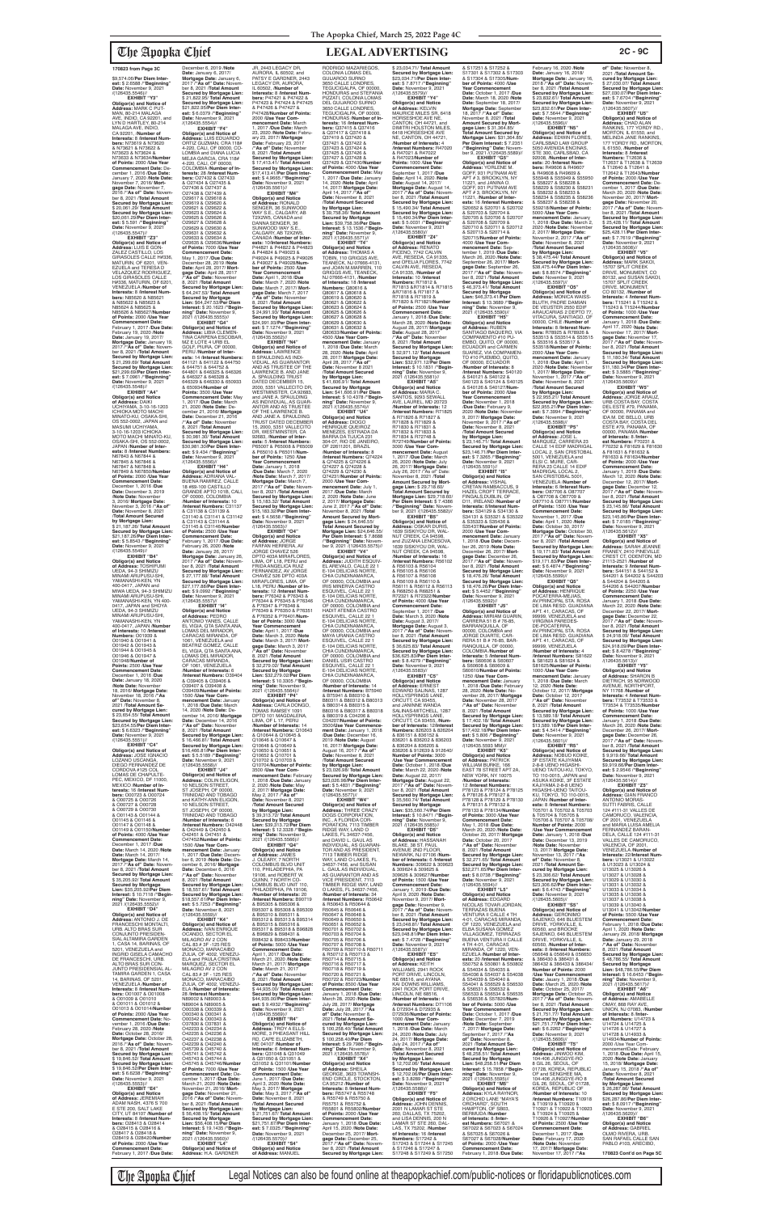## LEGAL ADVERTISING

**170823 from Page 2C**

$9,574.06/**Per Diem Interest:** $ 2.6588 /**"Beginning" Date:** November 9, 2021 /(126435.5546)//

**EXHIBIT "Y3"**
**Obligor(s) and Notice of Address:** MARK C PUT-MAN, 80-214 MALAGA AVE, INDIO, CA 92201, and LYN D HARTLEY, 80-214 MALAGA AVE, INDIO, CA 92201, /**Number of Interests:** 8 /**Interest Numbers:** N73619 & N73620 & N73621 & N73622 & N73623 & N73624 & N73625 & N73626 /**Number of Points:** 2000 /**Use Year Commencement Date:** December 1, 2016 /**Due Date:** January 7, 2020 /**Note Date:** November 7, 2016/ **Mortgage Date:** November 7, 2016 /**"As of" Date:** November 8, 2021 /**Total Amount Secured by Mortgage Lien:** $20,061.29/ **Total Amount Secured by Mortgage Lien:** $20,061.29/**Per Diem Interest:** $ 5.591 /**"Beginning" Date:** November 9, 2021 /(126435.5547)//

**EXHIBIT "Z3"**
**Obligor(s) and Notice of Address:** LUIS E GON-ZALEZ CASTILLO, LOS GIRASOLES CALLE H#336, MATURIN, OF 6201, VENEZUELA and TERESA D VELAZQUEZ RODRIGUEZ, LOS GIRASOLES CALLE H#336, MATURIN, OF 6201, VENEZUELA /**Number of Interests:** 8 /**Interest Numbers:** N85620 & N85621 & N85622 & N85623 & N85624 & N85625 & N85626 & N85627/**Number of Points:** 2000 /**Use Year Commencement Date:** February 1, 2017 /**Due Date:** February 19, 2020 /**Note Date:** January 19, 2017/ **Mortgage Date:** January 19, 2017 /**"As of" Date:** November 8, 2021 /**Total Amount Secured by Mortgage Lien:** $21,290.00/ **Total Amount Secured by Mortgage Lien:** $21,290.00/**Per Diem Interest:** $ 7.0961 /**"Beginning" Date:** November 9, 2021 /(126435.5548)//

**EXHIBIT "A4"**
**Obligor(s) and Notice of Address:** DAIKI UCHIYAMA, 3-10-16-1203 ICHIOKA MOTO MACHI MINATO-KU, OSAKA-SHI, OS 552-0002, JAPAN and MASUMI UCHIYAMA, 3-10-16-1203 ICHIOKA MOTO MACHI MINATO-KU, OSAKA-SHI, OS 552-0002, JAPAN /**Number of Interests:** 8 /**Interest Numbers:** N67843 & N67844 & N67845 & N67846 & N67847 & N67848 & N67849 & N67850/**Number of Points:** 2000 /**Use Year Commencement Date:** December 1, 2016 /**Due Date:** December 3, 2019 /**Note Date:** November 3, 2016/ **Mortgage Date:** November 3, 2016 /**"As of" Date:** November 8, 2021 /**Total Amount Secured by Mortgage Lien:** $21,187.26/ **Total Amount Secured by Mortgage Lien:** $21,187.26/**Per Diem Interest:** $ 5.8543 /**"Beginning" Date:** November 9, 2021 /(126435.5549)//

**EXHIBIT "B4"**
**Obligor(s) and Notice of Address:** TOSHIFUMI UEDA, 34-3 SHIMIZU MINAMI-ARUPUSU-SHI, YAMANASHI-KEN, YN 400-0417, JAPAN and MIWA UEDA, 34-3 SHIMIZU MINAMI-ARUPUSU-SHI, YAMANASHI-KEN, YN 400-0417, JAPAN and SHOYA UEDA, 34-3 SHIMIZU MINAMI-ARUPUSU-SHI, YAMANASHI-KEN, YN 400-0417, JAPAN /**Number of Interests:** 10 /**Interest Numbers:** O01939 & O01940 & O01941 & O01942 & O01943 & O01944 & O01945 & O01946 & O01947 & O01948/**Number of Points:** 2500 /**Use Year Commencement Date:** December 1, 2016 /**Due Date:** January 18, 2020 /**Note Date:** November 18, 2016/ **Mortgage Date:** November 18, 2016 /**"As of" Date:** November 8, 2021 /**Total Amount Secured by Mortgage Lien:** $23,654.55/ **Total Amount Secured by Mortgage Lien:** $23,654.55/**Per Diem Interest:** $ 6.6325 /**"Beginning" Date:** November 9, 2021 /(126435.5551)//

**EXHIBIT "C4"**
**Obligor(s) and Notice of Address:** JOSE IGNACIO LOZANO URZAGA, DIEGO FERNANDEZ DE CORDOBA #120 COL LOMAS DE CHAPULTEPEC, MEXICO, DF 11000, MEXICO /**Number of Interests:** 16 /**Interest Numbers:** O00723 & O00724 & O00725 & O00726 & O00727 & O00728 & O00729 & O00730 & O01143 & O01144 & O01145 & O01146 & O01147 & O01148 & O01149 & O01150/**Number of Points:** 4000 /**Use Year Commencement Date:** December 1, 2017 /**Due Date:** March 14, 2020 /**Note Date:** November 14, 2017/ **Mortgage Date:** November 14, 2017 /**"As of" Date:** November 8, 2021 /**Total Amount Secured by Mortgage Lien:** $35,205.92/ **Total Amount Secured by Mortgage Lien:** $35,205.92/**Per Diem Interest:** $ 10.7118 /**"Beginning" Date:** November 9, 2021 /(126435.5552)//

**EXHIBIT "D4"**
**Obligor(s) and Notice of Address:** ANTONIO J. DE FRANCESCHI MONTALTI, URB. ALTO BRAS SUR CONJUNTO RESIDENCIAL EL SAMAN GARDEN 1, CASA 14, BARINAS, OF 5201, VENEZUELA and INGRID GISELA CAMACHO DE FRANCESCHI, URB. ALTO BRAS SUR CONJUNTO RESIDENCIAL EL SAMAN GARDEN 1, CASA 14, BARINAS, OF 5201, VENEZUELA /**Number of Interests:** 8 /**Interest Numbers:** O01007 & O01008 & O01009 & O01010 & O01011 & O01012 & O01013 & O01014/**Number of Points:** 2000 /**Use Year Commencement Date:** November 1, 2016 /**Due Date:** February 28, 2020 /**Note Date:** October 28, 2016/ **Mortgage Date:** October 28, 2016 /**"As of" Date:** November 8, 2021 /**Total Amount Secured by Mortgage Lien:** $19,846.52/ **Total Amount Secured by Mortgage Lien:** $19,846.52/**Per Diem Interest:** $ 6.6238 /**"Beginning" Date:** November 9, 2021 /(126435.5553)//

**EXHIBIT "E4"**
**Obligor(s) and Notice of Address:** JEREMIAH ADAM NASH, 4376 S 700 E STE 200, SALT LAKE CITY, UT 84107 /**Number of Interests:** 8 /**Interest Numbers:** O28413 & O28414 & O28415 & O28416 & O28417 & O28418 & O28419 & O28420/**Number of Points:** 2000 /**Use Year Commencement Date:** February 1, 2017 /**Due Date:** December 6, 2019 /**Note Date:** January 6, 2017/ **Mortgage Date:** January 6, 2017 /**"As of" Date:** November 8, 2021 /**Total Amount Secured by Mortgage Lien:** $21,822.95/ **Total Amount Secured by Mortgage Lien:** $21,822.95/**Per Diem Interest:** $ 6.0379 /**"Beginning" Date:** November 9, 2021 /(126435.5554)//

**EXHIBIT "F4"**
**Obligor(s) and Notice of Address:** LUIS EDUARDO ORTIZ GUZMAN, CRA 11# 4-220, CALI, OF 00000, COLOMBIA and DIANA LUCIA MEJIA GARCIA, CRA 11# 4-220, CALI, OF 00000, COLOMBIA /**Number of Interests:** 28 /**Interest Numbers:** O27432 & O27433 & O27434 & O27435 & O27436 & O27437 & O27438 & O27439 & O29617 & O29618 & O29619 & O29620 & O29621 & O29622 & O29623 & O29624 & O29625 & O29626 & O29627 & O29628 & O29629 & O29630 & O29631 & O29632 & O29633 & O29634 & O29635 & O29636/**Number of Points:** 7000 /**Use Year Commencement Date:** May 1, 2017 /**Due Date:** December 28, 2019 /**Note Date:** April 28, 2017/ **Mortgage Date:** April 28, 2017 /**"As of" Date:** November 8, 2021 /**Total Amount Secured by Mortgage Lien:** $64,247.53/ **Total Amount Secured by Mortgage Lien:** $64,247.53/**Per Diem Interest:** $ 20.1623 /**"Beginning" Date:** November 9, 2021 /(126435.5555)//

**EXHIBIT "G4"**
**Obligor(s) and Notice of Address:** LIBIA CLEMENTINA CARPENA ESCOBAR, MZ E LOTE 4 URB EL GOLF, PIURA, OF 00000, PERU /**Number of Interests:** 14 /**Interest Numbers:** 641121 & 641122 & 644750 & 644751 & 644752 & 644801 & 646325 & 646326 & 646327 & 646328 & 646329 & 646330 & 650933 & 650934/**Number of Points:** 3500 /**Use Year Commencement Date:** May 1, 2017 /**Due Date:** March 21, 2020 /**Note Date:** December 21, 2016/ **Mortgage Date:** December 21, 2016 /**"As of" Date:** November 8, 2021 /**Total Amount Secured by Mortgage Lien:** $30,981.30/ **Total Amount Secured by Mortgage Lien:** $30,981.30/**Per Diem Interest:** $ 9.434 /**"Beginning" Date:** November 9, 2021 /(126435.5556)//

**EXHIBIT "H4"**
**Obligor(s) and Notice of Address:** ADRIANA VALBUENA RAMIREZ, CALLE 18 #69-105 CASTILLO GRANDE APTO 1018, CALI, OF 00000, COLOMBIA /**Number of Interests:** 10 /**Interest Numbers:** C31137 & C31138 & C31139 & C31140 & C31141 & C31142 & C31143 & C31144 & C31145 & C31146/**Number of Points:** 2500 /**Use Year Commencement Date:** February 1, 2017 /**Due Date:** February 26, 2020 /**Note Date:** January 26, 2017/ **Mortgage Date:** January 26, 2017 /**"As of" Date:** November 8, 2021 /**Total Amount Secured by Mortgage Lien:** $27,177.88/ **Total Amount Secured by Mortgage Lien:** $27,177.88/**Per Diem Interest:** $ 9.0892 /**"Beginning" Date:** November 9, 2021 /(126435.5557)//

**EXHIBIT "I4"**
**Obligor(s) and Notice of Address:** PEDRO ANTONIO YANES, CALLE EL VIGIA, QTA SANTA ANA, LOMAS DEL MIRADOR, CARACAS MIRANDA, OF 1061, VENEZUELA and BEATRIZ GOMEZ, CALLE EL VIGIA, QTA SANTA ANA, LOMAS DEL MIRADOR, CARACAS MIRANDA, OF 1061, VENEZUELA /**Number of Interests:** 6 /**Interest Numbers:** O39404 & O39405 & O39406 & O39407 & O39408 & O39409/**Number of Points:** 1500 /**Use Year Commencement Date:** January 1, 2018 /**Due Date:** March 14, 2020 /**Note Date:** December 14, 2016/ **Mortgage Date:** December 14, 2016 /**"As of" Date:** November 8, 2021 /**Total Amount Secured by Mortgage Lien:** $16,466.81/ **Total Amount Secured by Mortgage Lien:** $16,466.81/**Per Diem Interest:** $ 5.5189 /**"Beginning" Date:** November 9, 2021 /(126435.5558)//

**EXHIBIT "J4"**
**Obligor(s) and Notice of Address:** COLIN ELIGON, 10 NELSON STREET, ST JOSEPH, OF 00000, TRINIDAD AND TOBAGO and KATHY-ANN ELIGON, 10 NELSON STREET, ST JOSEPH, OF 00000, TRINIDAD AND TOBAGO /**Number of Interests:** 6 /**Interest Numbers:** O42448 & O42449 & O42450 & O42451 & O47451 & O47452/**Number of Points:** 1500 /**Use Year Commencement Date:** January 1, 2017 /**Due Date:** December 6, 2019 /**Note Date:** December 6, 2016/ **Mortgage Date:** December 6, 2016 /**"As of" Date:** November 8, 2021 /**Total Amount Secured by Mortgage Lien:** $18,557.61/ **Total Amount Secured by Mortgage Lien:** $18,557.61/**Per Diem Interest:** $ 5.7253 /**"Beginning" Date:** November 9, 2021 /(126435.5559)//

**EXHIBIT "K4"**
**Obligor(s) and Notice of Address:** IVAN ENRIQUE OCANDO, SECTOR MILAGRO AV 2 CON CAL 83 # 3F -125 RES MONACO, MARACAIBO ZULIA, OF 4002, VENEZUELA and PAULA CRISTINA MARQUEZ, SECTOR EL MILAGRO AV 2 CON CAL 83 # 3F -125 RES MONACO, MARACAIBO ZULIA, OF 4002, VENEZUELA /**Number of Interests:** 28 /**Interest Numbers:** N89002 & N89003 & N89004 & N89005 & O00338 & O00339 & O00340 & O00341 & O00342 & O00343 & O37830 & O37831 & O42233 & O42234 & O42235 & O42236 & O42237 & O42238 & O42239 & O42240 & O45739 & O45740 & O45741 & O45742 & O45743 & O45744 & O45745 & O45746/**Number of Points:** 7000 /**Use Year Commencement Date:** December 1, 2017 /**Due Date:** March 21, 2020 /**Note Date:** November 21, 2016/ **Mortgage Date:** November 21, 2016 /**"As of" Date:** November 8, 2021 /**Total Amount Secured by Mortgage Lien:** $56,408.15/ **Total Amount Secured by Mortgage Lien:** $56,408.15/**Per Diem Interest:** $ 19.1435 /**"Beginning" Date:** November 9, 2021 /(126435.5560)//

**EXHIBIT "L4"**
**Obligor(s) and Notice of Address:** H.A. GARDNER JR, 2443 LEGACY DR, AURORA, IL 60502, and PATSY E GARDNER, 2443 LEGACY DR, AURORA, IL 60502, /**Number of Interests:** 8 /**Interest Numbers:** P47421 & P47422 & P47423 & P47424 & P47425 & P47426 & P47427 & P47428/**Number of Points:** 2000 /**Use Year Commencement Date:** January 1, 2017 /**Due Date:** March 23, 2020 /**Note Date:** February 23, 2017/ **Mortgage Date:** February 23, 2017 /**"As of" Date:** November 8, 2021 /**Total Amount Secured by Mortgage Lien:** $17,413.41/ **Total Amount Secured by Mortgage Lien:** $17,413.41/**Per Diem Interest:** $ 4.8685 /**"Beginning" Date:** November 9, 2021 /(126435.5561)//

**EXHIBIT "M4"**
**Obligor(s) and Notice of Address:** LAWRENCE B SENGER, 36 SUNWOOD WAY S.E., CALGARY, AB T2X2W5, CANADA and DANNA SENGER, 36 SUNWOOD WAY S.E., CALGARY, AB T2X2W5, CANADA /**Number of Interests:** 10/**Interest Numbers:** P44821 & P44822 & P44823 & P44824 & P49023 & P49024 & P49025 & P49026 & P49027 & P49028/**Number of Points:** 2500 /**Use Year Commencement Date:** April 1, 2018 /**Due Date:** March 7, 2020 /**Note Date:** March 7, 2017/ **Mortgage Date:** March 7, 2017 /**"As of" Date:** November 8, 2021 /**Total Amount Secured by Mortgage Lien:** $24,991.03/ **Total Amount Secured by Mortgage Lien:** $24,991.03/**Per Diem Interest:** $ 7.2994 /**"Beginning" Date:** November 9, 2021 /(126435.5562)//

**EXHIBIT "N4"**
**Obligor(s) and Notice of Address:** LAWRENCE B SPAULDING,AS INDIVIDUAL, AS GUARANTOR AND AS TRUSTEE OF THE LAWRENCE B. AND JANE A. SPAULDING TRUST DATED DECEMBER 15, 2000, 5331 VALLECITO DR, WESTMINSTER, CA 92683, and JANE A SPAULDING AS INDIVIDUAL, AS GUARANTOR AND AS TRUSTEE OF THE LAWRENCE B. AND JANE A. SPAULDING TRUST DATED DECEMBER 15, 2000, 5331 VALLECITO DR, WESTMINSTER, CA 92683, /**Number of Interests:** 6 /**Interest Numbers:** P65007 & P65008 & P65009 & P65010 & P65011 & P65012/**Number of Points:** 1250 /**Use Year Commencement Date:** January 1, 2018 /**Due Date:** March 7, 2020 /**Note Date:** March 7, 2017/ **Mortgage Date:** March 7, 2017 /**"As of" Date:** November 8, 2021 /**Total Amount Secured by Mortgage Lien:** $15,183.30/ **Total Amount Secured by Mortgage Lien:** $15,183.30/**Per Diem Interest:** $ 4.5658 /**"Beginning" Date:** November 9, 2021 /(126435.5563)//

**EXHIBIT "O4"**
**Obligor(s) and Notice of Address:** JORGE FARFAN HERRERA, AV JORGE CHAVEZ 526 OFITO 403A MIRAFLORES, LIMA, OF L18, PERU and ROSANA PRADO FERNANDEZ, AV JORGE CHAVEZ 526 OFITO 403A MIRAFLORES, LIMA, OF L18, PERU /**Number of Interests:** 12 /**Interest Numbers:** P76343 & P76344 & P76345 & P76346 & P76347 & P76348 & P76349 & P76350 & P76351 & P76352 & P76401 & P76402/**Number of Points:** 3000 /**Use Year Commencement Date:** April 1, 2017 /**Due Date:** March 3, 2020 /**Note Date:** March 3, 2017/ **Mortgage Date:** March 3, 2017 /**"As of" Date:** November 8, 2021 /**Total Amount Secured by Mortgage Lien:** $32,270.08/ **Total Amount Secured by Mortgage Lien:** $32,270.08/**Per Diem Interest:** $ 10.3305 /**"Beginning" Date:** November 9, 2021 /(126435.5564)//

**EXHIBIT "P4"**
**Obligor(s) and Notice of Address:** CARLA DONOSO TOMAS RAMIREZ 1091 DPTO 101 MAGDALENA, LIMA, OF L 17, PERU /**Number of Interests:** 12 /**Interest Numbers:** Q10643 & Q10644 & Q10645 & Q10646 & Q10647 & Q10648 & Q10649 & Q10650 & Q10651 & Q10652 & Q10701 & Q10702 & Q10703 & Q10704/**Number of Points:** 3000 /**Use Year Commencement Date:** February 1, 2018 /**Due Date:** January 2, 2020 /**Note Date:** May 2, 2017/ **Mortgage Date:** May 2, 2017 /**"As of" Date:** November 8, 2021 /**Total Amount Secured by Mortgage Lien:** $38,213.31/ **Total Amount Secured by Mortgage Lien:** $38,213.31/**Per Diem Interest:** $ 12.3328 /**"Beginning" Date:** November 9, 2021 /(126435.5565)//

**EXHIBIT "Q4"**
**Obligor(s) and Notice of Address:** JAMES J. CARROLL, 4911 COLUMBUS BLVD UNIT 110, PHILADELPHIA, PA 19106, and ROBERT W QUINN, 7 NORTH COLUMBUS BLVD UNIT 110, PHILADELPHIA, PA 19106 /**Number of Interests:** 24 /**Interest Numbers:** B99719 & B99720 & B99806 & B99807 & B99808 & B99809 & B99810 & B99811 & B99812 & B99513 & B99314 & B99315 & B99316 & B99317 & B99318 & B99828 & B99829 & B99830 & B99831 & B99832 & B99833/**Number of Points:** 6000 /**Use Year Commencement Date:** April 1, 2017 /**Due Date:** March 21, 2020 /**Note Date:** March 21, 2017/ **Mortgage Date:** March 21, 2017 /**"As of" Date:** November 8, 2021 /**Total Amount Secured by Mortgage Lien:** $44,935.00/ **Total Amount Secured by Mortgage Lien:** $44,935.00/**Per Diem Interest:** $ 9.4932 /**"Beginning" Date:** November 9, 2021 /(126435.5566)//

**EXHIBIT "R4"**
**Obligor(s) and Notice of Address:** TROY A ELLSMORE, 3 PHEASANT HILL RD, CAPE ELIZABETH, ME 04107 /**Number of Interests:** 8 /**Interest Numbers:** Q31049 & Q31049 & Q31050 & Q31051 & Q31052 & Q31101 & Q31102/**Number of Points:** 1500 /**Use Year Commencement Date:** June 1, 2017 /**Due Date:** April 3, 2020 /**Note Date:** May 3, 2017/ **Mortgage Date:** May 3, 2017 /**"As of" Date:** November 8, 2021 /**Total Amount Secured by Mortgage Lien:** $21,751.61/ **Total Amount Secured by Mortgage Lien:** $21,751.61/**Per Diem Interest:** $ 7.0325 /**"Beginning" Date:** November 9, 2021 /(126435.5570)//

**EXHIBIT "S4"**
**Obligor(s) and Notice of Address:** MANUEL RODRIGO MAZARIEGOS, COLONIA LOMAS DEL GUIJARO SUR 3650 CALLE LONDRES, TEGUCIGALPA, OF 00000, HONDURAS and STEFANIA PIZZATI, COLONIA LOMAS DEL GUIJARO SUR 3650 CALLE LONDRES, TEGUCIGALPA, OF 00000, HONDURAS /**Number of Interests:** 16 /**Interest Numbers:** Q37415 & Q37416 & Q37417 & Q37418 & Q37419 & Q37420 & Q37421 & Q37422 & Q37423 & Q37424 & Q37425 & Q37426 & Q37427 & Q37428 & Q37429 & Q37430/**Number of Points:** 4000 /**Use Year Commencement Date:** May 1, 2017 /**Due Date:** January 14, 2020 /**Note Date:** April 14, 2017/ **Mortgage Date:** April 14, 2017 /**"As of" Date:** November 8, 2021 /**Total Amount Secured by Mortgage Lien:** $39,758.36/ **Total Amount Secured by Mortgage Lien:** $39,758.36/**Per Diem Interest:** $ 13.1536 /**"Beginning" Date:** November 9, 2021 /(126435.5571)//

**EXHIBIT "T4"**
**Obligor(s) and Notice of Address:** THOMAS A TOBIN, 110 GRIGGS AVE, TEANECK, NJ 07666-4131, and JOANN M WARREN, 110 GRIGGS AVE, TEANECK, NJ 07666-4131, /**Number of Interests:** 12 /**Interest Numbers:** Q80616 & Q80617 & Q80618 & Q80619 & Q80620 & Q80621 & Q80622 & Q80623 & Q80624 & Q80625 & Q80626 & Q80627 & Q80628 & Q80629 & Q80630 & Q80631 & Q80632 & Q80633/**Number of Points:** 4500 /**Use Year Commencement Date:** January 1, 2018 /**Due Date:** March 28, 2020 /**Note Date:** March 28, 2017/ **Mortgage Date:** March 28, 2017 /**"As of" Date:** November 8, 2021 /**Total Amount Secured by Mortgage Lien:** $41,695.51/ **Total Amount Secured by Mortgage Lien:** $41,695.51/**Per Diem Interest:** $ 10.4378 /**"Beginning" Date:** November 9, 2021 /(126435.5572)//

**EXHIBIT "U4"**
**Obligor(s) and Notice of Address:** DIOGO HENRIQUE QUEIROZ MENEZES, ESTRADA DA BARRA DA TIJUCA 2911 BL 1, RIO DE JANEIRO, OF 22611201, BRAZIL /**Number of Interests:** 12 /**Interest Numbers:** Q74224 & Q74225 & Q74226 & Q74227 & Q74228 & Q74229 & Q74230 & Q74231/**Number of Points:** 2000 /**Use Year Commencement Date:** July 1, 2017 /**Due Date:** March 2, 2020 /**Note Date:** June 2, 2017/ **Mortgage Date:** June 2, 2017 /**"As of" Date:** November 8, 2021 /**Total Amount Secured by Mortgage Lien:** $24,646.50/ **Total Amount Secured by Mortgage Lien:** $24,646.50/**Per Diem Interest:** $ 7.8688 /**"Beginning" Date:** November 9, 2021 /(126435.5573)//

**EXHIBIT "V4"**
**Obligor(s) and Notice of Address:** JUDITH ESQUIVEL DE LA ROSA, CALLE 22 1 E-104 DELICIAS NORTE, CHIA CUNDINAMARCA, OF 00000, COLOMBIA and IRIS MARINA CASTRO ESQUIVEL, CALLE 22 1 E-104 DELICIAS NORTE, CHIA CUNDINAMARCA, OF 00000, COLOMBIA and DANIEL ISMET CASTRO ESQUIVEL, CALLE 22 1 E-104 DELICIAS NORTE, CHIA CUNDINAMARCA, OF 00000, COLOMBIA and MAYA URIANA CASTRO ESQUIVEL, CALLE 22 1 E-104 DELICIAS NORTE, CHIA CUNDINAMARCA, OF 00000, COLOMBIA and JANNE UNIET CASTRO ESQUIVEL, CALLE 22 1 E-104 DELICIAS NORTE, CHIA CUNDINAMARCA, OF 00000, COLOMBIA /**Number of Interests:** 14 /**Interest Numbers:** B75940 & B75941 & B80314 & B80315 & B80316 & B80317 & B80318 & B80319 & C04208 & C04209/**Number of Points:** 2500/**Use Year Commencement Date:** January 1, 2018 /**Due Date:** March 16, 2019 /**Note Date:** August 16, 2017/ **Mortgage Date:** August 16, 2017 /**"As of" Date:** November 8, 2021 /**Total Amount Secured by Mortgage Lien:** $20,536.84/ **Total Amount Secured by Mortgage Lien:** $20,536.84/**Per Diem Interest:** $ 5.4451 /**"Beginning" Date:** November 9, 2021 /(126435.5577)//

**EXHIBIT "W4"**
**Obligor(s) and Notice of Address:** THREE CRAZY BUSINESS PARTNERS, INC., A FLORIDA CORPORATION, 7113 TIMBER RIDGE WAY, LAND O LAKES, FL 34637-7456, and DAVID L. GAULAS INDIVIDUAL AS GUARANTOR AND AS PRESIDENT, 7113 TIMBER RIDGE WAY, LAND O LAKES, FL 34637-7456, and JANINNE WEAVER INDIVIDUAL AS GUARANTOR AND AS VICE PRESIDENT, 7113 TIMBER RIDGE WAY, LAND O LAKES, FL 34637-7456, /**Number of Interests:** 24 /**Interest Numbers:** R50642 & R50643 & R50644 & R50645 & R50646 & R50647 & R50648 & R50649 & R50650 & R50651 & R50652 & R50701 & R50702 & R50703 & R50704 & R50705 & R50706 & R50707 & R50708 & R50709 & R50710 & R50711 & R50712 & R50713 & R50714 & R50715 & R50716 & R50717 & R50718 & R50719 & R50720 & R50721 & R50722 & R50723/**Number of Points:** 9000 /**Use Year Commencement Date:** January 1, 2018 /**Due Date:** March 26, 2020 /**Note Date:** July 26, 2017/ **Mortgage Date:** July 26, 2017 /**"As of" Date:** November 8, 2021 /**Total Amount Secured by Mortgage Lien:** $100,258.40/ **Total Amount Secured by Mortgage Lien:** $100,258.40/**Per Diem Interest:** $ 29.7986 /**"Beginning" Date:** November 9, 2021 /(126435.5578)//

**EXHIBIT "X4"**
**Obligor(s) and Notice of Address:** SHEILA GREENE, 3023 TOWNSHEND CIRCLE, STOCKTON, CA 95210 /**Number of Interests:** 8 /**Interest Numbers:** R55749 & R55750 & R55751 & R55752 & R55753 & R55754 & R55755 & R55756/**Number of Points:** 2000 /**Use Year Commencement Date:** January 1, 2018 /**Due Date:** April 19, 2020 /**Note Date:** December 29, 2017/ **Mortgage Date:** December 29, 2017 /**"As of" Date:** November 8, 2021 /**Total Amount Secured by Mortgage Lien:** $23,034.71/ **Total Amount Secured by Mortgage Lien:** $23,034.71/**Per Diem Interest:** $ 7.4717 /**"Beginning" Date:** November 9, 2021 /(126435.5579)//

**EXHIBIT "Y4"**
**Obligor(s) and Notice of Address:** KELVIN DONOVAN WILES, 6418 HORSESHOE AVE NE, CANTON, OH 44721, and DIMITRI HOLSTON WILES, 6418 HORSESHOE AVE NE, CANTON, OH 44721, /**Number of Interests:** 4 /**Interest Numbers:** R47020 & R47021 & R47022 & R47023/**Number of Points:** 1000 /**Use Year Commencement Date:** September 1, 2017 /**Due Date:** April 14, 2020 /**Note Date:** August 14, 2017/ **Mortgage Date:** August 14, 2017 /**"As of" Date:** November 8, 2021 /**Total Amount Secured by Mortgage Lien:** $15,490.34/ **Total Amount Secured by Mortgage Lien:** $15,490.34/**Per Diem Interest:** $ 5.2037 /**"Beginning" Date:** November 9, 2021 /(126435.5580)//

**EXHIBIT "Z4"**
**Obligor(s) and Notice of Address:** RENATO PICENO, 7742 CALVIN AVE, RESEDA, CA 91335, and OFELIA FLORES, 7742 CALVIN AVE, RESEDA, CA 91335, /**Number of Interests:** 8 /**Interest Numbers:** R71812 & R71813 & R71814 & R71815 & R71816 & R71817 & R71818 & R71819 & R71820 & R71821/**Number of Points:** 2500 /**Use Year Commencement Date:** September 1, 2017 /**Due Date:** March 28, 2020 /**Note Date:** August 28, 2017/ **Mortgage Date:** August 28, 2017 /**"As of" Date:** November 8, 2021 /**Total Amount Secured by Mortgage Lien:** $32,971.12/ **Total Amount Secured by Mortgage Lien:** $32,971.12/**Per Diem Interest:** $ 10.1831 /**"Beginning" Date:** November 9, 2021 /(126435.5581)//

**EXHIBIT "A5"**
**Obligor(s) and Notice of Address:** MARIA C. SANTOS, 9293 SEWALL AVE, LAUREL, MD 20723 /**Number of Interests:** 12 /**Interest Numbers:** R71825 & R71826 & R71827 & R71828 & R71829 & R71830 & R71831 & R71832 & R71833 & R71834 & R71835 & R71836/**Number of Points:** 3000 /**Use Year Commencement Date:** August 1, 2017 /**Due Date:** March 26, 2020 /**Note Date:** July 26, 2017/ **Mortgage Date:** July 26, 2017 /**"As of" Date:** November 8, 2021 /**Total Amount Secured by Mortgage Lien:** $29,716.60/ **Total Amount Secured by Mortgage Lien:** $29,716.60/**Per Diem Interest:** $ 7.4386 /**"Beginning" Date:** November 9, 2021 /(126435.5582)//

**EXHIBIT "B5"**
**Obligor(s) and Notice of Address:** CONNOR DURIS, 1639 SISKIYOU DR, WALNUT CREEK, CA 94598, and ZUZANA LESKOVA, 1639 SISKIYOU DR, WALNUT CREEK, CA 94598, /**Number of Interests:** 16 /**Interest Numbers:** R66102 & R66103 & R66104 & R66105 & R66106 & R66107 & R66108 & R66109 & R66110 & R66111 & R66112 & R66113 & R68250 & R68251 & R72321 & R72322/**Number of Points:** 4000 /**Use Year Commencement Date:** September 1, 2017 /**Due Date:** March 3, 2020 /**Note Date:** August 3, 2017/ **Mortgage Date:** August 3, 2017 /**"As of" Date:** November 8, 2021 /**Total Amount Secured by Mortgage Lien:** $36,625.63/ **Total Amount Secured by Mortgage Lien:** $36,625.63/**Per Diem Interest:** $ 8.4279 /**"Beginning" Date:** November 9, 2021 /(126435.5583)//

**EXHIBIT "C5"**
**Obligor(s) and Notice of Address:** ERNEST EUGENE HOLLYSPRINGS, 1287 HOLLYSPRINGS LANE, ORCUTT, CA 93455, and JANINNE WEAVER, SALINAS MITCHELL, 1287 HOLLYSPRINGS LANE, ORCUTT, CA 93455, /**Number of Interests:** 8 /**Interest Numbers:** B36201 & B36202 & B36203 & B36204 & B36205 & B36206 & B36207 & B36208/**Number of Points:** 2000 /**Use Year Commencement Date:** January 1, 2018 /**Due Date:** March 22, 2020 /**Note Date:** August 22, 2017/ **Mortgage Date:** August 22, 2017 /**"As of" Date:** November 8, 2021 /**Total Amount Secured by Mortgage Lien:** $35,560.74/ **Total Amount Secured by Mortgage Lien:** $35,560.74/**Per Diem Interest:** $ 11.1908 /**"Beginning" Date:** November 9, 2021 /(126435.5584)//

**EXHIBIT "D5"**
**Obligor(s) and Notice of Address:** HASSANAH BLAKE, 38 ST. PAUL AVENUE 2ND FLOOR, NEWARK, NJ 07106 /**Number of Interests:** 4 /**Interest Numbers:** S09622 & S09623 & S09624 & S09625 & S09626 & S09627/**Number of Points:** 1500 /**Use Year Commencement Date:** January 1, 2018 /**Due Date:** April 9, 2020 /**Note Date:** September 9, 2017/ **Mortgage Date:** September 9, 2017 /**"As of" Date:** November 8, 2021 /**Total Amount Secured by Mortgage Lien:** $23,048.81/ **Total Amount Secured by Mortgage Lien:** $23,048.81/**Per Diem Interest:** $ 7.4969 /**"Beginning" Date:** November 9, 2021 /(126435.5585)//

**EXHIBIT "E5"**
**Obligor(s) and Notice of Address:** KEITH WILLIAMS, 2941 ROCK PORT DRIVE, LINCOLN, NE 68516, and RIMA C WILLIAMS, 2941 ROCK PORT DRIVE, LINCOLN, NE 68516, /**Number of Interests:** 4 /**Interest Numbers:** D71106 & D72934 & D72935 & D72936/**Number of Points:** 1000 /**Use Year Commencement Date:** January 1, 2018 /**Due Date:** April 24, 2020 /**Note Date:** July 24, 2017/ **Mortgage Date:** July 24, 2017 /**"As of" Date:** November 8, 2021 /**Total Amount Secured by Mortgage Lien:** $12,702.06/ **Total Amount Secured by Mortgage Lien:** $12,702.06/**Per Diem Interest:** $ 3.8208 /**"Beginning" Date:** November 9, 2021 /(126435.5588)//

**EXHIBIT "F5"**
**Obligor(s) and Notice of Address:** JOHN DENNIS, 8801 ALEXANDER PL BOX 260, DALLAS, TX 75202, and LISA DENNIS, 8801 ALEXANDER PL BOX 260, DALLAS, TX 75202 /**Number of Interests:** 16 /**Interest Numbers:** S17240 & S17241 & S17242 & S17243 & S17244 & S17245 & S17246 & S17247 & S17248 & S17249 & S17250 & S17251 & S17252 & S17301 & S17302 & S17303 & S17304 & S17305/**Number of Points:** 4000 /**Use Year Commencement Date:** October 1, 2017 /**Due Date:** March 18, 2020 /**Note Date:** September 18, 2017/ **Mortgage Date:** September 18, 2017 /**"As of" Date:** November 8, 2021 /**Total Amount Secured by Mortgage Lien:** $31,364.85/ **Total Amount Secured by Mortgage Lien:** $31,364.85/**Per Diem Interest:** $ 7.2351 /**"Beginning" Date:** November 9, 2021 /(126435.5589)//

**EXHIBIT "G5"**
**Obligor(s) and Notice of Address:** YORLENE M. GOFF, 931 PUTNAM AVE APT # 3, BROOKLYN, NY 11221, and JANNA D. GOFF, 931 PUTNAM AVE APT # 3, BROOKLYN, NY 11221, /**Number of Interests:** 16 /**Interest Numbers:** S20652 & S20701 & S20702 & S20703 & S20704 & S20705 & S20706 & S20707 & S20708 & S20709 & S20710 & S20711 & S20712 & S20713 & S20714 & S20715/**Number of Points:** 4000 /**Use Year Commencement Date:** September 1, 2019 /**Due Date:** March 26, 2020 /**Note Date:** September 26, 2017/ **Mortgage Date:** September 26, 2017 /**"As of" Date:** November 8, 2021 /**Total Amount Secured by Mortgage Lien:** $46,373.41/ **Total Amount Secured by Mortgage Lien:** $46,373.41/**Per Diem Interest:** $ 13.3689 /**"Beginning" Date:** November 9, 2021 /(126435.5590)//

**EXHIBIT "H5"**
**Obligor(s) and Notice of Address:** RUBEN SANTIAGO BAQUERO, VIA COMPAMENTO #10 PUEMBO, QUITO, OF 00000, ECUADOR and CARMEN SUAREZ, VIA COMPAMENTO #10 PUEMBO, QUITO, OF 00000, ECUADOR /**Number of Interests:** 8 /**Interest Numbers:** S40120 & S40121 & S40122 & S40123 & S40124 & S40125 & S40126 & S40127/**Number of Points:** 2000 /**Use Year Commencement Date:** December 1, 2018 /**Due Date:** February 9, 2020 /**Note Date:** November 9, 2017/ **Mortgage Date:** November 9, 2017 /**"As of" Date:** November 8, 2021 /**Total Amount Secured by Mortgage Lien:** $23,146.71/ **Total Amount Secured by Mortgage Lien:** $23,146.71/**Per Diem Interest:** $ 7.3265 /**"Beginning" Date:** November 9, 2021 /(126435.5591)//

**EXHIBIT "I5"**
**Obligor(s) and Notice of Address:** VISHAL CHETAN RAMBACCUS, 9 HAZEL CROFT TERRACE, FINGALS, DUBLIN, OF D11, IRELAND /**Number of Interests:** 8 /**Interest Numbers:** S34129 & S34130 & S34131 & S35321 & S35322 & S35323 & S35324 & S35325 & S35426 & S35427/**Number of Points:** 2000 /**Use Year Commencement Date:** January 1, 2018 /**Due Date:** December 26, 2019 /**Note Date:** December 26, 2017/ **Mortgage Date:** December 26, 2017 /**"As of" Date:** November 8, 2021 /**Total Amount Secured by Mortgage Lien:** $18,476.26/ **Total Amount Secured by Mortgage Lien:** $18,476.26/**Per Diem Interest:** $ 5.4452 /**"Beginning" Date:** November 9, 2021 /(126435.5592)//

**EXHIBIT "J5"**
**Obligor(s) and Notice of Address:** MIRIAM GUARIN, CARRERA 51 B # 76-85, BARRANQUILLA, OF 00000, COLOMBIA and JORGE DUARTE, CARRERA 51 B # 76-85, BARRANQUILLA, OF 00000, COLOMBIA /**Number of Interests:** 5 /**Interest Numbers:** S60606 & S60607 & S60608 & S60609 & S60610/**Number of Points:** 1250 /**Use Year Commencement Date:** January 1, 2018 /**Due Date:** March 28, 2020 /**Note Date:** November 28, 2017/ **Mortgage Date:** November 28, 2017 /**"As of" Date:** November 8, 2021 /**Total Amount Secured by Mortgage Lien:** $17,402.18/ **Total Amount Secured by Mortgage Lien:** $17,402.18/**Per Diem Interest:** $ 5.890 /**"Beginning" Date:** November 9, 2021 /(126435.5593.MM)//

**EXHIBIT "K5"**
**Obligor(s) and Notice of Address:** PATRICK WILLIAM BURKE, 166 EAST 78 STREET APT 2A, NEW YORK, NY 10075 /**Number of Interests:** 12 /**Interest Numbers:** P78123 & P78124 & P78125 & P78126 & P78127 & P78128 & P78129 & P78130 & P78131 & P78132 & P78133 & P78134/**Number of Points:** 3000 /**Use Year Commencement Date:** May 1, 2018 /**Due Date:** March 20, 2020 /**Note Date:** October 20, 2017/ **Mortgage Date:** October 20, 2017 /**"As of" Date:** November 8, 2021 /**Total Amount Secured by Mortgage Lien:** $32,271.65/ **Total Amount Secured by Mortgage Lien:** $32,271.65/**Per Diem Interest:** $ 8.0738 /**"Beginning" Date:** November 9, 2021 /(126435.5594)//

**EXHIBIT "L5"**
**Obligor(s) and Notice of Address:** EDGARD NICOLAS TOVAR JORDAN, TERRAZAS BUENA VENTURA II CALLE 4 TH 4-01, CARACAS MIRANDA, OF 1220, VENEZUELA and ELSA SUSANA GOMEZ VILLASMINEZ, TERRAZAS BUENA VENTURA II CALLE 4 TH 4-01, CARACAS MIRANDA, OF 1220, VENEZUELA /**Number of Interests:** 20 /**Interest Numbers:** S50752 & S50801 & S50802 & S54033 & S54034 & S54035 & S54037 & S54038 & S54039 & S54040 & S54041 & S56329 & S56330 & S56331 & S56332 & S56333 & S56334 & S56335 & S56336 & S56337/**Number of Points:** 5000 /**Use Year Commencement Date:** November 1, 2018 /**Due Date:** October 7, 2019 /**Note Date:** September 7, 2017/ **Mortgage Date:** September 7, 2017 /**"As of" Date:** November 8, 2021 /**Total Amount Secured by Mortgage Lien:** $48,258.51/ **Total Amount Secured by Mortgage Lien:** $48,258.51/**Per Diem Interest:** $ 15.7858 /**"Beginning" Date:** November 9, 2021 /(126435.5595)//

**EXHIBIT "M5"**
**Obligor(s) and Notice of Address:** KYLA RAYNOR, 2 ORCHID LANE 'MAYA'S ORCHARD', SOUTH HAMPTON, OF SB03, BERMUDA /**Number of Interests:** 8 /**Interest Numbers:** S67021 & S67022 & S67023 & S67024 & S67025 & S67026 & S67027 & S67028/**Number of Points:** 2000 /**Use Year Commencement Date:** February 1, 2018 /**Due Date:** February 16, 2020 /**Note Date:** January 16, 2018/ **Mortgage Date:** January 16, 2018 /**"As of" Date:** November 8, 2021 /**Total Amount Secured by Mortgage Lien:** $23,832.61/ **Total Amount Secured by Mortgage Lien:** $23,832.61/**Per Diem Interest:** $ 7.5644 /**"Beginning" Date:** November 9, 2021 /(126435.5596)//

**EXHIBIT "N5"**
**Obligor(s) and Notice of Address:** EDWIN FLORES, CARLSBAD LAW GROUP 5050 AVENIDA ENCINAS, STE 300, CARLSBAD, CA 92008, /**Number of Interests:** 20 /**Interest Numbers:** R49606 & R49607 & R49608 & R49609 & S55948 & S55949 & S55950 & S58227 & S58228 & S58229 & S58230 & S58231 & S58232 & S58233 & S58234 & S58235 & S58236 & S58237 & S58238 & S59218/**Number of Points:** 5000 /**Use Year Commencement Date:** January 1, 2018 /**Due Date:** March 2, 2020 /**Note Date:** November 2, 2017/ **Mortgage Date:** November 2, 2017 /**"As of" Date:** November 8, 2021 /**Total Amount Secured by Mortgage Lien:** $38,475.44/ **Total Amount Secured by Mortgage Lien:** $38,475.44/**Per Diem Interest:** $ 8.8574 /**"Beginning" Date:** November 9, 2021 /(126435.5597)//

**EXHIBIT "O5"**
**Obligor(s) and Notice of Address:** MONICA WASSBLUTH, PADRE DAMIAN DE VEUSTER 2550 EDIF ARAUCARIAS 2 DEPTO 77, VITACURA, SANTIAGO, OF 00000, CHILE /**Number of Interests:** 8 /**Interest Numbers:** R78825 & R78826 & S53513 & S53514 & S53515 & S53516 & S53517 & S53518/**Number of Points:** 2000 /**Use Year Commencement Date:** January 1, 2018 /**Due Date:** March 1, 2020 /**Note Date:** November 1, 2017/ **Mortgage Date:** November 1, 2017 /**"As of" Date:** November 8, 2021 /**Total Amount Secured by Mortgage Lien:** $22,955.27/ **Total Amount Secured by Mortgage Lien:** $22,955.27/**Per Diem Interest:** $ 7.3994 /**"Beginning" Date:** November 9, 2021 /(126435.5598)//

**EXHIBIT "P5"**
**Obligor(s) and Notice of Address:** JOSE L. MARQUEZ, CARRERA 23 CALLE 14 EDIF MADRIGAL LOCAL 2, SAN CRISTOBAL 5001, VENEZUELA and ELSI C. MURE, CARRERA 23 CALLE 14 EDIF MADRIGAL LOCAL 2, SAN CRISTOBAL 5001, VENEZUELA /**Number of Interests:** 6 /**Interest Numbers:** O87706 & O87707 & O87708 & O87709 & O87710 & O87711/**Number of Points:** 1500 /**Use Year Commencement Date:** November 1, 2017 /**Due Date:** April 1, 2020 /**Note Date:** October 30, 2017/ **Mortgage Date:** October 30, 2017 /**"As of" Date:** November 8, 2021 /**Total Amount Secured by Mortgage Lien:** $19,171.83/ **Total Amount Secured by Mortgage Lien:** $19,171.83/**Per Diem Interest:** $ 6.4874 /**"Beginning" Date:** November 9, 2021 /(126435.5599)//

**EXHIBIT "Q5"**
**Obligor(s) and Notice of Address:** HENRIQUE POCATERRA-MEJIAS, AV.PRINCIPAL STA. ROSA DE LIMA RESD. GUADIANA APT 41, CARACAS, OF 99999, VENEZUELA and VIRGINIA PAREDES-DE-POCATERRA, AV.PRINCIPAL STA. ROSA DE LIMA RESD. GUADIANA APT 41, CARACAS, OF 99999, VENEZUELA /**Number of Interests:** 4 /**Interest Numbers:** S81622 & S81623 & S81624 & S81625/**Number of Points:** 1000 /**Use Year Commencement Date:** January 1, 2018 /**Due Date:** March 12, 2020 /**Note Date:** October 12, 2017/ **Mortgage Date:** October 12, 2017 /**"As of" Date:** November 8, 2021 /**Total Amount Secured by Mortgage Lien:** $13,589.18/ **Total Amount Secured by Mortgage Lien:** $13,589.18/**Per Diem Interest:** $ 4.4751 /**"Beginning" Date:** November 9, 2021 /(126435.5601)//

**EXHIBIT "R5"**
**Obligor(s) and Notice of Address:** NOBUO KONO, 3F ESTATE KAJIYAMA 2-8-8 UENO HIGASHI-UENO TAITOU-KU, TOKYO, TK 110-0015, JAPAN and ASUKA KOIKE, 3F ESTATE KAJIYAMA 2-8-8 UENO HIGASHI-UENO TAITOU-KU, TOKYO, TK 110-0015, JAPAN /**Number of Interests:** 8 /**Interest Numbers:** T05701 & T05702 & T05703 & T05704 & T05705 & T05706 & T05707 & T05708/**Number of Points:** 2000 /**Use Year Commencement Date:** January 1, 2018 /**Due Date:** December 13, 2019 /**Note Date:** November 13, 2017/ **Mortgage Date:** November 13, 2017 /**"As of" Date:** November 8, 2021 /**Total Amount Secured by Mortgage Lien:** $23,306.62/ **Total Amount Secured by Mortgage Lien:** $23,306.62/**Per Diem Interest:** $ 6.2669 /**"Beginning" Date:** November 9, 2021 /(126435.5605)//

**EXHIBIT "S5"**
**Obligor(s) and Notice of Address:** GERONIMO SAJENKO, 646 BLUESTEM DRIVE, YORKVILLE, IL 60560, and BONNIE SAJENKO, 646 BLUESTEM DRIVE, YORKVILLE, IL 60560, /**Number of Interests:** 8 /**Interest Numbers:** 356648 & 356649 & 356650 & 386430 & 386431 & 386432 & 386433 & 386434/**Number of Points:** 2000 /**Use Year Commencement Date:** January 1, 2018 /**Due Date:** March 25, 2020 /**Note Date:** October 25, 2017/ **Mortgage Date:** October 25, 2017 /**"As of" Date:** November 8, 2021 /**Total Amount Secured by Mortgage Lien:** $21,751.77/ **Total Amount Secured by Mortgage Lien:** $21,751.77/**Per Diem Interest:** $ 6.2262 /**"Beginning" Date:** November 9, 2021 /(126435.5606)//

**EXHIBIT "T5"**
**Obligor(s) and Notice of Address:** JINWOO KIM, 104-406 JUNGGYE-RO 8 GIL 26, SEOUL, OF 01728, KOREA, REPUBLIC OF and SUNGHEE MA, 104-406 JUNGGYE-RO 8 GIL 26, SEOUL, OF 01728, KOREA, REPUBLIC OF /**Number of Interests:** 8 /**Interest Numbers:** T10918 & T10919 & T10920 & T10921 & T10922 & T10923 & T10924 & T10925 & T10926 & T10927/**Number of Points:** 2500 /**Use Year Commencement Date:** December 1, 2017 /**Due Date:** February 17, 2020 /**Note Date:** November 17, 2017/ **Mortgage Date:** November 17, 2017 /**"As of" Date:** November 8, 2021 /**Total Amount Secured by Mortgage Lien:** $27,030.07/ **Total Amount Secured by Mortgage Lien:** $27,030.07/**Per Diem Interest:** $ 7.8754 /**"Beginning" Date:** November 9, 2021 /(126435.5607)//

**EXHIBIT "U5"**
**Obligor(s) and Notice of Address:** CHAD ALAN RANKINS, 177 YORBY RD., MORTON, IL 61550, and MELINDA JANE RANKINS, 177 YORBY RD., MORTON, IL 61550, /**Number of Interests:** 8 /**Interest Numbers:** T12637 & T12638 & T12639 & T12640 & T12641 & T12642 & T12643 & T12644/**Number of Points:** 2000 /**Use Year Commencement Date:** December 1, 2017 /**Due Date:** March 20, 2020 /**Note Date:** November 20, 2017/ **Mortgage Date:** November 20, 2017 /**"As of" Date:** November 8, 2021 /**Total Amount Secured by Mortgage Lien:** $25,426.11/ **Total Amount Secured by Mortgage Lien:** $25,426.11/**Per Diem Interest:** $ 7.1935 /**"Beginning" Date:** November 9, 2021 /(126435.5608)//

**EXHIBIT "V5"**
**Obligor(s) and Notice of Address:** MARK SAKOI, 15707 SPLIT CREEK DRIVE, MONUMENT, CO 80132, and SUSAN SAKOI, 15707 SPLIT CREEK DRIVE, MONUMENT, CO 80132, /**Number of Interests:** 4 /**Interest Numbers:** T13241 & T13242 & T13243 & T13244/**Number of Points:** 1000 /**Use Year Commencement Date:** January 1, 2018 /**Due Date:** March 17, 2020 /**Note Date:** November 17, 2017/ **Mortgage Date:** November 17, 2017 /**"As of" Date:** November 8, 2021 /**Total Amount Secured by Mortgage Lien:** $11,180.34/ **Total Amount Secured by Mortgage Lien:** $11,180.34/**Per Diem Interest:** $ 3.3088 /**"Beginning" Date:** November 9, 2021 /(126435.5609)//

**EXHIBIT "W5"**
**Obligor(s) and Notice of Address:** JORGE ARAUZ, URB COSTA BAY, COSTA DEL ESTE #78, PANAMA, OF 00000, PANAMA and IDA M. DE BELLO, URB COSTA BAY, COSTA DEL ESTE #78, PANAMA, OF 00000, PANAMA /**Number of Interests:** 8 /**Interest Numbers:** F70206 & F70207 & F81624 & F81625 & F81626 & F81633 & F81634 & F81635/**Number of Points:** 2000 /**Use Year Commencement Date:** January 1, 2018 /**Due Date:** March 12, 2020 /**Note Date:** December 12, 2017/ **Mortgage Date:** December 12, 2017 /**"As of" Date:** November 8, 2021 /**Total Amount Secured by Mortgage Lien:** $23,145.96/ **Total Amount Secured by Mortgage Lien:** $23,145.96/**Per Diem Interest:** $ 7.6185 /**"Beginning" Date:** November 9, 2021 /(126435.5610)//

**EXHIBIT "X5"**
**Obligor(s) and Notice of Address:** SARAH JEANNE FRANEY, 240 PINEVILLE CREST CT, ODENTON, MD 21113-2621 /**Number of Interests:** 9 /**Interest Numbers:** S44151 & S44152 & S44201 & S44202 & S44203 & S44204 & S44205 & S44206 & S44207/**Number of Points:** 2250 /**Use Year Commencement Date:** January 1, 2018 /**Due Date:** March 22, 2020 /**Note Date:** December 22, 2017/ **Mortgage Date:** December 22, 2017 /**"As of" Date:** November 8, 2021 /**Total Amount Secured by Mortgage Lien:** $24,918.09/ **Total Amount Secured by Mortgage Lien:** $24,918.09/**Per Diem Interest:** $ 8.4270 /**"Beginning" Date:** November 9, 2021 /(126435.5613)//

**EXHIBIT "Y5"**
**Obligor(s) and Notice of Address:** SHARON B DIETRICH, 95 NEWWOOD AVENUE, NORTHPORT, NY 11768 /**Number of Interests:** 4 /**Interest Numbers:** T73532 & T73533 & T73534 & T73535/**Number of Points:** 1000 /**Use Year Commencement Date:** January 1, 2018 /**Due Date:** March 26, 2020 /**Note Date:** December 26, 2017/ **Mortgage Date:** December 26, 2017 /**"As of" Date:** November 8, 2021 /**Total Amount Secured by Mortgage Lien:** $9,919.66/ **Total Amount Secured by Mortgage Lien:** $9,919.66/**Per Diem Interest:** $ 2.9546 /**"Beginning" Date:** November 9, 2021 /(126435.5614)//

**EXHIBIT "Z5"**
**Obligor(s) and Notice of Address:** GIAN FRANCO ANTONIO MONASUTTI FABRIS, CALLE 134 #111-31 VALLES DE CAMORUCO, VALENCIA, OF 2001, VENEZUELA and MARIA LUISA AMELIA FERNANDEZ BARAHDELA, CALLE 134 #111-31 VALLES DE CAMORUCO, VALENCIA, OF 2001, VENEZUELA /**Number of Interests:** 8 /**Interest Numbers:** U13023 & U13024 & U13025 & U13026 & U13027 & U13028 & U13029 & U13030 & U13031 & U13032 & U13033 & U13034 & U13035 & U13036 & U13037 & U13038 & U13039 & U13040 & U13041 & U13042/**Number of Points:** 5000 /**Use Year Commencement Date:** January 1, 2019 /**Due Date:** February 1, 2020 /**Note Date:** January 29, 2018/ **Mortgage Date:** January 29, 2018 /**"As of" Date:** November 8, 2021 /**Total Amount Secured by Mortgage Lien:** $46,786.59/ **Total Amount Secured by Mortgage Lien:** $46,786.59/**Per Diem Interest:** $ 16.6453 /**"Beginning" Date:** November 9, 2021 /(126435.5616)//

**EXHIBIT "A6"**
**Obligor(s) and Notice of Address:** ANABELLE EVANS, 692 FAY AVE, UNION, NJ 07083, /**Number of Interests:** 8 /**Interest Numbers:** U14721 & U14722 & U14723 & U14724 & U14725 & U14726 & U14727 & U14728 & U14933 & U14934/**Number of Points:** 2000 /**Use Year Commencement Date:** January 1, 2018 /**Due Date:** March 15, 2020 /**Note Date:** January 15, 2018/ **Mortgage Date:** January 15, 2018 /**"As of" Date:** November 8, 2021 /**Total Amount Secured by Mortgage Lien:** $26,267.86/ **Total Amount Secured by Mortgage Lien:** $26,267.86/**Per Diem Interest:** $ 8.6085 /**"Beginning" Date:** November 9, 2021 /(126435.5620)//

**EXHIBIT "B6"**
**Obligor(s) and Notice of Address:** GABRIEL OLMO RIVERA, URB SAN RAFAEL CALLE SAN PABLO #103, ARECIBO,

**170823 Cont'd on Page 5C**

Legal Notices can also be found on our website at thepapkachief.com/public-notices or floridapublicnotices.com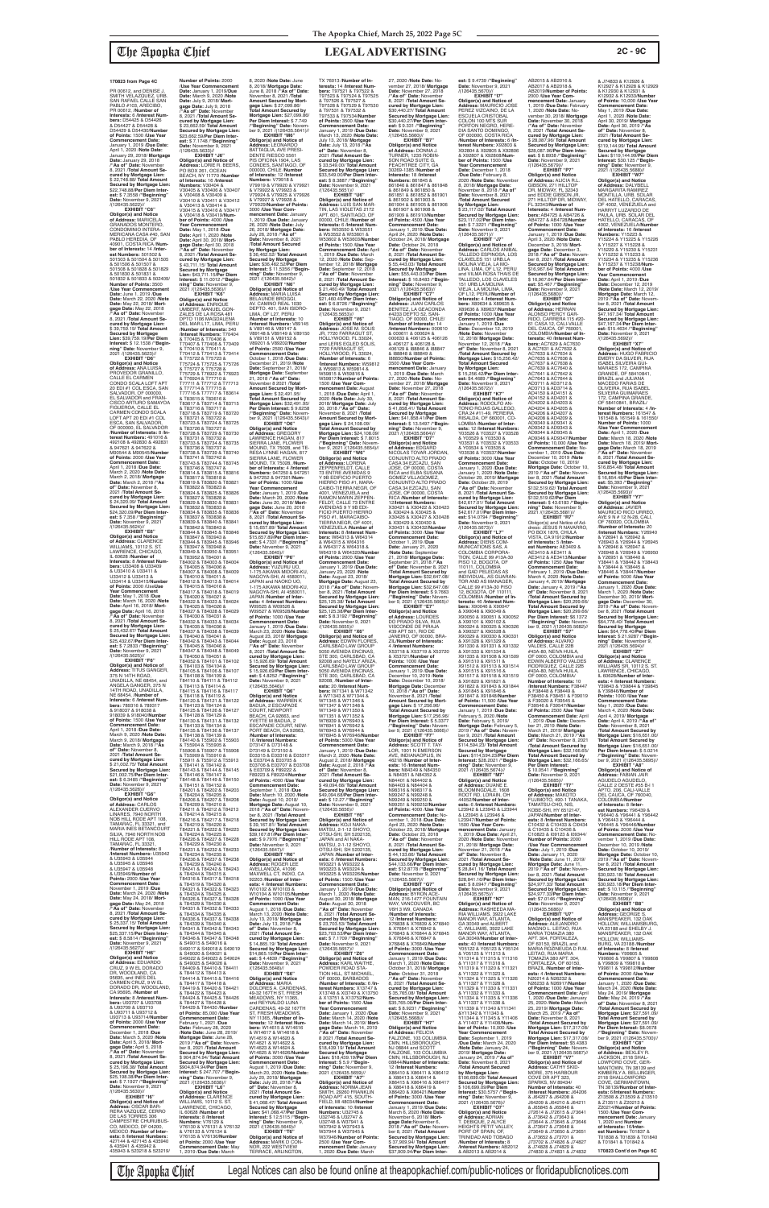**170823 from Page 4C**

PR 00612, and DENISE J. SMITH VELAZQUEZ, URB. SAN RAFAEL CALLE SAN PABLO #103, ARECIBO, PR 00612, /**Number of Interests:** 6 /**Interest Numbers:** U54425 & U54426 & U54427 & U54428 & U54429 & U54430 /**Number of Points:** 1500 /**Use Year Commencement Date:** January 1, 2019 /**Due Date:** April 1, 2020 /**Note Date:** January 29, 2018/ **Mortgage Date:** January 29, 2018 /**"As of" Date:** November 8, 2021 /**Total Amount Secured by Mortgage Lien:** $22,742.68/**Per Diem Interest:** $ 7.3558 /**"Beginning" Date:** November 9, 2021 /(126435.5621)//

**EXHIBIT "C6"**
**Obligor(s) and Address of Address:** MARICELA GRANADOS MONTERO, CONDOMINIO INTERAMERICANA CASA #40, SAN PABLO HEREDIA, OF 40901, COSTA RICA /**Number of Interests:** 14 /**Interest Numbers:** 501502 & 501503 & 501504 & 501505 & 501506 & 501507 & 501508 & 501828 & 501829 & 501830 & 501831 & 501832 & 501833 & 502409/ **Number of Points:** 3500 /**Use Year Commencement Date:** June 1, 2019 /**Due Date:** March 22, 2020 /**Note Date:** May 22, 2018/ **Mortgage Date:** May 22, 2018 /**"As of" Date:** November 8, 2021 /**Total Amount Secured by Mortgage Lien:** $ 39,759.19/ **Total Amount Secured by Mortgage Lien:** $39,759.19/**Per Diem Interest:** $ 12.1538 /**"Beginning" Date:** November 9, 2021 /(126435.5622)//

**EXHIBIT "D6"**
**Obligor(s) and Address:** ANA LUISA PROVEDOR GRANILLO, CALLE EL CARMEN CONDOMINIO CALA LOFT APT 20 EDI #1 COL ESCA, SAN SALVADOR, OF 000000, EL SALVADOR and FRANCISCO ARTURO SAMAYOA FIGUEROA, CALLE EL CARMEN CONDO SCALA LOFT APT 20 EDI #1 COL ESCA, SAN SALVADOR, OF 000000, EL SALVADOR /**Number of Interests:** 8 /**Interest Numbers:** 491016 & 492108 & 492830 & 492831 & 947601 & 947602 & M65444 & M65445/**Number of Points:** 2000 /**Use Year Commencement Date:** April 1, 2018 /**Due Date:** March 2, 2020 /**Note Date:** March 2, 2018/ **Mortgage Date:** March 2, 2018 /**"As of" Date:** November 8, 2021 /**Total Amount Secured by Mortgage Lien:** $ 24,320.09/ **Total Amount Secured by Mortgage Lien:** $24,320.09/**Per Diem Interest:** $ 7.8184 /**"Beginning" Date:** November 9, 2021 /(126435.5624)//

**EXHIBIT "E6"**
**Obligor(s) and Address:** CLARENCE WILLIAMS, 10112 S. ST. LAWRENCE, CHICAGO, IL 60628 /**Number of Interests:** 6 /**Interest Numbers:** U33408 & U33409 & U33410 & U33411 & U33412 & U33413 & U33414 & U33415 /**Number of Points:** 2000 /**Use Year Commencement Date:** May 1, 2018 /**Due Date:** March 16, 2020 /**Note Date:** April 16, 2018/ **Mortgage Date:** April 16, 2018 /**"As of" Date:** November 8, 2021 /**Total Amount Secured by Mortgage Lien:** $25,432.87/**Per Diem Interest:** $ 7.2833 /**"Beginning" Date:** November 9, 2021 /(126435.5625)//

**EXHIBIT "F6"**
**Obligor(s) and Address:** TITUS GANGER, 375 N 14TH ROAD, UNADILLA, NE 68454, and ANGELA GANGER, 375 N 14TH ROAD, UNADILLA, NE 68454, /**Number of Interests:** 6 /**Interest Numbers:** 769516 & 769517 & 918029 & 918030 & 918031 & 918032 & 918040/**Number of Points:** 1500 /**Use Year Commencement Date:** April 1, 2019 /**Due Date:** March 9, 2020 /**Note Date:** March 9, 2018/ **Mortgage Date:** March 9, 2018 /**"As of" Date:** November 8, 2021 /**Total Amount Secured by Mortgage Lien:** $ 21,002.76/ **Total Amount Secured by Mortgage Lien:** $21,002.76/**Per Diem Interest:** $ 6.3485 /**"Beginning" Date:** November 9, 2021 /(126435.5626)//

**EXHIBIT "G6"**
**Obligor(s) and Address:** CARLOS ALEXANDER CUERVO LINARES, 7940 NORTH NOB HILL RODE APT 108, TAMARAC, FL 33321, and MARIA INES BETANCOURT SILVA, 7940 NORTH NOB HILL RODE APT 108, TAMARAC, FL 33321, /**Number of Interests:** 8 /**Interest Numbers:** U35942 & U35943 & U35944 & U35945 & U35946 & U35947 & U35948 & U35949/**Number of Points:** 2000 /**Use Year Commencement Date:** November 1, 2019 /**Due Date:** March 24, 2020 /**Note Date:** May 24, 2018/ **Mortgage Date:** May 24, 2018 /**"As of" Date:** November 8, 2021 /**Total Amount Secured by Mortgage Lien:** $ 25,337.15/ **Total Amount Secured by Mortgage Lien:** $25,337.15/**Per Diem Interest:** $ 8.5814 /**"Beginning" Date:** November 9, 2021 /(126435.5627)//

**EXHIBIT "H6"**
**Obligor(s) and Address:** EDUARDO CRUZ, 9 W EL DORADO DR, WOODLAND, CA 95695, and INES DEL CARMEN CRUZ, 9 W EL DORADO DR, WOODLAND, CA 95695, /**Number of Interests:** 8 /**Interest Numbers:** U93707 & U93708 & U93709 & U93710 & U93711 & U93712 & U93713 & U93714/**Number of Points:** 2000 /**Use Year Commencement Date:** December 1, 2018 /**Due Date:** March 5, 2020 /**Note Date:** April 5, 2018/ **Mortgage Date:** April 5, 2018 /**"As of" Date:** November 8, 2021 /**Total Amount Secured by Mortgage Lien:** $ 25,106.18/ **Total Amount Secured by Mortgage Lien:** $25,106.18/**Per Diem Interest:** $ 7.9127 /**"Beginning" Date:** November 9, 2021 /(126435.5630)//

**EXHIBIT "I6"**
**Obligor(s) and Address:** OSCAR BARRERA VAZQUEZ, CERRO DE LAS TORRES 306 CAMPESTRE CHURUBUSCO, MEXICO, DF 04200, MEXICO /**Number of Interests:** 6 /**Interest Numbers:** 427144 & 427145 & 435940 & 435941 & 435942 & 435943 & 523218 & 523219/ **Number of Points:** 2000 /**Use Year Commencement Date:** January 1, 2019 /**Due Date:** March 5, 2020 /**Note Date:** July 9, 2018/ **Mortgage Date:** July 9, 2018 /**"As of" Date:** November 8, 2021 /**Total Amount Secured by Mortgage Lien:** $ 23,662.59/ **Total Amount Secured by Mortgage Lien:** $23,662.59/**Per Diem Interest:** $ 7.7166 /**"Beginning" Date:** November 9, 2021 /(126435.5633)//

**EXHIBIT "J6"**
**Obligor(s) and Address:** LORIE R. BEERS, PO BOX 261, OCEAN BEACH, NY 11770 /**Number of Interests:** 16 /**Interest Numbers:** V30404 & V30405 & V30406 & V30407 & V30408 & V30409 & V30410 & V30411 & V30412 & V30413 & V30414 & V30415 & V30416 & V30417 & V30418 & V30419/**Number of Points:** 4000 /**Use Year Commencement Date:** May 1, 2018 /**Due Date:** April 1, 2020 /**Note Date:** April 30, 2018/ **Mortgage Date:** April 30, 2018 /**"As of" Date:** November 8, 2021 /**Total Amount Secured by Mortgage Lien:** $ 43,711.15/ **Total Amount Secured by Mortgage Lien:** $43,711.15/**Per Diem Interest:** $ 11.0012 /**"Beginning" Date:** November 9, 2021 /(126435.5636)//

**EXHIBIT "K6"**
**Obligor(s) and Address:** ENRIQUE UMBERT, MANUEL GONZALES DE LA ROSA 461 DPTO 1106 MAGDALENA DEL MAR L17, LIMA, PERU /**Number of Interests:** 340 /**Interest Numbers:** T70404 & T70405 & T70406 & T70407 & T70408 & T70409 & T70410 & T70411 & T70412 & T70413 & T70414 & T75722 & T75723 & T75724 & T75725 & T75726 & T75727 & T75728 & T75729 & T76922 & T76923 & T76924 & T77713 & T77714 & T77715 & T77716 & T77717 & T77718 & T77719 & T77720 & T80313 & T83615 & T83616 & T83617 & T83714 & T83715 & T83716 & T83717 & T83718 & T83719 & T83720 & T83721 & T83722 & T83723 & T83724 & T83725 & T83726 & T83727 & T83728 & T83729 & T83730 & T83731 & T83732 & T83733 & T83734 & T83735 & T83736 & T83737 & T83738 & T83739 & T83740 & T83741 & T83742 & T83743 & T83744 & T83745 & T83746 & T83747 & T83814 & T83815 & T83816 & T83817 & T83818 & T83819 & T83820 & T83821 & T83822 & T83823 & T83824 & T83825 & T83826 & T83827 & T83828 & T83829 & T83830 & T83831 & T83832 & T83833 & T83834 & T83835 & T83836 & T83837 & T83838 & T83839 & T83840 & T83841 & T83842 & T83843 & T83844 & T83845 & T83846 & T83847 & T83848 & T83849 & T83850 & T83851 & T83852 & T83853 & T83854 & T83855 & T83856 & T83857 & T83858 & T83859 & T83860 & T83861 & T83862 & T84001 & T84002 & T84003 & T84004 & T84005 & T84006 & T84007 & T84008 & T84009 & T84010 & T84011 & T84012 & T84013 & T84014 & T84015 & T84016 & T84017 & T84018 & T84019 & T84020 & T84021 & T84022 & T84023 & T84024 & T84025 & T84026 & T84027 & T84028 & T84029 & T84030 & T84031 & T84032 & T84033 & T84034 & T84035 & T84036 & T84037 & T84038 & T84039 & T84040 & T84041 & T84042 & T84043 & T84044 & T84045 & T84046 & T84047 & T84048 & T84049 & T84050 & T84051 & T84052 & T84101 & T84102 & T84103 & T84104 & T84105 & T84106 & T84107 & T84108 & T84109 & T84110 & T84111 & T84112 & T84113 & T84114 & T84115 & T84116 & T84117 & T84118 & T84119 & T84120 & T84121 & T84122 & T84123 & T84124 & T84125 & T84126 & T84127 & T84128 & T84129 & T84130 & T84131 & T84132 & T84133 & T84134 & T84135 & T84136 & T84137 & T84138 & T84139 & T84140 & T85902 & T85903 & T85904 & T85905 & T85906 & T85907 & T85908 & T85909 & T85910 & T85911 & T85912 & T85913 & T84141 & T84142 & T84143 & T84144 & T84145 & T84146 & T84147 & T84148 & T84149 & T84150 & T84151 & T84152 & T84201 & T84202 & T84203 & T84204 & T84205 & T84206 & T84207 & T84208 & T84209 & T84210 & T84211 & T84212 & T84213 & T84214 & T84215 & T84216 & T84217 & T84218 & T84219 & T84220 & T84221 & T84222 & T84223 & T84224 & T84225 & T84226 & T84227 & T84228 & T84229 & T84230 & T84231 & T84232 & T84233 & T84234 & T84235 & T84236 & T84237 & T84238 & T84239 & T84240 & T84241 & T84242 & T84243 & T84244 & T84314 & T84315 & T84316 & T84317 & T84318 & T84319 & T84320 & T84321 & T84322 & T84323 & T84324 & T84325 & T84326 & T84327 & T84328 & T84329 & T84330 & T84331 & T84332 & T84333 & T84334 & T84335 & T84336 & T84337 & T84338 & T84339 & T84340 & T84341 & T84342 & T84343 & T84344 & T84345 & T84346 & T84347 & T84348 & S49015 & S49016 & S49017 & S49018 & S49019 & S49020 & S49021 & S49022 & S49023 & S49024 & S49025 & S49026 & T84409 & T84410 & T84411 & T84412 & T84413 & T84414 & T84415 & T84416 & T84417 & T84418 & T84419 & T84420 & T84421 & T84422 & T84423 & T84424 & T84425 & T84426 & T84427 & T84428 & T84429 & T84430/**Number of Points:** 85,000 /**Use Year Commencement Date:** February 1, 2021 /**Due Date:** February 28, 2020 /**Note Date:** June 28, 2019/ **Mortgage Date:** June 28, 2019 /**"As of" Date:** November 8, 2021 /**Total Amount Secured by Mortgage Lien:** $ 904,874.94/ **Total Amount Secured by Mortgage Lien:** $904,874.94/**Per Diem Interest:** $ 247.707 /**"Beginning" Date:** November 9, 2021 /(126435.5638)//

**EXHIBIT "L6"**
**Obligor(s) and Address:** CLARENCE WILLIAMS, 10112 S. ST. LAWRENCE, CHICAGO, IL 60628 /**Number of Interests:** 8 /**Interest Numbers:** V76130 & V76131 & V76132 & V76133 & V76134 & V76135 & V76136/**Number of Points:** 2000 /**Use Year Commencement Date:** May 1, 2019 /**Due Date:** March 8, 2020 /**Note Date:** June 8, 2018/ **Mortgage Date:** June 8, 2018 /**"As of" Date:** November 8, 2021 /**Total Amount Secured by Mortgage Lien:** $ 27,099.86/ **Total Amount Secured by Mortgage Lien:** $27,099.86/ **Per Diem Interest:** $ 7.749 /**"Beginning" Date:** November 9, 2021 /(126435.5641)//

**EXHIBIT "M6"**
**Obligor(s) and Address:** REYNALDO OMAR BATTAGLIA, AVE PRESIDENTE RIESCO 5561 PIS OFICINA 1904, LAS CONDES, SANTIAGO, OF 000000, CHILE /**Number of Interests:** 12 /**Interest Numbers:** V79918 & V79919 & V79920 & V79921 & V79922 & V79923 & V79924 & V79925 & V79926 & V79927 & V79928 & V79929/**Number of Points:** 3000 /**Use Year Commencement Date:** January 1, 2019 /**Due Date:** January 26, 2020 /**Note Date:** June 26, 2018/ **Mortgage Date:** July 26, 2018 /**"As of" Date:** November 8, 2021 /**Total Amount Secured by Mortgage Lien:** $36,492.52/**Per Diem Interest:** $ 11.3341 /**"Beginning" Date:** November 9, 2021 /(126435.5642)//

**EXHIBIT "N6"**
**Obligor(s) and Address:** MARIA LUISA BELAUNDE BRIGOLI, AV. CASIMIRO ULLOA 333, DEPTO. 401, SAN ISIDRO, LIMA, OF L27, PERU /**Number of Interests:** 10 /**Interest Numbers:** V89145 & V89146 & V89147 & V89148 & V89149 & V89150 & V89151 & V89152 & V89201 & V89202/**Number of Points:** 2500 /**Use Year Commencement Date:** October 1, 2018 /**Due Date:** December 21, 2019 /**Note Date:** September 21, 2018/ **Mortgage Date:** September 21, 2018 /**"As of" Date:** November 8, 2021 /**Total Amount Secured by Mortgage Lien:** $ 32,401.35/ **Total Amount Secured by Mortgage Lien:** $32,401.35/ **Per Diem Interest:** $ 9.6258 /**"Beginning" Date:** November 9, 2021 /(126435.5643)//

**EXHIBIT "O6"**
**Obligor(s) and Address:** GREGORY LAWRENCE HAGAN, 817 SIERRA LANE, FLOWER MOUND, TX 75028, and TERESA LYNNE HAGAN, 817 SIERRA LANE, FLOWER MOUND, TX 75028, /**Number of Interests:** 4 /**Interest Numbers:** 947250 & 947251 & 947252 & 947301/**Number of Points:** 1000 /**Use Year Commencement Date:** January 1, 2019 /**Due Date:** March 20, 2020 /**Note Date:** June 20, 2018/ **Mortgage Date:** June 20, 2018 /**"As of" Date:** November 8, 2021 /**Total Amount Secured by Mortgage Lien:** $ 15,887.89/ **Total Amount Secured by Mortgage Lien:** $15,887.89/**Per Diem Interest:** $ 4.7331 /**"Beginning" Date:** November 9, 2021 /(126435.5645)//

**EXHIBIT "P6"**
**Obligor(s) and Address:** YUZURU UO, 1-175 AIKAWA MIDORI-KU, NAGOYA-SHI, AI 4580011, JAPAN and NAOKO UO, 1-175 AIKAWA MIDORI-KU, NAGOYA-SHI, AI 4580011, JAPAN /**Number of Interests:** 4 /**Interest Numbers:** W09526 & W09526 & W09527 & W09528/**Number of Points:** 1000 /**Use Year Commencement Date:** January 1, 2019 /**Due Date:** September 23, 2019 /**Note Date:** August 23, 2018/ **Mortgage Date:** August 23, 2018 /**"As of" Date:** November 8, 2021 /**Total Amount Secured by Mortgage Lien:** $ 15,505.69/ **Total Amount Secured by Mortgage Lien:** $15,505.69/**Per Diem Interest:** $ 4.6373 /**"Beginning" Date:** November 9, 2021 /(126435.5646)//

**EXHIBIT "Q6"**
**Obligor(s) and Address:** WARREN H. BADUM, 4 ESCAPADE COURT, NEW PORT BEACH, CA 92663, and YVETTE BADUM, 4 ESCAPADE COURT, NEW PORT BEACH, CA 92663, /**Number of Interests:** 16 /**Interest Numbers:** D73147 & D73148 & D73149 & D73150 & E03315 & E03316 & E03317 & E03704 & E03705 & E03706 & E03707 & E03708 & E03709 & F89223 & F89224 & F89225/**Number of Points:** 4000 /**Use Year Commencement Date:** September 1, 2018 /**Due Date:** March 10, 2020 /**Note Date:** August 10, 2018/ **Mortgage Date:** August 10, 2018 /**"As of" Date:** November 8, 2021 /**Total Amount Secured by Mortgage Lien:** $ 39,167.81/ **Total Amount Secured by Mortgage Lien:** $39,167.81/**Per Diem Interest:** $ 9.7376 /**"Beginning" Date:** November 9, 2021 /(126435.5647)//

**EXHIBIT "R6"**
**Obligor(s) and Address:** ROGELIO DEL AVELLANEDA, 41098 SUNSET KNOLL, CA 92532 /**Number of Interests:** 4 /**Interest Numbers:** W10102 & W10103 & W10104 & W10105/**Number of Points:** 1000 /**Use Year Commencement Date:** August 1, 2018 /**Due Date:** March 13, 2020 /**Note Date:** July 13, 2018/ **Mortgage Date:** July 13, 2018 /**"As of" Date:** November 8, 2021 /**Total Amount Secured by Mortgage Lien:** $ 14,801.19/ **Total Amount Secured by Mortgage Lien:** $14,801.19/**Per Diem Interest:** $ 4.5011 /**"Beginning" Date:** November 9, 2021 /(126435.5649)//

**EXHIBIT "S6"**
**Obligor(s) and Address:** MARIA DOLORES A. CARDENAS, 49-32 167TH ST, FRESH MEADOWS, NY 11365, and FIDEL A. CARDENAS, 49-32 167TH ST, FRESH MEADOWS, NY 11365, /**Number of Interests:** 8 /**Interest Numbers:** W14616 & W14606 & W14607 & W14618 & W14619 & W14620 & W14621 & W14622 & W14623 & W14624 & W14625 & W14626/**Number of Points:** 3000 /**Use Year Commencement Date:** January 1, 2019 /**Due Date:** March 20, 2020 /**Note Date:** July 20, 2018/ **Mortgage Date:** July 20, 2018 /**"As of" Date:** November 8, 2021 /**Total Amount Secured by Mortgage Lien:** $41,066.47/ **Total Amount Secured by Mortgage Lien:** $41,066.47/**Per Diem Interest:** $ 12.3115 /**"Beginning" Date:** November 9, 2021 /(126435.5650)//

**EXHIBIT "T6"**
**Obligor(s) and Address:** MARK O CONNOR, 322 WESTVIEW TERRACE, ARLINGTON, TX 76013 /**Number of Interests:** 14 /**Interest Numbers:** T97522 & T97523 & T97524 & T97525 & T97526 & T97527 & T97528 & T97529 & T97530 & T97531 & T97532 & T97533 & T97534/**Number of Points:** 3500 /**Use Year Commencement Date:** January 1, 2019 /**Due Date:** March 13, 2020 /**Note Date:** July 13, 2018/ **Mortgage Date:** July 13, 2018 /**"As of" Date:** November 8, 2021 /**Total Amount Secured by Mortgage Lien:** $ 33,549.00/ **Total Amount Secured by Mortgage Lien:** $33,549.00/**Per Diem Interest:** $ 9.3847 /**"Beginning" Date:** November 9, 2021 /(126435.5651)//

**EXHIBIT "U6"**
**Obligor(s) and Address:** LUIS SAN MARTIN, LAS VIOLETAS 2170 APT. 601, SANTIAGO, OF 00000, CHILE /**Number of Interests:** 4 /**Interest Numbers:** W53050 & W53051 & W53052 & W53603/**Number of Points:** 1000 /**Use Year Commencement Date:** April 1, 2019 /**Due Date:** December 12, 2019 /**Note Date:** September 12, 2018/ **Mortgage Date:** September 12, 2018 /**"As of" Date:** November 8, 2021 /**Total Amount Secured by Mortgage Lien:** $ 21,460.49/ **Total Amount Secured by Mortgage Lien:** $21,460.49/**Per Diem Interest:** $ 6.1227 /**"Beginning" Date:** November 9, 2021 /(126435.5653)//

**EXHIBIT "V6"**
**Obligor(s) and Address:** JOSE M. SOLIS JR, 7720 FAIRMOUNT ST, HOLLYWOOD, FL 33024, and LERIS EDLED SOLIS, 7720 FAIRMOUNT ST, HOLLYWOOD, FL 33024 /**Number of Interests:** 4 /**Interest Numbers:** W59812 & W59813 & W59814 & W59815 & W59816 & W59817 /**Number of Points:** 1500 /**Use Year Commencement Date:** August 1, 2018 /**Due Date:** April 1, 2020 /**Note Date:** July 30, 2018/ **Mortgage Date:** July 30, 2018 /**"As of" Date:** November 8, 2021 /**Total Amount Secured by Mortgage Lien:** $ 24,106.09/ **Total Amount Secured by Mortgage Lien:** $24,106.09/ **Per Diem Interest:** $ 7.8015 /**"Beginning" Date:** November 9, 2021 /(126435.5654)//

**EXHIBIT "W6"**
**Obligor(s) and Address:** LORENA LORENA ZEPPENFELDT, CALLE 71 SANTA EDUVIGIS Y 98 EDIFICIO PUERTO HIERRO PISO #1, MARACAIBO-TIERRA NEGR, OF 4001, VENEZUELA and RAMON MARIN ZEPPENFELDT, CALLE 71 ENTRE AVENIDAS 8Y 9 EDIFICIO PUERTO HIERRO PISO #1, MARACAIBO-TIERRA NEGR, OF 4001, VENEZUELA /**Number of Interests:** 4 /**Interest Numbers:** W64313 & W64314 & W64315 & W64316 & W64317 & W64318 & W64401 & W64402/**Number of Points:** 2000 /**Use Year Commencement Date:** January 1, 2019 /**Due Date:** December 23, 2019 /**Note Date:** August 23, 2018/ **Mortgage Date:** August 23, 2018 /**"As of" Date:** November 8, 2021 /**Total Amount Secured by Mortgage Lien:** $25,125.38/ **Total Amount Secured by Mortgage Lien:** $25,125.38/**Per Diem Interest:** $ 8.3192 /**"Beginning" Date:** November 9, 2021 /(126435.5655)//

**EXHIBIT "X6"**
**Obligor(s) and Address:** EDWIN REYES, CARLSBAD LAW GROUP, 5050 AVENIDA ENCINAS, STE 300, CARLSBAD, CA 92008 and NANCY ARIZA, CARLSBAD LAW GROUP, 5050 AVENIDA ENCINAS, STE 300, CARLSBAD, CA 92008, /**Number of Interests:** 20 /**Interest Numbers:** W71341 & W71342 & W71343 & W71344 & W71345 & W71346 & W71347 & W71348 & W71349 & W71350 & W71351 & W76939 & W76940 & W76941 & W76942 & W76943 & W76944 & W76945 & W76946/**Number of Points:** 5000 /**Use Year Commencement Date:** January 1, 2019 /**Due Date:** April 2, 2020 /**Note Date:** August 2, 2018/ **Mortgage Date:** August 2, 2018 /**"As of" Date:** November 8, 2021 /**Total Amount Secured by Mortgage Lien:** $ 49,094.39/ **Total Amount Secured by Mortgage Lien:** $49,094.39/**Per Diem Interest:** $ 13.8839 /**"Beginning" Date:** November 9, 2021 /(126435.5656)//

**EXHIBIT "Y6"**
**Obligor(s) and Address:** KOJI NAKAMATSU, 3-1-12 SHIYO, OTSU-SHI, SH 5202135, JAPAN and MAKI NAKAMATSU, 3-1-12 SHIYO, OTSU-SHI, SH 5202135, JAPAN /**Number of Interests:** 6 /**Interest Numbers:** W93222 & W93223 & W93224 & W93225 & W93226 & W93227/**Number of Points:** 1500 /**Use Year Commencement Date:** January 1, 2019 /**Due Date:** March 1, 2020 /**Note Date:** August 30, 2018/ **Mortgage Date:** August 30, 2018 /**"As of" Date:** November 8, 2021 /**Total Amount Secured by Mortgage Lien:** $ 23,192.56/ **Total Amount Secured by Mortgage Lien:** $23,192.56/**Per Diem Interest:** $ 7.1709 /**"Beginning" Date:** November 9, 2021 /(126435.5658)//

**EXHIBIT "Z6"**
**Obligor(s) and Address:** KARL WAITHE, POWDER ROAD STATION HILL, ST MICHAEL, OF 00000, BARBADOS /**Number of Interests:** 4 /**Interest Numbers:** X13747 & X13748 & X13749 & X13750 & X13751 & X13752 & X13753 & X13754/**Number of Points:** 2000 /**Use Year Commencement Date:** January 1, 2020 /**Due Date:** March 14, 2020 /**Note Date:** March 14, 2019/ **Mortgage Date:** March 14, 2019 /**"As of" Date:** November 8, 2021 /**Total Amount Secured by Mortgage Lien:** $18,429.19/ **Total Amount Secured by Mortgage Lien:** $18,429.19/**Per Diem Interest:** $ 5.9 /**"Beginning" Date:** November 9, 2021 /(126435.5659)//

**EXHIBIT "A7"**
**Obligor(s) and Address:** NORMA JEAN WHITAKER, 2002 FRANKLIN ROAD APT 415, SOUTH FULTON, GA 30349 /**Number of Interests:** 10 /**Interest Numbers:** U32745 & U32746 & U32747 & U32748 & U32749 & U32750 & W37943 & W37944 & W37945 & W37946/**Number of Points:** 2500 /**Use Year Commencement Date:** January 1, 2020 /**Due Date:** March 27, 2020 /**Note Date:** November 27, 2018/ **Mortgage Date:** November 27, 2018 /**"As of" Date:** November 8, 2021 /**Total Amount Secured by Mortgage Lien:** $30,440.27/ **Total Amount Secured by Mortgage Lien:** $30,440.27/**Per Diem Interest:** $ 9.531 /**"Beginning" Date:** November 9, 2021 /(126435.5660)//

**EXHIBIT "B7"**
**Obligor(s) and Address:** DONNA J. TURNER, 1235 ROBINSON ROAD SUITE G, PEACHTREE CITY, GA 30269-1385 /**Number of Interests:** 10 /**Interest Numbers:** 861846 & 861847 & 861848 & 861849 & 861850 & 861851 & 861852 & 861901 & 861902 & 861903 & 861904 & 861905 & 861906 & 861907 & 861908 & 861909 & 861910/**Number of Points:** 4000 /**Use Year Commencement Date:** January 1, 2019 /**Due Date:** April 26, 2020 /**Note Date:** October 24, 2018/ **Mortgage Date:** October 24, 2018 /**"As of" Date:** November 8, 2021 /**Total Amount Secured by Mortgage Lien:** $ 55,443.03/ **Total Amount Secured by Mortgage Lien:** $55,443.03/**Per Diem Interest:** $ 15.4045 /**"Beginning" Date:** November 9, 2021 /(126435.5663)//

**EXHIBIT "C7"**
**Obligor(s) and Address:** EVANGELINA M. BENITEZ, LA GEOCANDA #22B DEPTO SC, SANTIAGO, OF 00000, CHILE/ **Number of Interests:** 6 /**Interest Numbers:** 000610 & 000611 & 000624 & 406124 & 406125 & 406126 & 406127 & 406128 & 406129 & 888847 & 888847 & 888848 & 888849 & 888850/**Number of Points:** 3500 /**Use Year Commencement Date:** January 1, 2019 /**Due Date:** March 27, 2020 /**Note Date:** November 27, 2018/ **Mortgage Date:** November 27, 2018 /**"As of" Date:** November 8, 2021 /**Total Amount Secured by Mortgage Lien:** $ 41,858.41/ **Total Amount Secured by Mortgage Lien:** $41,858.41/**Per Diem Interest:** $ 12.5637 /**"Beginning" Date:** November 9, 2021 /(126435.5664)//

**EXHIBIT "D7"**
**Obligor(s) and Address:** EDUARDO NICOLAS TOVAR JORDAN, CONJUNTO ALTO PRADO CASA 34 EZCAZU, SAN JOSE, OF 0000, COSTA RICA and MAYERLIN GOMEZ VILLAGOMEZ, CONJUNTO ALTO PRADO CASA 34 EZCAZU, SAN JOSE, OF 0000, COSTA RICA /**Number of Interests:** 8 /**Interest Numbers:** X30422 & X30423 & X30424 & X30425 & X30426 & X30427 & X30428 & X30429 & X30430 & X30431 & X30432/**Number of Points:** 2000 /**Use Year Commencement Date:** October 1, 2019 /**Due Date:** January 21, 2020 /**Note Date:** December 21, 2018/ **Mortgage Date:** December 21, 2018 /**"As of" Date:** November 8, 2021 /**Total Amount Secured by Mortgage Lien:** $32,647.08/ **Total Amount Secured by Mortgage Lien:** $32,647.08/**Per Diem Interest:** $ 9.6472 /**"Beginning" Date:** November 9, 2021 /(126435.5665)//

**EXHIBIT "E7"**
**Obligor(s) and Address:** LOURDES DO PRADO SILVA, RUA VISCONDE DE PIRAJA 555, APT 1307, RIO DE JANEIRO, OF 00000, BRAZIL /**Number of Interests:** 6 /**Interest Numbers:** X33718 & X33719 & X33720 & X33721/**Number of Points:** 1000 /**Use Year Commencement Date:** January 1, 2019 /**Due Date:** January 10, 2020 /**Note Date:** December 10, 2018/ **Mortgage Date:** December 10, 2018 /**"As of" Date:** November 8, 2021 /**Total Amount Secured by Mortgage Lien:** $ 17,256.96/ **Total Amount Secured by Mortgage Lien:** $17,256.96/**Per Diem Interest:** $ 5.3377 /**"Beginning" Date:** November 9, 2021 /(126435.5666)//

**EXHIBIT "F7"**
**Obligor(s) and Address:** SCOTT T. TAYLOR, 1601 N HARRISON ST, FORT WAYNE, IN 46218 /**Number of Interests:** 16 /**Interest Numbers:** N84309 & N84310 & N84311 & N84312 & N84401 & N84402 & N84403 & N84404 & N98316 & N98317 & N98318 & N98319 & N99252 & N99253 & N99251 & N99252/**Number of Points:** 4000 /**Use Year Commencement Date:** January 1, 2019 /**Due Date:** April 23, 2020 /**Note Date:** October 23, 2018/ **Mortgage Date:** October 23, 2018 /**"As of" Date:** November 8, 2021 /**Total Amount Secured by Mortgage Lien:** $ 44,133.00/ **Total Amount Secured by Mortgage Lien:** $44,133.00/**Per Diem Interest:** $12.8178 /**"Beginning" Date:** November 9, 2021 /(126435.5668)//

**EXHIBIT "G7"**
**Obligor(s) and Address:** BYRON ACEMAN, 216-1477 FOUNTAIN WAY, VANCOUVER, BC V6H 3W9, CANADA /**Number of Interests:** 12 /**Interest Numbers:** X76838 & X76839 & X76840 & X76841 & X76842 & X76843 & X76844 & X76845 & X76846 & X76847 & X76848 & X76849/**Number of Points:** 3000 /**Use Year Commencement Date:** January 1, 2019 /**Due Date:** March 10, 2020 /**Note Date:** October 31, 2018/ **Mortgage Date:** October 31, 2018 /**"As of" Date:** November 8, 2021 /**Total Amount Secured by Mortgage Lien:** $ 35,765.06/ **Total Amount Secured by Mortgage Lien:** $35,765.06/**Per Diem Interest:** $ 8.6231 /**"Beginning" Date:** November 9, 2021 /(126435.5669)//

**EXHIBIT "H7"**
**Obligor(s) and Address:** FELICIA FALZONE, 103 COLUMBIA CIRCLE, HILLSBOROUGH, NJ 08844 and SCOTT FALZONE, 103 COLUMBIA CIRCLE, HILLSBOROUGH, NJ 08844/**Number of Interests:** 12 /**Interest Numbers:** X86410 & X86411 & X86412 & X86413 & X86414 & X86415 & X86416 & X86417 & X86418 & X86419 & X86420 & X86421/**Number of Points:** 3000 /**Use Year Commencement Date:** January 1, 2019 /**Due Date:** March 9, 2020 /**Note Date:** November 9, 2018/ **Mortgage Date:** November 9, 2018 /**"As of" Date:** November 8, 2021 /**Total Amount Secured by Mortgage Lien:** $ 37,909.94/ **Total Amount Secured by Mortgage Lien:** $37,909.94/**Per Diem Interest:** $ 9.4739 /**"Beginning" Date:** November 9, 2021 /(126435.5670)//

**EXHIBIT "I7"**
**Obligor(s) and Address:** MAURICIO JOSE PEREZ VIZCAINO, DE LA ESCUELA CRISTOBAL COLON 100 MTS SUR PORTON NEGRO, HEREDIA SANTO DOMINGO, OF 000000, COSTA RICA /**Number of Interests:** 6 /**Interest Numbers:** X92804 & X92805 & X92806 & X92807 & X92808/**Number of Points:** 1500 /**Use Year Commencement Date:** December 1, 2018 /**Due Date:** March 8, 2020 /**Note Date:** November 8, 2018/ **Mortgage Date:** November 8, 2018 /**"As of" Date:** November 8, 2021 /**Total Amount Secured by Mortgage Lien:** $23,117.02/ **Total Amount Secured by Mortgage Lien:** $23,117.02/**Per Diem Interest:** $ 7.3221 /**"Beginning" Date:** November 9, 2021 /(126435.5671)//

**EXHIBIT "J7"**
**Obligor(s) and Address:** CARLOS ANIBAL TALLEDO ESPINOSA, LOS CLAVELES 151 URB.LA MOLINA VIEJA, LA MOLINA VIEJA, LIMA, OF L12, PERU and VILMA ROSA THAIS DE TALLEDO, LOS CLAVELES 151 URB.LA MOLINA VIEJA, LA MOLINA, LIMA, OF L12, PERU /**Number of Interests:** 4 /**Interest Numbers:** X99634 & X99635 & X99636 & X99637/**Number of Points:** 1000 /**Use Year Commencement Date:** January 1, 2019 /**Due Date:** December 12, 2019 /**Note Date:** November 12, 2018/ **Mortgage Date:** November 12, 2018 /**"As of" Date:** November 8, 2021 /**Total Amount Secured by Mortgage Lien:** $15,256.42/**Per Diem Interest:** $4.4689 /**"Beginning" Date:** November 9, 2021 /(126435.5673)//

**EXHIBIT "K7"**
**Obligor(s) and Address:** RODOLFO ANTONIO ROJAS GALLEGO, CRA 24 #11-49, PEREIRA RISALDA, OF 660001, COLOMBIA /**Number of Interests:** 10 /**Interest Numbers:** Y03526 & Y03527 & Y03528 & Y03529 & Y03530 & Y03531 & Y03532 & Y03533 & Y03534 & Y03535 & Y03536 & Y03537/**Number of Points:** 3000 /**Use Year Commencement Date:** January 1, 2020 /**Due Date:** January 1, 2020 /**Note Date:** October 29, 2019/ **Mortgage Date:** October 29, 2019 /**"As of" Date:** November 8, 2021 /**Total Amount Secured by Mortgage Lien:** $42,617.01/**Per Diem Interest:** $14.0794 /**"Beginning" Date:** November 9, 2021 /(126435.5675)//

**EXHIBIT "L7"**
**Obligor(s) and Address:** DIENS COMMUNICATIONS SAS, A COLOMBIA CORPORATION, CALLE 99 #13A-30 PISO 12, BOGOTA, OF 110111, COLOMBIA and GAD RELEASED AS INDIVIDUAL, AS GUARANTOR AND AS MANAGER, CALLE 99 #13A-30 PISO 12, BOGOTA, OF 110111, COLOMBIA /**Number of Interests:** 46 /**Interest Numbers:** X90046 & X90047 & X90048 & X90049 & X90050 & X90051 & X90052 & X90101 & X90102 & X90303 & X90324 & X90326 & X90327 & X90328 & X90329 & X90330 & X90331 & X91328 & X91329 & X91330 & X91331 & X91332 & X91333 & X91334 & X91335 & X91508 & X91509 & X91510 & X91511 & X91512 & X91513 & X91514 & X91515 & X91516 & X91517 & X91518 & X91519 & X91820 & X91821 & X91822 & X91823 & X91844 & X91845 & X91846 & X91847 & X91848/**Number of Points:** 11,500 /**Use Year Commencement Date:** January 1, 2019 /**Due Date:** March 9, 2020 /**Note Date:** February 5, 2019/ **Mortgage Date:** February 5, 2019 /**"As of" Date:** November 8, 2021 /**Total Amount Secured by Mortgage Lien:** $114,594.23/ **Total Amount Secured by Mortgage Lien:** $114,594.23/**Per Diem Interest:** $28.2021 /**"Beginning" Date:** November 9, 2021 /(126435.5674)//

**EXHIBIT "M7"**
**Obligor(s) and Address:** DUANE E. BLOOMINGDALE, 1608 ROOT RD, LORAIN, OH 44052/**Number of Interests:** 6 /**Interest Numbers:** L23942 & L23943 & L23944 & L23945 & L23946 & L23947/**Number of Points:** 1500 /**Use Year Commencement Date:** January 1, 2020 /**Due Date:** December 21, 2019 /**Note Date:** November 21, 2018/ **Mortgage Date:** November 21, 2018 /**"As of" Date:** November 8, 2021 /**Total Amount Secured by Mortgage Lien:** $ 28,841.16/ **Total Amount Secured by Mortgage Lien:** $28,841.16/**Per Diem Interest:** $ 8.0347 /**"Beginning" Date:** November 9, 2021 /(126435.5677)//

**EXHIBIT "N7"**
**Obligor(s) and Address:** RASHEEDA MARIA WILLIAMS, 3922 LAKE MANOR WAY, ATLANTA, GA 30349 and ALBERT C. WILLIAMS, 3922 LAKE MANOR WAY, ATLANTA, GA 30349/**Number of Interests:** 20 /**Interest Numbers:** Y05122 & Y05123 & Y05124 & Y11305 & Y11314 & Y11315 & Y11316 & Y11317 & Y11318 & Y11319 & Y11320 & Y11321 & Y11322 & Y11323 & Y11324 & Y11325 & Y11326 & Y11327 & Y11328 & Y11329 & Y11330 & Y11331 & Y11332 & Y11333 & Y11334 & Y11339 & Y11340 & Y11341 & Y11342 & Y11343 & Y11344 & Y11345 & Y11346 & Y11347 & Y11408/**Number of Points:** 10,000 /**Use Year Commencement Date:** January 1, 2019 /**Due Date:** March 21, 2020 /**Note Date:** November 21, 2018/ **Mortgage Date:** November 21, 2018 /**"As of" Date:** November 8, 2021 /**Total Amount Secured by Mortgage Lien:** $ 106,689.09/ **Total Amount Secured by Mortgage Lien:** $106,689.09/**Per Diem Interest:** $ 30.5757 /**"Beginning" Date:** November 9, 2021 /(126435.5678)//

**EXHIBIT "O7"**
**Obligor(s) and Address:** ADRIAN RHEDOUE, 4 BLUE HEIGHTS PETIT VALLEY, PORT OF SPAIN, OF, TRINIDAD AND TOBAGO /**Number of Interests:** 8 /**Interest Numbers:** AB2012 & AB2013 & AB2014 & AB2015 & AB2016 & AB2017 & AB2018 & AB2019/**Number of Points:** 2000 /**Use Year Commencement Date:** January 1, 2019 /**Due Date:** February 1, 2020 /**Note Date:** November 30, 2018/ **Mortgage Date:** November 30, 2018 /**"As of" Date:** November 8, 2021 /**Total Amount Secured by Mortgage Lien:** $ 28,067.96/ **Total Amount Secured by Mortgage Lien:** $28,067.96/**Per Diem Interest:** $ 8.8938 /**"Beginning" Date:** November 9, 2021 /(126435.5679)//

**EXHIBIT "P7"**
**Obligor(s) and Address:** ALICIA ELL GIBSON, 271 HILLTOP DR, MIDWAY, FL 32343 and EDDIE GIBSON JR, 271 HILLTOP DR, MIDWAY, FL 32343/**Number of Interests:** 4 /**Interest Numbers:** AB4725 & AB4726 & AB4727 & AB4728/**Number of Points:** 1000 /**Use Year Commencement Date:** January 1, 2019 /**Due Date:** April 3, 2020 /**Note Date:** December 3, 2018/ **Mortgage Date:** December 3, 2018 /**"As of" Date:** November 8, 2021 /**Total Amount Secured by Mortgage Lien:** $16,967.64/ **Total Amount Secured by Mortgage Lien:** $16,967.64/**Per Diem Interest:** $5.467 /**"Beginning" Date:** November 9, 2021 /(126435.5680)//

**EXHIBIT "Q7"**
**Obligor(s) and Address:** HERNAN ALONSO PERCY GARRIDO, CARRERA 115 #20-61 CASA 12, CALI-VALLE DEL CAUCA, OF 760001, COLOMBIA /**Number of Interests:** 44 /**Interest Numbers:** AC7629 & AC7630 & AC7631 & AC7632 & AC7633 & AC7634 & AC7635 & AC7636 & AC7637 & AC7638 & AC7639 & AC7640 & AC7641 & AC7642 & AC7643 & AC7644 & AD3711 & AD3712 & AD3713 & AD3714 & AD4150 & AD4151 & AD4152 & AD4201 & AD4202 & AD4203 & AD4204 & AD4205 & AD4206 & AD4207 & AD4208 & AD4209 & AD9342 & AD9343 & AD9344 & AD9345 & AD9346 & AD9347/**Number of Points:** 10,000 /**Use Year Commencement Date:** November 1, 2019 /**Due Date:** November 10, 2019 /**Note Date:** October 10, 2019/ **Mortgage Date:** October 10, 2019 /**"As of" Date:** November 8, 2021 /**Total Amount Secured by Mortgage Lien:** $132,519.62/ **Total Amount Secured by Mortgage Lien:** $132,519.62/**Per Diem Interest:** $ 40.9769 /**"Beginning" Date:** November 9, 2021 /(126435.5681)//

**EXHIBIT "R7"**
**Obligor(s) and Address:** JESUS N NAVARRO, PO BOX 1876, CHULA VISTA, CA 91912/**Number of Interests:** 5 /**Interest Numbers:** AE3409 & AE3410 & AE3411 & AE3412 & AE3413/**Number of Points:** 1250 /**Use Year Commencement Date:** February 1, 2019 /**Due Date:** March 4, 2020 /**Note Date:** January 4, 2019/ **Mortgage Date:** January 4, 2019 /**"As of" Date:** November 8, 2021 /**Total Amount Secured by Mortgage Lien:** $20,299.66/ **Total Amount Secured by Mortgage Lien:** $20,299.66/**Per Diem Interest:** $6.1372 /**"Beginning" Date:** November 9, 2021 /(126435.5682)//

**EXHIBIT "S7"**
**Obligor(s) and Address:** ALVARO VALDES, CALLE 22B #43A-60, NEIVA HUILA, OF 0000, COLOMBIA and EDWIN ALBERTO VALDES RODRIGUEZ, CALLE 22B #43A-60, NEIVA HUILA, OF 0000, COLOMBIA/ **Number of Interests:** 10 /**Interest Numbers:** F38447 & F38448 & F38449 & F38450 & F38451 & F39019 & F39020 & F39545 & F39546 & F39547/**Number of Points:** 2500 /**Use Year Commencement Date:** April 1, 2019 /**Due Date:** December 21, 2019 /**Note Date:** March 21, 2019/ **Mortgage Date:** March 21, 2019 /**"As of" Date:** November 8, 2021 /**Total Amount Secured by Mortgage Lien:** $32,165.65/ **Total Amount Secured by Mortgage Lien:** $32,165.65/**Per Diem Interest:** $ 10.0541 /**"Beginning" Date:** November 9, 2021 /(126435.5685)//

**EXHIBIT "T7"**
**Obligor(s) and Address:** MAKOTO FUJIMOTO, 460-1 TANAKA, TAMATSU-CHO, NIS, KOBE-SHI, HY 6512147, JAPAN/**Number of Interests:** 8 /**Interest Numbers:** C10432 & C10433 & C10434 & C10435 & C10436 & C10820 & K9123 & K9344/ **Number of Points:** 2000 /**Use Year Commencement Date:** July 1, 2019 /**Due Date:** January 11, 2020 /**Note Date:** June 11, 2019/ **Mortgage Date:** June 11, 2019 /**"As of" Date:** November 8, 2021 /**Total Amount Secured by Mortgage Lien:** $24,977.33/**Per Diem Interest:** $7.0146 /**"Beginning" Date:** November 9, 2021 /(126435.5686)//

**EXHIBIT "U7"**
**Obligor(s) and Address:** ALEJANDRO MAGNO L LEITAO, RUA MARIA TOMAZIA 380 APT. 304, FORTALEZA, OF 60150, BRAZIL and MARIA RIGENEIDA D.R.M LEITAO, RUA MARIA TOMAZIA 380 APT. 304, FORTALEZA, OF 60150, BRAZIL /**Number of Interests:** 6 /**Interest Numbers:** N26232 & N26233 & N26317 & N26318 /**Number of Points:** 1000 /**Use Year Commencement Date:** January 1, 2020 /**Due Date:** January 25, 2020 /**Note Date:** March 25, 2019/ **Mortgage Date:** March 25, 2019 /**"As of" Date:** November 8, 2021 /**Total Amount Secured by Mortgage Lien:** $17,317.09/ **Total Amount Secured by Mortgage Lien:** $17,317.09/**Per Diem Interest:** $5.4383 /**"Beginning" Date:** November 9, 2021 /(126435.5687)//

**EXHIBIT "V7"**
**Obligor(s) and Address:** CATHY SKIDMORE, 375 HARBOUR COVE DR APT 203, SPARKS, NV 89434/ **Number of Interests:** 40 /**Interest Numbers:** J64206 & J64207 & J64208 & J64209 & J64210 & J64211 & J65845 & J65846 & J73614 & J73615 & J73641 & J73642 & J73643 & J73644 & J73645 & J73646 & J73647 & J73648 & J73649 & J73650 & J73651 & J73652 & J73701 & J73702 & J74826 & J74827 & J74828 & J74829 & J74830 & J74831 & J74832 & J74833 & K12925 & K12926 & K12927 & K12928 & K12929 & K12930 & K12931 & K12932 & K12933 & K12934/ **Number of Points:** 10,000 /**Use Year Commencement Date:** May 1, 2019 /**Due Date:** April 1, 2020 /**Note Date:** April 30, 2019/ **Mortgage Date:** April 30, 2019 /**"As of" Date:** November 8, 2021 /**Total Amount Secured by Mortgage Lien:** $119,144.99/ **Total Amount Secured by Mortgage Lien:** $119,144.99/**Per Diem Interest:** $30.125 /**"Beginning" Date:** November 9, 2021 /(126435.5688)//

**EXHIBIT "W7"**
**Obligor(s) and Address:** DALSWELL MARGARITA RAMIREZ MONTILLA, URB. SOLAR DEL HATILLO, CARACAS, OF 4002, VENEZUELA and HERMISMART LEAL DE PAULA, URB. SOLAR DEL HATILLO, CARACAS, OF 4002, VENEZUELA/**Number of Interests:** 14 /**Interest Numbers:** Y15223 & Y15224 & Y15225 & Y15226 & Y15227 & Y15228 & Y15229 & Y15230 & Y15231 & Y15232 & Y15233 & Y15234 & Y15235 & Y15236 & Y15237 & Y15238/**Number of Points:** 3500 /**Use Year Commencement Date:** April 1, 2019 /**Due Date:** December 12, 2019 /**Note Date:** March 12, 2019/ **Mortgage Date:** March 12, 2019 /**"As of" Date:** November 8, 2021 /**Total Amount Secured by Mortgage Lien:** $47,167.34/ **Total Amount Secured by Mortgage Lien:** $47,167.34/**Per Diem Interest:** $13.4634 /**"Beginning" Date:** November 9, 2021 /(126435.5689)//

**EXHIBIT "X7"**
**Obligor(s) and Address:** HUGO FABRICIO EMERY DA SILVEIRA, RUA ISABEL SILVEIRA GUIMARAES 172, CAMPINA GRANDE, OF 58418841, BRAZIL and JULIANA ALVES DE ALMEIDA OLIVEIRA, RUA ISABEL SILVEIRA GUIMARAES 172, CAMPINA GRANDE, OF 58418841, BRAZIL /**Number of Interests:** 4 /**Interest Numbers:** 161547 & 161548 & 161549 & 161550/ **Number of Points:** 1000 /**Use Year Commencement Date:** April 1, 2020 /**Due Date:** April 18, 2020 /**Note Date:** March 18, 2019/ **Mortgage Date:** March 18, 2019 /**"As of" Date:** November 8, 2021 /**Total Amount Secured by Mortgage Lien:** $16,854.48/ **Total Amount Secured by Mortgage Lien:** $16,854.48/**Per Diem Interest:** $5.353 /**"Beginning" Date:** November 9, 2021 /(126435.5690)//

**EXHIBIT "Y7"**
**Obligor(s) and Address:** MAURICIO RICO URREO, AVE 9 N # 12 N-28, CALI, OF 760020, COLOMBIA /**Number of Interests:** 20 /**Interest Numbers:** Y26940 & Y26941 & Y26942 & Y26943 & Y26944 & Y26945 & Y26946 & Y26947 & Y26948 & Y26949 & Y26950 & Y26951 & Y38440 & Y38443 & Y38444 & Y38445 & Y38446 & Y38447/**Number of Points:** 5000 /**Use Year Commencement Date:** January 1, 2020 /**Due Date:** December 30, 2019 /**Note Date:** April 30, 2019/ **Mortgage Date:** April 30, 2019 /**"As of" Date:** November 8, 2021 /**Total Amount Secured by Mortgage Lien:** $64,778.40/ **Total Amount Secured by Mortgage Lien:** $64,778.40/**Per Diem Interest:** $ 21.5287 /**"Beginning" Date:** November 9, 2021 /(126435.5694)//

**EXHIBIT "Z7"**
**Obligor(s) and Address:** CLARENCE WILLIAMS SR, 10112 S. ST LAWRENCE, CHICAGO, IL 60628/**Number of Interests:** 4 /**Interest Numbers:** Y39842 & Y39843 & Y39844 & Y39845/**Number of Points:** 1000 /**Use Year Commencement Date:** January 1, 2020 /**Due Date:** May 9, 2020 /**Note Date:** April 9, 2019/ **Mortgage Date:** April 9, 2019 /**"As of" Date:** November 8, 2021 /**Total Amount Secured by Mortgage Lien:** $16,651.00/ **Total Amount Secured by Mortgage Lien:** $16,651.00/**Per Diem Interest:** $ 5.0214 /**"Beginning" Date:** November 9, 2021 /(126435.5695)//

**EXHIBIT "A8"**
**Obligor(s) and Address:** FABIAN JAIR AGUDELO AGUDELO, CALLE 2 OESTE #55 B-1 APTO 206, CALI-VALLE DEL CAUCA, OF 760040, COLOMBIA /**Number of Interests:** 8 /**Interest Numbers:** Y96439 & Y96440 & Y96441 & Y96442 & Y96443 & Y96444 & Y96445 & Y96446/**Number of Points:** 2000 /**Use Year Commencement Date:** January 1, 2019 /**Due Date:** December 10, 2019 /**Note Date:** October 10, 2019/ **Mortgage Date:** October 10, 2019 /**"As of" Date:** November 8, 2021 /**Total Amount Secured by Mortgage Lien:** $30,923.18/ **Total Amount Secured by Mortgage Lien:** $30,923.18/**Per Diem Interest:** $ 10.15 /**"Beginning" Date:** November 9, 2021 /(126435.5697)//

**EXHIBIT "B8"**
**Obligor(s) and Address:** GEORGE S. DAVENPORT, 132 OAK HOLLOW, WILLIAMSBURG, VA 23188 and SHELBY J. DAVENPORT, 132 OAK HOLLOW, WILLIAMSBURG, VA 23188 /**Number of Interests:** 8 /**Interest Numbers:** Y99806 & Y99807 & Y99808 & Y99809 & Y99810 & Y99811 & Y99812/**Number of Points:** 2000 /**Use Year Commencement Date:** January 1, 2020 /**Due Date:** June 24, 2020 /**Note Date:** May 24, 2019/ **Mortgage Date:** May 24, 2019 /**"As of" Date:** November 8, 2021 /**Total Amount Secured by Mortgage Lien:** $27,591.89/ **Total Amount Secured by Mortgage Lien:** $27,591.89/**Per Diem Interest:** $8.0578 /**"Beginning" Date:** November 9, 2021 /(126435.5698)//

**EXHIBIT "C8"**
**Obligor(s) and Address:** BEXLEY R. JACKSON, 2116 SPALLOWFORD COVE, GERMANTOWN, TN 38139 and KIMBERLY A. BELLINGER, 2116 SPALLOWFORD COVE, GERMANTOWN, TN 38139/**Number of Interests:** 8 /**Interest Numbers:** Z13508 & Z13509 & Z13510 & Z13511 & Z20213 & Z20214/**Number of Points:** 2000 /**Use Year Commencement Date:** January 1, 2020 and **Number of Interests:** 8 /**Interest Numbers:** T01837 & T01838 & T01839 & T01840 & T01841 & T01842 &

**170823 Cont'd on Page 6C**

Legal Notices can also be found online at theapopkachief.com/public-notices or floridapublicnotices.com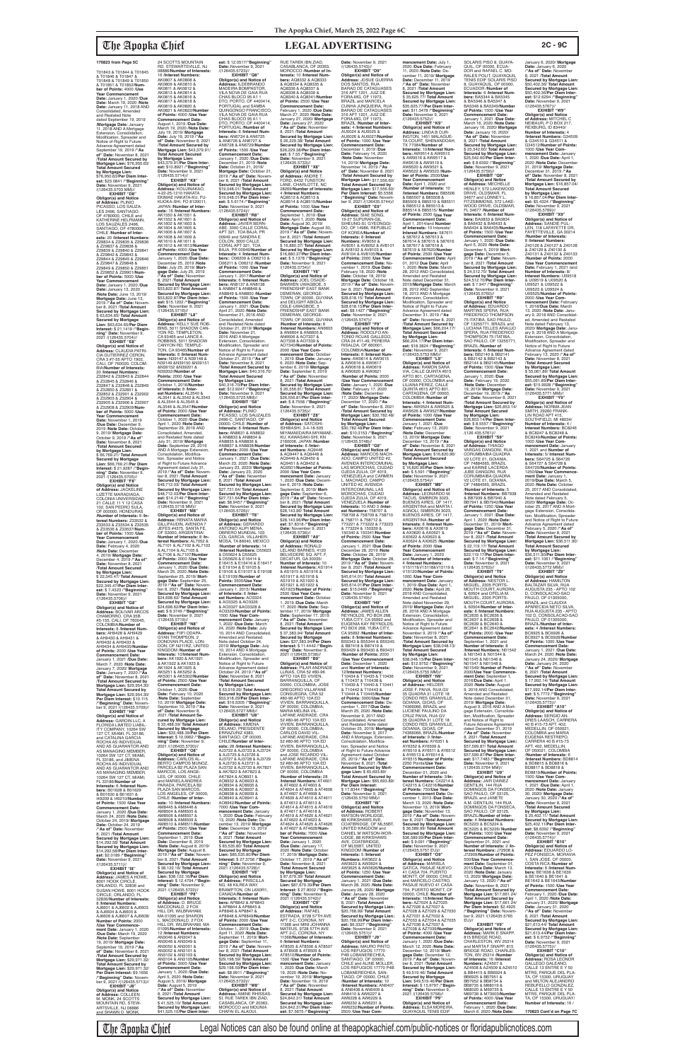# LEGAL ADVERTISING

**170823 from Page 5C**

T01843 & T01844 & T01845 & T01846 & T01847 & T01848 & T01849 & T01850 & T01851 & T01852/**Number of Points:** 4000 /**Use Year Commencement Date:** January 1, 2020 /**Due Date:** March 19, 2020 /**Note Date:** January 11, 2018 and Consolidated, Amended and Restated Note dated September 19, 2019 /**Mortgage Date:** January 11, 2018 AND A Mortgage Extension, Consolidation, Modification, Spreader and Notice of Right to Future Advance Agreement dated September 19, 2019 /**"As of" Date:** November 8, 2021 /**Total Amount Secured by Mortgage Lien:** $76,950.63/ **Total Amount Secured by Mortgage Lien:** $76,950.63/**Per Diem Interest:** $23.0841 /**"Beginning" Date:** November 9, 2021 /(126435.5704 MM)//

**EXHIBIT "D6"**

**Obligor(s) and Address of Obligor(s):** PLINIO PICASSO ALOS SAUZALES 2496, SANTIAGO, OF 4780000, CHILE and KATHERINE HELFMANN, LOS SAUZALES 2496, SANTIAGO, OF 4780000, CHILE /**Number of Interests:** 16 /**Interest Numbers:** Z29834 & Z29835 & Z29836 & Z29837 & Z29838 & Z29839 & Z29840 & Z29841 & Z29842 & Z29843 & Z29844 & Z29845 & Z29846 & Z29847 & Z29848 & Z29849 & Z29850 & Z29851 & Z29852 & Z29901 /**Number of Points:** 4000 /**Use Year Commencement Date:** January 1, 2020 /**Due Date:** January 13, 2020 /**Note Date:** June 13, 2019/ **Mortgage Date:** June 13, 2019 /**"As of" Date:** November 8, 2021 /**Total Amount Secured by Mortgage Lien:** $ 63,624.65/ **Total Amount Secured by Mortgage Lien:** $63,624.65/**Per Diem Interest:** $ 21.1419 /**"Beginning" Date:** November 9, 2021 /(126435.5704)//

**EXHIBIT "E6"**

**Obligor(s) and Address of Obligor(s):** CLAUDIA PATRICIA GUTIERREZ CERON, CRA 3 #7-55 APTO 1902, CALI, OF 760020, COLOMBIA/**Number of Interests:** 20 /**Interest Numbers:** Z32843 & Z32844 & Z32845 & Z32846 & Z32847 & Z32848 & Z32849 & Z32850 & Z32851 & Z32852 & Z32901 & Z32902 & Z32903 & Z32904 & Z32905 & Z32906 & Z32907 & Z32908 & Z32909/**Number of Points:** 5000 /**Use Year Commencement Date:** November 1, 2019 /**Due Date:** December 9, 2019 /**Note Date:** October 9, 2019/ **Mortgage Date:** October 9, 2019 /**"As of" Date:** November 8, 2021 /**Total Amount Secured by Mortgage Lien:** $ 86,769.21/ **Total Amount Secured by Mortgage Lien:** $86,769.21/**Per Diem Interest:** $ 21.9287 /**"Beginning" Date:** November 9, 2021 /(126435.5705)//

**EXHIBIT "F6"**

**Obligor(s) and Address of Obligor(s):** JACKELINE LIZETTE MARADIAGA, COLONIA UNIVERSIDAD 21 CALLE 11 Y 12 CASA 102, SAN PEDRO SULA, OF 00000, HONDURAS /**Number of Interests:** 6 /**Interest Numbers:** Z33532 & Z33533 & Z33534 & Z33535 & Z33536 & Z33537/**Number of Points:** 1500 /**Use Year Commencement Date:** January 1, 2020 /**Due Date:** February 4, 2020 /**Note Date:** December 4, 2019/ **Mortgage Date:** December 4, 2019 /**"As of" Date:** November 8, 2021 /**Total Amount Secured by Mortgage Lien:** $ 22,345.47/ **Total Amount Secured by Mortgage Lien:** $22,345.47/**Per Diem Interest:** $ 7.4325 /**"Beginning" Date:** November 9, 2021 /(126435.5706)//

**EXHIBIT "G6"**

**Obligor(s) and Address of Obligor(s):** BOLIVAR ARCOS CHAMORRO, CRA 35B #5-155, CALI, OF 760045, COLOMBIA/**Number of Interests:** 6 /**Interest Numbers:** AH0428 & AH0429 & AH0430 & AH0431 & AH0432 & AH0433 & AH0434 & AH0435/**Number of Points:** 2000 /**Use Year Commencement Date:** January 1, 2021 /**Due Date:** March 7, 2020 /**Note Date:** January 7, 2020/ **Mortgage Date:** January 7, 2020 /**"As of" Date:** November 8, 2021 /**Total Amount Secured by Mortgage Lien:** $29,954.30/ **Total Amount Secured by Mortgage Lien:** $29,954.30/ **Per Diem Interest:** $ 10.115 /**"Beginning" Date:** November 9, 2021 /(126435.5709)//

**EXHIBIT "H6"**

**Obligor(s) and Address of Obligor(s):** GARCIIN LLC, A FLORIDA LIMITED LIABILITY COMPANY, 10264 SW 127 CT, MIAMI, FL 33186, and CATALINA GARCIA ROCHA AS INDIVIDUAL AND AS GUARANTOR AND AS MANAGING MEMBER, 10264 SW 127 CT, MIAMI, FL 33186, and JIMENA ROCHA AS INDIVIDUAL AND AS GUARANTOR AND AS MANAGING MEMBER, 10264 SW 127 CT, MIAMI, FL 33186/**Number of Interests:** 6 /**Interest Numbers:** B01628 & B01629 & B01630 & B01631 & A92209 & A92210/**Number of Points:** 1500 /**Use Year Commencement Date:** January 1, 2020 /**Due Date:** March 24, 2020 /**Note Date:** October 24, 2019/ **Mortgage Date:** October 24, 2019 /**"As of" Date:** November 8, 2021 /**Total Amount Secured by Mortgage Lien:** $14,292.58/ **Total Amount Secured by Mortgage Lien:** $14,292.58/**Per Diem Interest:** $2.0188 /**"Beginning" Date:** November 9, 2021 /(126435.5711)//

**EXHIBIT "I6"**

**Obligor(s) and Address of Obligor(s):** JAMES A HOWE, 8601 HOWE CIRCLE, ORLANDO, FL 32836 and SUSAN HOWE, 8601 HOWE CIRCLE, ORLANDO, FL 32836/**Number of Interests:** 8 /**Interest Numbers:** AJ6601 & AJ6602 & AJ6603 & AJ6604 & AJ6605 & AJ6606 & AJ6607 & AJ6608/ **Number of Points:** 2000 /**Use Year Commencement Date:** January 1, 2020 /**Due Date:** March 19, 2020 /**Note Date:** September 19, 2019/ **Mortgage Date:** September 19, 2019 /**"As of" Date:** November 8, 2021 /**Total Amount Secured by Mortgage Lien:** $29,971.32/ **Total Amount Secured by Mortgage Lien:** $29,971.32/ **Per Diem Interest:** $9.1656 /**"Beginning" Date:** November 9, 2021 /(126435.5713)//

**EXHIBIT "J6"**

**Obligor(s) and Address of Obligor(s):** COLLEEN M. MORH, 24 SCOTTS MOUNTAIN RD, STEWARTSVILLE, NJ 08886 and SHAWN D. MONK, 24 SCOTTS MOUNTAIN RD, STEWARTSVILLE, NJ 08886/**Number of Interests:** 16 /**Interest Numbers:** AK0807 & AK0808 & AK0809 & AK0810 & AK0811 & AK0812 & AK0813 & AK0814 & AK0815 & AK0816 & AK0817 & AK0818 & AK0819 & AK0820 & AK0821 & AK0822/**Number of Points:** 4000 /**Use Year Commencement Date:** August 1, 2019 /**Due Date:** March 19, 2020 /**Note Date:** July 19, 2019/ **Mortgage Date:** July 19, 2019 /**"As of" Date:** November 8, 2021 /**Total Amount Secured by Mortgage Lien:** $43,379.91/ **Total Amount Secured by Mortgage Lien:** $43,379.91/**Per Diem Interest:** $10.8921 /**"Beginning" Date:** November 9, 2021 /(126435.5714)//

**EXHIBIT "K6"**

**Obligor(s) and Address of Obligor(s):** KOUNAKAO, 4-22-36-1010 HAKATA-EKIMAE HAKATA-KU, FUKUOKA-SHI, FO 8120011, JAPAN /**Number of Interests:** 16 /**Interest Numbers:** AK1550 & AK1551 & AK1552 & AK1601 & AK1602 & AK1603 & AK1604 & AK1605 & AK1606 & AK1607 & AK1608 & AK1609 & AK1610 & AK1611 & AK1612 & AK1613/**Number of Points:** 4000 /**Use Year Commencement Date:** January 1, 2020 /**Due Date:** December 25, 2019 /**Note Date:** July 25, 2019/ **Mortgage Date:** July 25, 2019 /**"As of" Date:** November 8, 2021 /**Total Amount Secured by Mortgage Lien:** $53,822.67/ **Total Amount Secured by Mortgage Lien:** $53,822.67/**Per Diem Interest:** $ 21.1052 /**"Beginning" Date:** November 9, 2021 /(126435.5715)//

**EXHIBIT "L6"**

**Obligor(s) and Address of Obligor(s):** KELLY SUE ROBBINS, 5011 SHADOW CANYON RD, TEMPLETON, CA 93465 and LANCE D. ROBBINS, 5011 SHADOW CANYON RD, TEMPLETON, CA 93465/**Number of Interests:** 8 /**Interest Numbers:** N39147 & N39148 & N39149 &N39150 &N39151 &N39152 &N39201 & N39202/**Number of Points:** 2000 /**Use Year Commencement Date:** October 1, 2016/**Number of Interests:** 8 /**Interest Numbers:** AL3540 & AL3541 & AL3542 & AL3543 & AL3544 & AL3545 & AL3546 & AL3547/**Number of Points:** 2000 /**Use Year Commencement Date:** October 1, 2020 /**Due Date:** April 1, 2020 /**Note Date:** September 29, 2016 AND Consolidated, Amended and Restated Note dated July 31, 2019 /**Mortgage Date:** September 29, 2016 AND A Mortgage Extension, Consolidation, Modification, Spreader and Notice of Right to Future Advance Agreement dated July 31, 2019 /**"As of" Date:** November 8, 2021 /**Total Amount Secured by Mortgage Lien:** $48,712.03/**Per Diem Interest:** $14.2149 /**"Beginning" Date:** November 9, 2021 /(126435.5716 MM)//

**EXHIBIT "M6"**

**Obligor(s) and Address of Obligor(s):** RENATA MARIA GILLIFAUDINI, AVENIDA 7 JEFES #4375, SANTA FE, OF S3000, ARGENTINA/ **Number of Interests:** 8 /**Interest Numbers:** AL7052 & AL7101 & AL7102 & AL7103 & AL7104 & AL7105 & AL7106 & AL7107/**Number of Points:** 2000 /**Use Year Commencement Date:** January 1, 2020 /**Due Date:** March 25, 2020 /**Note Date:** September 25, 2019/ **Mortgage Date:** September 25, 2019 /**"As of" Date:** November 8, 2021 /**Total Amount Secured by Mortgage Lien:** $24,698.62/ **Total Amount Secured by Mortgage Lien:** $24,698.62/**Per Diem Interest:** $ 8.3749 /**"Beginning" Date:** November 9, 2021 /(126435.5719)//

**EXHIBIT "N6"**

**Obligor(s) and Address of Obligor(s):** FIFI ODAPA-GYAN THOMPSON, 2 DONOVAN PLACE, LONDON, OF N211RZ, UNITED KINGDOM /**Number of Interests:** 8 /**Interest Numbers:** AK1920 & AK1921 & AK1922 & AK1923 & AK1924 & AK1925 & AK5201 & AK5202 & AK5301 & AK5302/**Number of Points:** 2500 /**Use Year Commencement Date:** October 1, 2020 /**Due Date:** February 10, 2020 /**Note Date:** September 10, 2019/ **Mortgage Date:** September 10, 2019 /**"As of" Date:** November 8, 2021 /**Total Amount Secured by Mortgage Lien:** $ 33,488.39/ **Total Amount Secured by Mortgage Lien:** $33,488.39/**Per Diem Interest:** $ 10.0962 /**"Beginning" Date:** November 9, 2021 /(126435.5720)//

**EXHIBIT "O6"**

**Obligor(s) and Address of Obligor(s):** CARLOS A. BERTO CAMPOS MUNOZ, PARCELA 88 PLAZA SAN MARCOS, LOS ANGELES, OF 00000, CHILE and MARIELA ANDREA PARADA, PARCELA 62 PLAZA SAN MARCOS, LOS ANGELES, OF 00000, CHILE /**Number of Interests:** 10 /**Interest Numbers:** AM8504 & AM8505 & AM8505 & AM8506 & AM8507 & AM8508 & AM8509 & AM8510 & AM8511/**Number of Points:** 2500 /**Use Year Commencement Date:** January 1, 2020 /**Due Date:** December 8, 2019 /**Note Date:** August 8, 2019/ **Mortgage Date:** August 8, 2019 /**"As of" Date:** November 8, 2021 /**Total Amount Secured by Mortgage Lien:** $ 38,122.16/ **Total Amount Secured by Mortgage Lien:** $38,122.16/**Per Diem Interest:** $ 12.4794 /**"Beginning" Date:** November 9, 2021 /(126435.5722)//

**EXHIBIT "P6"**

**Obligor(s) and Address of Obligor(s):** BRUCE MACDONALD, 2 FOX HILL DR, WILBRAHAM, MA 01095 and SHARON L. MACDONALD, 2 FOX HILL DR, WILBRAHAM, MA 01095/**Number of Interests:** 12 /**Interest Numbers:** AN0346 & AN0347 & AN0348 & AN0349 & AN0350 & AN0351 & AN0352 & AN0101 & AN0102 & AN0103 & AN0104 & AN0105/**Number of Points:** 3000 /**Use Year Commencement Date:** January 1, 2020 /**Due Date:** April 5, 2020 /**Note Date:** August 5, 2019/ **Mortgage Date:** August 5, 2019 /**"As of" Date:** November 8, 2021 /**Total Amount Secured by Mortgage Lien:** $ 41,525.10/ **Total Amount Secured by Mortgage Lien:** $41,525.10/**Per Diem Interest:** $ 12.0517 /**"Beginning" Date:** November 9, 2021 /(126435.5723)//

**EXHIBIT "Q6"**

**Obligor(s) and Address of Obligor(s):** SLENDRINDO MADEIRA BOMPASTOR, VILA NOVA DE GAIA RUA CHAS BLOCO B5 A1 1 DTO, PORTO, OF 4400414, PORTUGAL and SAMBIA QUINGONGO FRANCISCO, VILA NOVA DE GAIA RUA CHAS BLOCO B5 A1 1 DTO, PORTO, OF 4400414, PORTUGAL /**Number of Interests:** 8 /**Interest Numbers:** AN6724 & AN6725 & AN6726 & AN6727 & AN6728 & AN6729/**Number of Points:** 1500 /**Use Year Commencement Date:** January 1, 2020 /**Due Date:** November 21, 2019 /**Note Date:** October 21, 2019/ **Mortgage Date:** October 21, 2019 /**"As of" Date:** November 8, 2021 /**Total Amount Secured by Mortgage Lien:** $19,048.01/ **Total Amount Secured by Mortgage Lien:** $19,048.01/**Per Diem Interest:** $ 5.6174 /**"Beginning" Date:** November 9, 2021 /(126435.5724)//

**EXHIBIT "R6"**

**Obligor(s) and Address of Obligor(s):** JAVIER BERNABE, CALLE 5ZA CORAL APT 321, TOA BAJA, PR 00949 and SANDRA E. COLON, 5000 CALLE CORAL APT 321, TOA BAJA, PR 00949/**Number of Interests:** 4 /**Interest Numbers:** C06229 & C06230 & C06231 & C06232/**Number of Points:** 1000 /**Use Year Commencement Date:** January 1, 2020 /**Number of Interests:** 6 /**Interest Numbers:** AN8137 & AN8138 & AN8847 & AN8848 & AN8849 & AN8850 /**Number of Points:** 1500 /**Use Year Commencement Date:** January 1, 2020 /**Due Date:** April 27, 2020 /**Note Date:** November 21, 2016 AND Consolidated, Amended and Restated Note dated October 27, 2019/ **Mortgage Date:** November 21, 2016 AND A Mortgage Extension, Consolidation, Modification, Spreader and Notice of Right to Future Advance Agreement dated October 27, 2019 /**"As of" Date:** November 8, 2021 /**Total Amount Secured by Mortgage Lien:** $40,316.70/ **Total Amount Secured by Mortgage Lien:** $40,316.70/**Per Diem Interest:** $12.9247 /**"Beginning" Date:** November 9, 2021 /(126435.5725 MM)//

**EXHIBIT "S6"**

**Obligor(s) and Address of Obligor(s):** PAMELA PICASSO, LOS SAUZALES 2496-C, SANTIAGO, OF 00000, CHILE /**Number of Interests:** 8 /**Interest Numbers:** AN8831 & AN8832 & AN8833 & AN8834 & AN8835 & AN8836 & AN8837 & AN8838/**Number of Points:** 2000 /**Use Year Commencement Date:** January 1, 2020 /**Due Date:** March 23, 2020 /**Note Date:** January 23, 2020/ **Mortgage Date:** January 23, 2020 /**"As of" Date:** November 8, 2021 /**Total Amount Secured by Mortgage Lien:** $27,731.64/ **Total Amount Secured by Mortgage Lien:** $27,731.64/**Per Diem Interest:** $8.9457 /**"Beginning" Date:** November 9, 2021 /(126435.5726)//

**EXHIBIT "T6"**

**Obligor(s) and Address of Obligor(s):** GERARDO ANTONIO ALIPI MENA, CERRO MUNDAN, 103 COL GARCIA, VILLAHERMOSA, TA 86040, MEXICO /**Number of Interests:** 14 /**Interest Numbers:** D55623 & D55624 & D55625 & D55626 & E16414 & E16415 & E16416 & E16417 & E19104 & E19105 & E19106 & E19107 & E19108 & E19109/**Number of Points:** 3500/**Use Year Commencement Date:** January 1, 2015/ **Number of Interests:** 7 /**Interest Numbers:** AC0324 & AC0325 & AC0326 & AC0327 & AC0328 & AC0329/**Number of Points:** 1500 /**Use Year Commencement Date:** January 1, 2020 /**Due Date:** May 24, 2020 /**Note Date:** July 10, 2014 AND Consolidated, Amended and Restated Note dated October 24, 2019/ **Mortgage Date:** July 10, 2014 AND A Mortgage Extension, Consolidation, Modification, Spreader and Notice of Right to Future Advance Agreement dated October 24, 2019 /**"As of" Date:** November 8, 2021 /**Total Amount Secured by Mortgage Lien:** $ 53,018.23/ **Total Amount Secured by Mortgage Lien:** $53,018.23/**Per Diem Interest:** $ 16.1007 /**"Beginning" Date:** November 9, 2021 /(126435.5727 MM)//

**EXHIBIT "U6"**

**Obligor(s) and Address of Obligor(s):** XIMENA DELANO, PRESIDENTE RIESCO 5335 OF 1202, SANTIAGO, OF 00000, CHILE/**Number of Interests:** 28 /**Interest Numbers:** AJ3723 & AJ3724 & AJ3725 & AJ3726 & AJ3727 & AJ3728 & AJ3729 & AJ3730 & AJ3731 & AJ3732 & AJ3733 & AK7821 & AK7822 & AK7823 & AK7824 & AO8931 & AO8932 & AO8933 & AO8934 & AO8935 & AO8936 & AO8937 & AO8938 & AO8939 & AO8940 & AO8941 & AO8942/**Number of Points:** 7000 /**Use Year Commencement Date:** January 1, 2020 /**Due Date:** February 13, 2020 /**Note Date:** December 13, 2019/ **Mortgage Date:** December 13, 2019 /**"As of" Date:** November 8, 2021 /**Total Amount Secured by Mortgage Lien:** $ 85,535.60/ **Total Amount Secured by Mortgage Lien:** $85,535.60/**Per Diem Interest:** $ 27.3756 /**"Beginning" Date:** November 9, 2021 /(126435.5728)//

**EXHIBIT "V6"**

**Obligor(s) and Address of Obligor(s):** 2559 HWY 7 NO. 4B KILEPEA WAY, BRAMPTON, ON L6X0R1, CANADA/**Number of Interests:** 8 /**Interest Numbers:** AP6846 & AP6848 & AP6844 & AP6845 & AP6846 & AP6847 & AP6848 & AP6849/**Number of Points:** 2000 /**Use Year Commencement Date:** January 1, 2020 /**Due Date:** April 11, 2020 /**Note Date:** September 11, 2019 /**Mortgage Date:** September 11, 2019 /**"As of" Date:** November 8, 2021 /**Total Amount Secured by Mortgage Lien:** $29,194.33/ **Total Amount Secured by Mortgage Lien:** $29,194.33/**Per Diem Interest:** $8.9911 /**"Beginning" Date:** November 9, 2021 /(126435.5732)//

**EXHIBIT "W6"**

**Obligor(s) and Address of Obligor(s):** AMINE RHISSASSI, RUE TAREK IBN ZIAD, CASABLANCA, OF 20363, MOROCCO and NOUNIA CHAFAI EL ALAOUI, RUE TAREK IBN ZIAD, CASABLANCA, OF 20363, MOROCCO /**Number of Interests:** 10 /**Interest Numbers:** AQ8332 & AQ8333 & AQ8334 & AQ8335 & AQ8336 & AQ8337 & AQ8338 & AQ8339 & AQ8340 & AQ8341/**Number of Points:** 2500 /**Use Year Commencement Date:** January 1, 2022 /**Due Date:** March 27, 2020 /**Note Date:** January 27, 2020/ **Mortgage Date:** January 27, 2020 /**"As of" Date:** November 8, 2021 /**Total Amount Secured by Mortgage Lien:** $ 26,229.36/ **Total Amount Secured by Mortgage Lien:** $26,229.36/**Per Diem Interest:** $ 7.55 /**"Beginning" Date:** November 9, 2021 /(126435.5733)//

**EXHIBIT "X6"**

**Obligor(s) and Address of Obligor(s):** ANDRE T. FORD, 642 TUNSTON LANE, CHARLOTTE, NC 28269/**Number of Interests:** 4 /**Interest Numbers:** AQ8512 & AQ8513 & AQ8514 & AQ8515/**Number of Points:** 1000 /**Use Year Commencement Date:** September 1, 2019 /**Due Date:** April 1, 2020 /**Note Date:** August 30, 2019/ **Mortgage Date:** August 30, 2019 /**"As of" Date:** November 8, 2021 /**Total Amount Secured by Mortgage Lien:** $16,893.37/ **Total Amount Secured by Mortgage Lien:** $16,893.37/**Per Diem Interest:** $ 5.1378 /**"Beginning" Date:** November 9, 2021 /(126435.5734)//

**EXHIBIT "Y6"**

**Obligor(s) and Address of Obligor(s):** JOEL OSAGBEMWEN UWAGBOE, 9 FRIENDSHIP EAST BANK DEMERARA, DEROCHE-TOWN, OF 00000, GUYANA and ELLONY ABIOLA OGIE UWAGBOE, 9 FRIENDSHIP EAST BANK DEMERARA, DEROCHETOWN, OF 00000, GUYANA /**Number of Interests:** 8 /**Interest Numbers:** AR6603 & AR6604 & AR6605 & AR6606 & AO7338 & AO7339 & AO7340 & AO7341/**Number of Points:** 2000 /**Use Year Commencement Date:** October 1, 2019 /**Due Date:** March 6, 2020 /**Note Date:** September 6, 2019/ **Mortgage Date:** September 6, 2019 /**"As of" Date:** November 8, 2021 /**Total Amount Secured by Mortgage Lien:** $ 26,556.81/ **Total Amount Secured by Mortgage Lien:** $26,556.81/**Per Diem Interest:** $ 8.7558 /**"Beginning" Date:** November 9, 2021 /(126435.5735)//

**EXHIBIT "Z6"**

**Obligor(s) and Address of Obligor(s):** SATOSHI SHIBASHI, 3-4-18-505 MIYAMAEDAIRA MIYAMAE-KU, KAWASAKI-SHI, KN 2160006, JAPAN/ **Number of Interests:** 8 /**Interest Numbers:** AQ9446 & AQ9447 & AQ9448 & AQ9449 & AQ9450 & AQ9451 & AQ9452 & AQ9501/**Number of Points:** 2000 /**Use Year Commencement Date:** January 1, 2020 /**Due Date:** December 6, 2019 /**Note Date:** September 6, 2019/ **Mortgage Date:** September 6, 2019 /**"As of" Date:** November 8, 2021 /**Total Amount Secured by Mortgage Lien:** $28,143.80/ **Total Amount Secured by Mortgage Lien:** $28,143.80/**Per Diem Interest:** $ 8.9477 /**"Beginning" Date:** November 9, 2021 /(126435.5736)//

**EXHIBIT "A7"**

**Obligor(s) and Address of Obligor(s):** RONALD LELAND BARNES, 4120 EVANS MILL RD APT #, DECATUR, GA 30035/ **Number of Interests:** 10 /**Interest Numbers:** AS1914 & AS1915 & AS1916 & AS1917 & AS1918 & AS1919 & AS1920 & AS1921 & AS1922 & AS1923/**Number of Points:** 2500 /**Use Year Commencement Date:** January 1, 2020 /**Due Date:** March 11, 2020 /**Note Date:** September 17, 2019/ **Mortgage Date:** September 17, 2019 /**"As of" Date:** November 8, 2021 /**Total Amount Secured by Mortgage Lien:** $ 37,383.94/ **Total Amount Secured by Mortgage Lien:** $37,383.94/**Per Diem Interest:** $ 11.4442 /**"Beginning" Date:** November 9, 2021 /(126435.5738)//

**EXHIBIT "B7"**

**Obligor(s) and Address of Obligor(s):** PILAR ANDRADE LAFAINE, CRA 52 #80-36 APTO 104 ED VIVIEN, BARRANQUILLA, OF 00000, COLOMBIA; JOSE GREGORIO VILLAFANE CONSUEGRA, CRA 52 #80-36 APTO 104 ED VIVIEN, BARRANQUILLA, OF 00000, COLOMBIA; MARIA HELENA VILLAFANE ANDRADE, CRA 52 #80-36 APTO 104 ED VIVIEN, BARRANQUILLA, OF 00000, COLOMBIA; CARLOS MANUEL VILLAFANE ANDRADE, CRA 52 #80-36 APTO 104 ED VIVIEN, BARRANQUILLA, OF 00000, COLOMBIA and JOSE RICARDO VILLAFANE ANDRADE, CRA 52 #80-36 APTO 104 ED VIVIEN, BARRANQUILLA, OF 00000, COLOMBIA/ **Number of Interests:** 28 /**Interest Numbers:** AT4601 & AT4602 & AT4603 & AT4604 & AT4605 & AT4606 & AT4607 & AT4608 & AT4609 & AT4610 & AT4611 & AT4612 & AT4613 & AT4614 & AT4615 & AT4616 & AT4617 & AT4618 & AT4619 & AT4620 & AT4621 & AT4622 & AT4623 & AT4624 & AT4625 & AT4626 & AT4627 & AT4628/**Number of Points:** 7000 /**Use Year Commencement Date:** January 1, 2020 /**Due Date:** January 17, 2020 /**Note Date:** October 17, 2019/ **Mortgage Date:** October 17, 2019 /**"As of" Date:** November 8, 2021 /**Total Amount Secured by Mortgage Lien:** $ 87,075.39/ **Total Amount Secured by Mortgage Lien:** $87,075.39/**Per Diem Interest:** $ 27.9003 /**"Beginning" Date:** November 9, 2021 /(126435.5740)//

**EXHIBIT "C7"**

**Obligor(s) and Address of Obligor(s):** RAQUEL ESTRADA, 9728 57TH AVE APT 2-C, CORONA, NY 11368 and NINI JOHANNA MATEUS, 9728 57TH AVE APT 2-C, CORONA, NY 11368/**Number of Interests:** 4 /**Interest Numbers:** AT8506 & AT8507 & AT8508 & AT8509 & AT8510/**Number of Points:** 1000 /**Use Year Commencement Date:** January 1, 2020 /**Due Date:** March 19, 2020 /**Note Date:** November 19, 2019/ **Mortgage Date:** November 19, 2019 /**"As of" Date:** November 8, 2021 /**Total Amount Secured by Mortgage Lien:** $24,642.31/ **Total Amount Secured by Mortgage Lien:** $24,642.31/**Per Diem Interest:** $7.5675 /**"Beginning" Date:** November 9, 2021 /(126435.5743)//

**EXHIBIT "D7"**

**Obligor(s) and Address of Obligor(s):** JOSUE GUERRA DOS SANTOS, RUA BARAO DE CATAGUASES 316 APT 1201, JUIZ DE FORA-MG, OF 11973, BRAZIL and MARCELA CUNHA JUNQUEIRA, RUA BARAO DE CATAGUASES 316 APT 1201, JUIZ DE FORA-MG, OF 11973, BRAZIL /**Number of Interests:** 4 /**Interest Numbers:** AU0024 & AU0025 & AU0026 & AU0027/**Number of Points:** 1000 /**Use Year Commencement Date:** December 1, 2019 /**Due Date:** February 14, 2020 /**Note Date:** November 14, 2019/ **Mortgage Date:** November 14, 2019 /**"As of" Date:** November 8, 2021 /**Total Amount Secured by Mortgage Lien:** $17,536.60/ **Total Amount Secured by Mortgage Lien:** $17,536.60/**Per Diem Interest:** $5.5566 /**"Beginning" Date:** November 9, 2021 /(126435.5744)//

**EXHIBIT "E7"**

**Obligor(s) and Address of Obligor(s):** SAE SONG, 19-27 SUPYEAN-GIL, SINCHEON-DONG, YANGCHEON-GU, SEOUL, OF 00000, REPUBLIC OF KOREA/**Number of Interests:** 6 /**Interest Numbers:** AW8050 & AW8051 & AW8052 & AW8101 & AW8102 & AW8103 & AW8104 & AW8105/**Number of Points:** 2000 /**Use Year Commencement Date:** November 1, 2019 /**Due Date:** February 18, 2020 /**Note Date:** October 18, 2019/ **Mortgage Date:** October 18, 2019 /**"As of" Date:** November 8, 2021 /**Total Amount Secured by Mortgage Lien:** $28,618.15/ **Total Amount Secured by Mortgage Lien:** $28,618.15/**Per Diem Interest:** $8.9468 /**"Beginning" Date:** November 9, 2021 /(126435.5747)//

**EXHIBIT "F7"**

**Obligor(s) and Address of Obligor(s):** RODOLFO ANTONIO GUERRERO ORTEGA, CRA 24 #11-49, PEREIRA, RISALDA, OF 660001, COLOMBIA/**Number of Interests:** 8 /**Interest Numbers:** AW6614 & AW6615 & AW6616 & AW6617 & AW6618 & AW6619 & AW6620 & AW6621/ **Number of Points:** 2000 /**Use Year Commencement Date:** January 1, 2020 /**Due Date:** February 17, 2020 /**Note Date:** December 17, 2020/ **Mortgage Date:** December 17, 2020 /**"As of" Date:** November 8, 2021 /**Total Amount Secured by Mortgage Lien:** $30,762.46/ **Total Amount Secured by Mortgage Lien:** $30,762.46/**Per Diem Interest:** $10.3153 /**"Beginning" Date:** November 9, 2021 /(126435.5748)//

**EXHIBIT "G7"**

**Obligor(s) and Address of Obligor(s):** MARCOS MAC ARDO, CAMPO UNITED #2, AVENIDA INTERCOMUNAL LAS MOROCHAS, CIUDAD OJEDA ZULIA, OF 4019, VENEZUELA and CARMEN L. MACHADO, CAMPO UNITED #2, AVENIDA INTERCOMUNAL LAS MOROCHAS, CIUDAD OJEDA ZULIA, OF 4019, VENEZUELA /**Number of Interests:** 10 AND 3 /**Interest Numbers:** 758707 & 758708 & 758709 & 758710 & 758711 & 758712 & 773223 & 773224 & 773225 & 773226 & 773227 & 773228 & 773229 & 773230 & 773231 & 773232 & 773233 & 773234 & 150036 & 150037 & 150038 & 150039 & 150040 & 150041 & 150042 & 150043/**Number of Points:** 2500 /**Use Year Commencement Date:** January 1, 2021 /**Due Date:** December 28, 2019 /**Note Date:** October 28, 2019/ **Mortgage Date:** October 28, 2019 /**"As of" Date:** November 8, 2021 /**Total Amount Secured by Mortgage Lien:** $45,614.01/ **Total Amount Secured by Mortgage Lien:** $45,614.01/**Per Diem Interest:** $15.0469 /**"Beginning" Date:** November 9, 2021 /(126435.5749)//

**EXHIBIT "H7"**

**Obligor(s) and Address of Obligor(s):** JAMES ALLEN REYNOLDS, PO BOX 268, YUBA CITY, CA 95992 and MARY K. REYNOLDS, PO BOX 268, YUBA CITY, CA 95992 /**Number of Interests:** 8 /**Interest Numbers:** B85344 & B85345 & B87418 & B87419 & B93429 & B93430 & B93431 & B93432/**Number of Points:** 2000 /**Use Year Commencement Date:** January 1, 2020 /**Number of Interests:** 12/**Interest Numbers:** T10434 & T10435 & T10436 & T10437 & T10438 & T10439 & T10440 & T10441 & T10442 & T10443 & T10444 & T10445/**Number of Points:** 3000/**Use Year Commencement Date:** January 1, 2019 /**Due Date:** December 1, 2019 /**Note Date:** November 9, 2017 AND Consolidated, Amended and Restated Note dated October 25, 2019/ **Mortgage Date:** November 9, 2017 AND A Mortgage Extension, Consolidation, Modification, Spreader and Notice of Right to Future Advance Agreement dated October 25, 2019 /**"As of" Date:** November 8, 2021 /**Total Amount Secured by Mortgage Lien:** $60,839.69/ **Per Diem Interest:** $ 17.8544 /**"Beginning" Date:** November 9, 2021 /(126435.5750 MM)//

**EXHIBIT "I7"**

**Obligor(s) and Address of Obligor(s):** ANDREW WATSON WORLIDGE, 68 KIRKSWARD AVE, COATBRIDGE, OF ML58ST, UNITED KINGDOM and DANIELLE WATSON WORLIDGE, 68 KIRKSWARD AVE, COATBRIDGE, OF ML58ST, UNITED KINGDOM /**Number of Interests:** 6 /**Interest Numbers:** AW3622 & AW3623 & AW3624 & AW3625 & AW3626 & AW3627/**Number of Points:** 1250 /**Use Year Commencement Date:** January 1, 2020 /**Due Date:** March 28, 2020 /**Note Date:** January 28, 2020/ **Mortgage Date:** January 28, 2020 /**"As of" Date:** November 8, 2021 /**Total Amount Secured by Mortgage Lien:** $6,320.77/ **Total Amount Secured by Mortgage Lien:** $6,320.77/**Per Diem Interest:** $6.3207 /**"Beginning" Date:** November 9, 2021 /(126435.5751)//

**EXHIBIT "J7"**

**Obligor(s) and Address of Obligor(s):** MAURO PINTO, LOS REFUGIOS 17770 PAB LOBANERECHEA, SANTIAGO, OF 00000, CHILE and MARY ALINE MOLLER, LOS REFUGIOS 17770 PAB LOBANERECHEA, SANTIAGO, OF 00000, CHILE /**Number of Interests:** 10 /**Interest Numbers:** AW6227 & AW6228 & AW6229 & AW6230 & AW6231 & AW6232 & AW6233 & AW6234/**Number of Points:** 2500 /**Use Year Commencement Date:** July 1, 2020 /**Due Date:** February 11, 2020 /**Note Date:** December 11, 2019/ **Mortgage Date:** December 11, 2019 /**"As of" Date:** November 8, 2021 /**Total Amount Secured by Mortgage Lien:** $ 35,625.77/ **Total Amount Secured by Mortgage Lien:** $35,625.77/**Per Diem Interest:** $11.3478 /**"Beginning" Date:** November 9, 2021 /(126435.5752)//

**EXHIBIT "K7"**

**Obligor(s) and Address of Obligor(s):** LINDA B CURRINGTON, 1451 MALAGUETA COURT, SHENANDOAH, TX 77384/**Number of Interests:** 10/**Interest Numbers:** AW9514 & AW9515 & AW9516 & AW9517 & AW9518 & AW9519 & AW9520 & AW9521 & AW9522 & AW9523/**Number of Points:** 2500/**Use Year Commencement Date:** April 1, 2020 and /**Number of Interests:** 10 /**Interest Numbers:** B85506 & B85507 & B85508 & B85509 & B85510 & B85511 & B85512 & B85513 & B85514 & B85515/ **Number of Points:** 2500 /**Use Year Commencement Date:** April 1, 2014/and/ **Number of Interests:** 10 /**Interest Numbers:** 587611 & 587612 & 587613 & 587614 & 587615 & 587616 & 587617 & 587618 & 587619 & 587620/**Number of Points:** 2500 /**Use Year Commencement Date:** April 01, 2012 /**Due Date:** April 1, 2020 /**Note Date:** March 28, 2012 AND September 18, 2013 AND A Mortgage Extension, Consolidation, Modification, Spreader and Notice of Right to Future Advance Agreement dated December 31, 2019 /**"As of" Date:** November 8, 2021 /**Total Amount Secured by Mortgage Lien:** $66,204.17/ **Total Amount Secured by Mortgage Lien:** $66,204.17/**Per Diem Interest:** $18.3824 /**"Beginning" Date:** November 9, 2021 /(126435.5753 MM)//

**EXHIBIT "L7"**

**Obligor(s) and Address of Obligor(s):** RAMON SARA VA, CALLE QUINTA #615 APTO 801, CARTAGENA, OF 00000, COLOMBIA and LILIANA PEREZ, CALLE QUINTA #615 APTO 801, CARTAGENA, OF 00000, COLOMBIA /**Number of Interests:** 4 /**Interest Numbers:** AW9524 & AW9525 & AW9526 & AW9527/**Number of Points:** 1000 /**Use Year Commencement Date:** January 1, 2021 /**Due Date:** February 13, 2020 /**Note Date:** December 13, 2019/ **Mortgage Date:** December 13, 2019 /**"As of" Date:** November 8, 2021 /**Total Amount Secured by Mortgage Lien:** $16,820.96/ **Total Amount Secured by Mortgage Lien:** $ 16,820.96/**Per Diem Interest:** $ 5.591 /**"Beginning" Date:** November 9, 2021 /(126435.5754)//

**EXHIBIT "M7"**

**Obligor(s) and Address of Obligor(s):** LEONARDO M. TACUS, SIMBRON 3023, BUENOS AIRES, OF 1417, ARGENTINA and MARTA I. AGNOLI, SIMBRON 3023, BUENOS AIRES, OF 1417, ARGENTINA /**Number of Interests:** 8 /**Interest Numbers:** AX0618 & AX0619 & AX0620 & AX0621 & AX0622 & AX0623 & AX0624 & AX0625 /**Number of Points:** 2000 /**Use Year Commencement Date:** January 1, 2016 /**Number of Interests:** 4 /**Interest Numbers:** V15117&V15118&V15119 & V15120/**Number of Points:** 1000 /**Use Year Commencement Date:** January 1, 2019 /**Due Date:** April 1, 2020 /**Note Date:** April 26, 2018 AND Consolidated, Amended and Restated Note dated November 29, 2019/ **Mortgage Date:** April 26, 2018 AND A Mortgage Extension, Consolidation, Modification, Spreader and Notice of Right to Future Advance Agreement dated November 29, 2019 /**"As of" Date:** November 8, 2021 /**Total Amount Secured by Mortgage Lien:** $38,048.13/ **Total Amount Secured by Mortgage Lien:** $38,048.13/**Per Diem Interest:** $12.9752 /**"Beginning" Date:** November 9, 2021 /(126435.5755 MM)//

**EXHIBIT "N7"**

**Obligor(s) and Address of Obligor(s):** HELDER JOSE F. PAIVA, RUA GV 35 QUADRA 31 LOTE 18 CONDO RES GRANVILLE, GOIANIA, GOIAS, OF 74366066, BRAZIL and LUCIENE PAULINO DA CRUZ PAIVA, RUA GV 35 QUADRA 31 LOTE 18 CONDO RES GRANVILLE, GOIANIA, GOIAS, OF 74366066, BRAZIL /**Number of Interests:** 9 /**Interest Numbers:** AY6351 & AY6352 & AY6509 & AY6510 & AY6511 & AY6512 & AY6513 & AY6514 & AY6515/**Number of Points:** 2250 /**Use Year Commencement Date:** January 1, 2020 /**Due Date:** March 10, 2020 /**Note Date:** November 10, 2019/ **Mortgage Date:** November 10, 2019 /**"As of" Date:** November 8, 2021 /**Total Amount Secured by Mortgage Lien:** $ 36,589.99/ **Total Amount Secured by Mortgage Lien:** $36,589.99/**Per Diem Interest:** $ 9.6291 /**"Beginning" Date:** November 9, 2021 /(126435.5757 EU)//

**EXHIBIT "O7"**

**Obligor(s) and Address of Obligor(s):** MARIELA GAITICA, PASAJE NUEVO 41 CASA 704, PUERTO MONTT, OF 00000, CHILE and MARCELO CASTRO, PASAJE NUEVO 41 CASA 704, PUERTO MONTT, OF 00000, CHILE /**Number of Interests:** 10 /**Interest Numbers:** AZ7024 & AZ7025 & AZ7026 & AZ7027 & AZ7028 & AZ7029 & AZ7030 & AZ7031 & AZ7032 & AZ7033 & AZ7034 & AZ7035 & AZ7036 & AZ7037 & AZ7038 & AZ7039/**Number of Points:** 2500 /**Use Year Commencement Date:** January 1, 2020 /**Due Date:** March 12, 2020 /**Note Date:** December 12, 2019/ **Mortgage Date:** December 12, 2019 /**"As of" Date:** November 8, 2021 /**Total Amount Secured by Mortgage Lien:** $49,519.46/ **Total Amount Secured by Mortgage Lien:** $49,519.46/**Per Diem Interest:** $ 15.6797 /**"Beginning" Date:** November 9, 2021 /(126435.5758)//

**EXHIBIT "P7"**

**Obligor(s) and Address of Obligor(s):** ELSA MOREIRA, QUAYAQUIL TENIS EDIF SOLARIS PISO 8, GUAYAQUIL, OF 00000, ECUADOR and RAFAEL C. MORALES POLIT, GUAYAQUIL TENIS EDIF SOLARIS PISO 8, GUAYAQUIL, OF 00000, ECUADOR /**Number of Interests:** 6 /**Interest Numbers:** BA5344 & BA5345 & BA5346 & BA5347 & BA5348 & BA5349/**Number of Points:** 1500 /**Use Year Commencement Date:** January 1, 2021 /**Due Date:** March 16, 2020 /**Note Date:** January 16, 2020/ **Mortgage Date:** January 16, 2020/ **"As of" Date:** November 8, 2021 /**Total Amount Secured by Mortgage Lien:** $ 25,542.60/ **Total Amount Secured by Mortgage Lien:** $25,542.60/**Per Diem Interest:** $ 8.6392 /**"Beginning" Date:** November 9, 2021 /(126435.5759)//

**EXHIBIT "Q7"**

**Obligor(s) and Address of Obligor(s):** MICHELLE HENLEY, 572 LAKEWOOD DRIVE, OLDSMAR, FL 34677 and LONNIE V. FITZSIMMONS, 572 LAKEWOOD DRIVE, OLDSMAR, FL 34677 /**Number of Interests:** 6 /**Interest Numbers:** BA6833 & BA6834 & BA6835 & BA6836 & BA6837 & BA6838/**Number of Points:** 1500 /**Use Year Commencement Date:** January 1, 2020 /**Due Date:** April 5, 2020 /**Note Date:** December 5, 2019/ **Mortgage Date:** December 5, 2019 /**"As of" Date:** November 8, 2021 /**Total Amount Secured by Mortgage Lien:** $ 24,512.70/ **Total Amount Secured by Mortgage Lien:** $24,512.70/**Per Diem Interest:** $ 7.947 /**"Beginning" Date:** November 9, 2021 /(126435.5760)//

**EXHIBIT "R7"**

**Obligor(s) and Address of Obligor(s):** EDUARDO MARTINS SPERA, RUA FREDERICO THOMPSON 75 ITATIBA, SAO PAULO, OF 13255771, BRAZIL and LUCIANA TELLES ARAUJO SPERA, RUA FREDERICO THOMPSON 75 ITATIBA, SAO PAULO, OF 13255771, BRAZIL /**Number of Interests:** 6 /**Interest Numbers:** BB2140 & BB2141 & BB2142 & BB2143 & BB2144 & BB2145/**Number of Points:** 1500 /**Use Year Commencement Date:** January 1, 2020 /**Due Date:** February 19, 2020 /**Note Date:** December 19, 2019/ **Mortgage Date:** December 19, 2019 /**"As of" Date:** November 8, 2021 /**Total Amount Secured by Mortgage Lien:** $26,853.14/ **Total Amount Secured by Mortgage Lien:** $26,853.14/**Per Diem Interest:** $ 8.9557 /**"Beginning" Date:** November 9, 2021 /(126435.5761)//

**EXHIBIT "S7"**

**Obligor(s) and Address of Obligor(s):** THIAGO VARGAS DANGONI, RUA CORUMBAIBA QUADRA V2 LOTE 01, GOIANIA, OF 74884565, BRAZIL and KARINE LACERDA JUBE DANGONI, RUA CORUMBAIBA QUADRA V2 LOTE 01, GOIANIA, OF 74884565, BRAZIL /**Number of Interests:** 5 /**Interest Numbers:** BB7939 & BB7940 & BB7941 & BB7942/**Number of Points:** 1250 /**Use Year Commencement Date:** January 1, 2021 /**Due Date:** April 1, 2020 /**Note Date:** December 31, 2019/ **Mortgage Date:** December 31, 2019 /**"As of" Date:** November 8, 2021 /**Total Amount Secured by Mortgage Lien:** $ 22,119.77/ **Total Amount Secured by Mortgage Lien:** $22,119.77/**Per Diem Interest:** $ 7.14 /**"Beginning" Date:** November 9, 2021 /(126435.5763)//

**EXHIBIT "T7"**

**Obligor(s) and Address of Obligor(s):** NESTOR L. MIGUEL, 2305 PORTSMOUTH COURT, AURORA, IL 60504 and OFELIA M. MIGUEL, 2305 PORTSMOUTH COURT, AURORA, IL 60504/**Number of Interests:** 8/**Interest Numbers:** BC2635 & BC2636 & BC2637 & BC2638 & BC2639 & BC2640 & BC2641 & BC2642/**Number of Points:** 2000/**Use Year Commencement Date:** September 1, 2021 and /**Number of Interests:** 8 /**Interest Numbers:** N01543 & N01544 & N01545 & N01546 & N01547 & N01548 & N01549/**Number of Points:** 2000/**Use Year Commencement Date:** January 1, 2016/ **Due Date:** January 1, 2020 /**Note Date:** August 9, 2016 AND Consolidated, Amended and Restated Note dated December 31, 2019/ **Mortgage Date:** August 9, 2016 AND A Mortgage Extension, Consolidation, Modification, Spreader and Notice of Right to Future Advance Agreement dated December 31, 2019 /**"As of" Date:** November 8, 2021 /**Total Amount Secured by Mortgage Lien:** $57,599.87/ **Total Amount Secured by Mortgage Lien:** $57,599.87/**Per Diem Interest:** $17.1483 /**"Beginning" Date:** November 9, 2021 /(126435.5764 MM)//

**EXHIBIT "U7"**

**Obligor(s) and Address of Obligor(s):** JAIR DAINEZ GENTILIN, 144 RUA DOMINGOS DA FONSECA, SAO PAULO, OF 03125, BRAZIL and JANETE A.M. GENTILIN, 144 RUA DOMINGOS DA FONSECA, SAO PAULO, OF 03125, BRAZIL/**Number of Interests:** 4 /**Interest Numbers:** BC5223 & BC5224 & BC5225 & BC5226/ **Number of Points:** 1000 /**Use Year Commencement Date:** September 01, 2021 and /**Number of Interests:** 2 /**Interest Numbers:** JT2909 & JT2910/**Number of Points:** 500/**Use Year Commencement Date:** January 1, 2010 /**Due Date:** March 13, 2020 /**Note Date:** January 13, 2020 /**"As of" Date:** November 8, 2021 /**Total Amount Secured by Mortgage Lien:** $17,661.24/ **Total Amount Secured by Mortgage Lien:** $17,661.24/ **Per Diem Interest:** $ 4.9455 /**"Beginning" Date:** November 9, 2021 /(126435.5765 EU)//

**EXHIBIT "V7"**

**Obligor(s) and Address of Obligor(s):** MARK E SNAPP, 815 BRIDGE ROAD, CHARLESTON, WV 25314 and MARTHA F. SNAPP, 815 BRIDGE ROAD, CHARLESTON, WV 25314/**Number of Interests:** 16 /**Interest Numbers:** AZ4507 & AZ4508 & AZ4509 & AZ4510 & BB4415 & BB6924 & BB6925 & BB7951 & BB7952 & BB8734 & BB8735 & M69704 & M69705 & M69733 & M69734 & M70003/**Number of Points:** 4000 /**Use Year Commencement Date:** January 1, 2020 /**Due Date:** January 6, 2020/ **Mortgage Date:** January 6, 2020 /**"As of" Date:** November 8, 2021 /**Total Amount Secured by Mortgage Lien:** $50,402.30/ **Total Amount Secured by Mortgage Lien:** $50,402.30/**Per Diem Interest:** $12.6264 /**"Beginning" Date:** November 9, 2021 /(126435.5770)//

**EXHIBIT "W7"**

**Obligor(s) and Address of Obligor(s):** MITCHEL C NEIBAUR, P O BOX 217, REXBURG, ID 83440/ **Number of Interests:** 4 /**Interest Numbers:** Q34509 & Q34510 & Q34511 & Q34512/**Number of Points:** 1000 /**Use Year Commencement Date:** January 1, 2020 /**Due Date:** April 1, 2020 /**Note Date:** December 31, 2019/ **Mortgage Date:** December 31, 2019 /**"As of" Date:** November 8, 2021 /**Total Amount Secured by Mortgage Lien:** $ 16,857.04/ **Total Amount Secured by Mortgage Lien:** $ 16,857.04/**Per Diem Interest:** $5.4324 /**"Beginning" Date:** November 9, 2021 /(126435.5769)//

**EXHIBIT "X7"**

**Obligor(s) and Address of Obligor(s):** SANDEE POLLEN, 1910 LAFAYETTE DR, FAYETTEVILLE, GA 30214 /**Number of Interests:** 8 /**Interest Numbers:** Z40128 & Z40127 & Z40128 & Z40129 & Z40130 & Z40131 & Z40132 & Z40133 /**Number of Points:** 2000 /**Use Year Commencement Date:** January 1, 2015/ **Number of Interests:** 8 /**Interest Numbers:** U09518 & U09519 & U09520 & U09521 & U09522 & U09523 & U09524 & U09525/**Number of Points:** 2000 /**Use Year Commencement Date:** February 1, 2021 /**Due Date:** February 13, 2020 /**Note Date:** January 9, 2019 AND Consolidated, Amended and Restated Note dated February 13, 2020/ **Mortgage Date:** January 9, 2019 AND A Mortgage Extension, Consolidation, Modification, Spreader and Notice of Right to Future Advance Agreement dated February 13, 2020 /**"As of" Date:** November 8, 2021 /**Total Amount Secured by Mortgage Lien:** $ 55,061.89/**Per Diem Interest:** $55,061.89/**Per Diem Interest:** $16.5608 /**"Beginning" Date:** November 9, 2021 /(126435.5771 MM)//

**EXHIBIT "Y7"**

**Obligor(s) and Address of Obligor(s):** NORMAN JEAN SMITH, 23220 FRANKLIN ROAD APT 111, SOUTHFIELD, MI 48034/ **Number of Interests:** 4 /**Interest Numbers:** BC8246 & BC8247 & BC8248 & BC8249/**Number of Points:** 1000 /**Use Year Commencement Date:** January 1, 2021 and /**Number of Interests:** 4 /**Interest Numbers:** S64725 & S64726 & S64727 & S64728 & S64729/**Number of Points:** 1250/**Use Year Commencement Date:** January 1, 2019/ **Due Date:** March 5, 2020 /**Note Date:** October 25, 2017 AND Consolidated, Amended and Restated Note dated February 5, 2020/ **Mortgage Date:** October 25, 2017 AND A Mortgage Extension, Consolidation, Modification, Spreader and Notice of Right to Future Advance Agreement dated February 5, 2020 /**"As of" Date:** November 8, 2021 /**Total Amount Secured by Mortgage Lien:** $36,511.90/ **Total Amount Secured by Mortgage Lien:** $36,511.90/**Per Diem Interest:** $ 11.0561 /**"Beginning" Date:** November 9, 2021 /(126435.5772 MM)//

**EXHIBIT "Z7"**

**Obligor(s) and Address of Obligor(s):** HAMILTON BALTAZAR SILVA, RUA AUGUSTA 229 - APTO 102 D, CONSOLACAO SAO PAULO, OF 01305000, BRAZIL and CLAUDIA APARECIDA NETO SILVA, RUA AUGUSTA 229 - APTO 102 D, CONSOLACAO SAO PAULO, OF 01305000, BRAZIL /**Number of Interests:** 4 /**Interest Numbers:** BC9924 & BC9925 & BC9926 & BC9927 & BC9928/**Number of Points:** 1000 /**Use Year Commencement Date:** January 1, 2021 /**Due Date:** March 24, 2020 /**Note Date:** January 24, 2020/ **Mortgage Date:** January 24, 2020 /**"As of" Date:** November 8, 2021 /**Total Amount Secured by Mortgage Lien:** $ 17,992.14/ **Total Amount Secured by Mortgage Lien:** $17,992.14/**Per Diem Interest:** $ 5.7772 /**"Beginning" Date:** November 9, 2021 /(126435.5773)//

**EXHIBIT "A10"**

**Obligor(s) and Address of Obligor(s):** SERGIO ANDRES LADINO CARRERA 40 B #75-73 APT. 402, MEDELLIN, OF 050021, COLOMBIA and ELVIA EUGENIA RESTREPO, CARRERA 40 B #75-73 APT. 402, MEDELLIN, OF 050021, COLOMBIA /**Number of Interests:** 8 /**Interest Numbers:** BC6812 & BD0813 & BD0814 & BD0816 & BD0817 & BD0818 & BD0819/**Number of Points:** 1000 /**Use Year Commencement Date:** January 1, 2021 /**Due Date:** April 1, 2020 /**Note Date:** January 30, 2020/ **Mortgage Date:** January 30, 2020 /**"As of" Date:** November 8, 2021 /**Total Amount Secured by Mortgage Lien:** $ 25,402.11/ **Total Amount Secured by Mortgage Lien:** $25,402.11/**Per Diem Interest:** $8.6392 /**"Beginning" Date:** November 9, 2021 /(126435.5774)//

**EXHIBIT "B10"**

**Obligor(s) and Address of Obligor(s):** EDUARDO LOPEZ FONSECA, MORAVIA 1, SAN JOSE, OF 00000, COSTA RICA /**Number of Interests:** 6 /**Interest Numbers:** BE1938 & BE1939 & BE1940 & BE1941 & BE1942 & BE1943/**Number of Points:** 1500 /**Use Year Commencement Date:** January 1, 2020 /**Due Date:** March 31, 2020 /**Note Date:** January 31, 2020/ **Mortgage Date:** January 31, 2020/ **"As of" Date:** November 8, 2021 /**Total Amount Secured by Mortgage Lien:** $21,613.44/ **Total Amount Secured by Mortgage Lien:** $21,613.44/**Per Diem Interest:** $ 6.8729 /**"Beginning" Date:** November 9, 2021 /(126435.5775)//

**EXHIBIT "C10"**

**Obligor(s) and Address of Obligor(s):** FEDERICO LEONOR GALLEGO GALEANO, CALLE 13 ENTRE E Y 50 MTRS, PARQUE DEL PLATA, OF 15000, URUGUAY and MILTON ALEJANDRO REBUFELLO GONZALEZ, CALLE 13 ENTRE E Y 50 MTRS, PARQUE DEL PLATA, OF 15000, URUGUAY /**Number of Interests:** 16 /

**170823 Cont'd on Page 7C**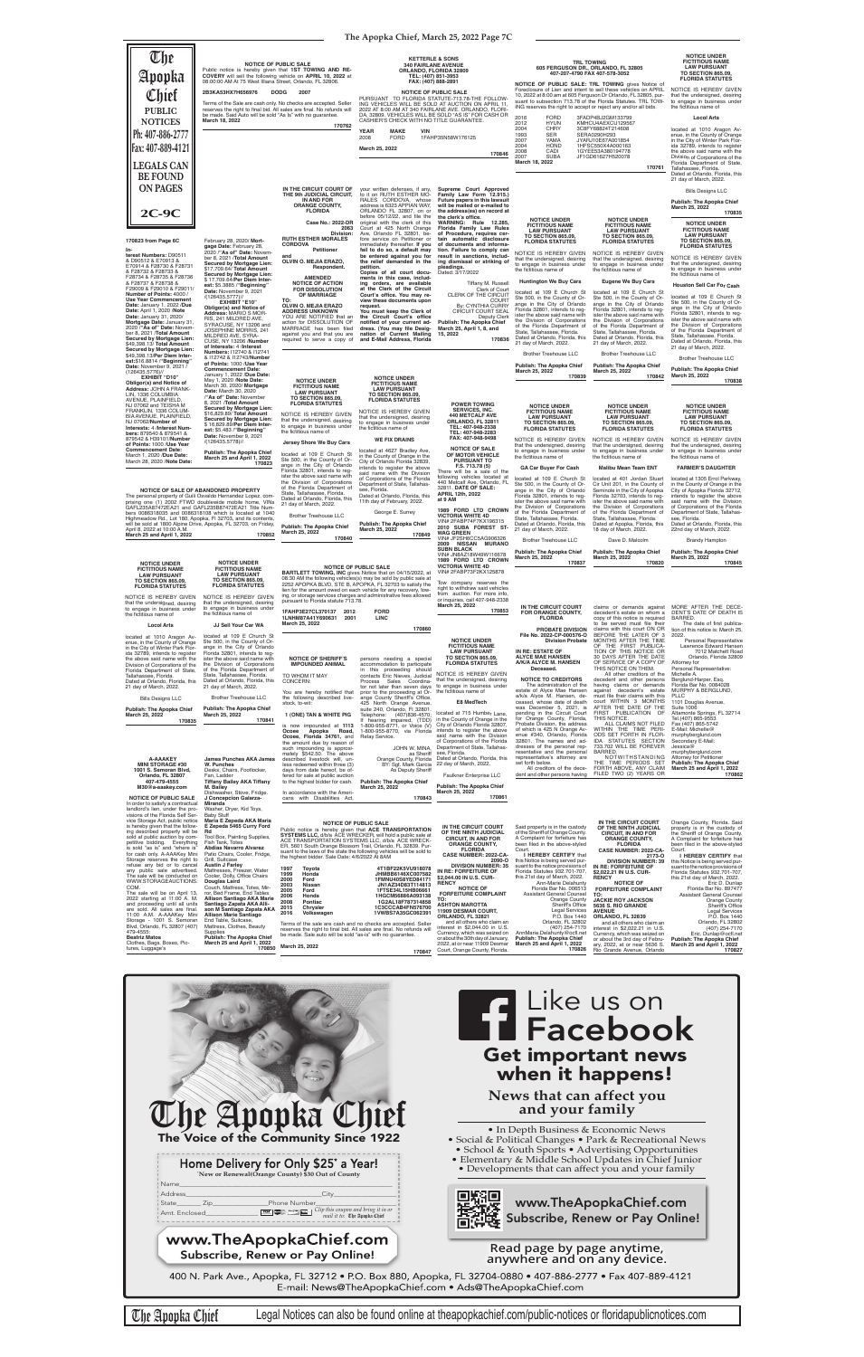# The Apopka Chief

## PUBLIC NOTICES

Ph: 407-886-2777
Fax: 407-889-4121

**LEGALS CAN BE FOUND ON PAGES 2C-9C**

---

### NOTICE OF PUBLIC SALE

Public notice is hereby given that **1ST TOWING AND RECOVERY** will sell the following vehicle on **APRIL 10, 2022** at 08:00:00 AM At 75 West Illiana Street, Orlando, FL 32806.

**2B3KA53HX7H656976 DODG 2007**

Terms of the Sale are cash only. No checks are accepted. Seller reserves the right to final bid. All sales are final. No refunds will be made. Said Auto will be sold "As Is" with no guarantee.
**March 18, 2022**
**170762**

---

**KETTERLE & SONS**
**340 FAIRLANE AVENUE**
**ORLANDO, FLORIDA 32809**
**TEL: (407) 851-3953**
**FAX: (407) 888-2891**

### NOTICE OF PUBLIC SALE

PURSUANT TO FLORIDA STATUTE-713.78-THE FOLLOWING VEHICLES WILL BE SOLD AT AUCTION ON APRIL 11, 2022 AT 8:00 AM AT 340 FAIRLANE AVE. ORLANDO, FLORIDA, 32809. VEHICLES WILL BE SOLD "AS IS" FOR CASH OR CASHIER'S CHECK WITH NO TITLE GUARANTEE.

| YEAR | MAKE | VIN |
|---|---|---|
| 2008 | FORD | 1FAHP35N58W176125 |

**March 25, 2022**
**170846**

---

**TRL TOWING**
**605 FERGUSON DR., ORLANDO, FL 32805**
**407-207-4790 FAX 407-578-3052**

**NOTICE OF PUBLIC SALE: TRL TOWING** gives Notice of Foreclosure of Lien and intent to sell these vehicles on APRIL 10, 2022 at 8:00 am at 605 Ferguson Dr Orlando, FL 32805, pursuant to subsection 713.78 of the Florida Statutes. TRL TOWING reserves the right to accept or reject any and/or all bids.

| | | |
|---|---|---|
| 2016 | FORD | 3FADP4BJ2GM133799 |
| 2012 | HYUN | KMHCU4AE6CU129567 |
| 2004 | CHRY | 3C8FY68824T214608 |
| 1993 | SER | SERA0290H293 |
| 2007 | YAMA | JYARJ10E47A001854 |
| 2004 | HOND | 1HFSC35014A000163 |
| 2008 | CADI | 1GYEE53A380104778 |
| 2007 | SUBA | JF1GD616271520078 |

**March 18, 2022**
**170761**

---

### NOTICE UNDER FICTITIOUS NAME LAW PURSUANT TO SECTION 865.09, FLORIDA STATUTES

NOTICE IS HEREBY GIVEN that the undersigned, desiring to engage in business under the fictitious name of

**Locol Arts**

located at 1010 Aragon Avenue, in the County of Orange in the City of Winter Park Florida 32789, intends to register the above said name with the Division of Corporations of the Florida Department of State, Tallahassee, Florida.
Dated at Orlando, Florida, this 21 day of March, 2022.

Bills Designs LLC

**Publish: The Apopka Chief March 25, 2022**
**170835**

---

**170823 from Page 6C**

**Interest Numbers:** D90511 & D90512 & E70813 & E70914 & F28730 & F28731 & F28732 & F28733 & F28734 & F28735 & F28736 & F28737 & F28738 & F29009 & F29010 & F29011/ **Number of Points:** 4000 / **Use Year Commencement Date:** January 1, 2022 /**Due Date:** April 1, 2020 /**Note Date:** January 31, 2020/ **Mortgage Date:** January 31, 2020 /**"As of" Date:** November 8, 2021 /**Total Amount Secured by Mortgage Lien:** $49,398.13/**Total Amount Secured by Mortgage Lien:** $49,398.13/**Per Diem Interest:**$16.8814 /**"Beginning" Date:** November 9, 2021 /(126435.5776)//
**EXHIBIT "D10"**
**Obligor(s) and Notice of Address:** JOHN A FRANKLIN, 1336 COLUMBIA AVENUE, PLAINFIELD, NJ 07062 and TEISHA M FRANKLIN, 1336 COLUMBIA AVENUE, PLAINFIELD, NJ 07062/**Number of Interests:** 4 /**Interest Numbers:** 879540 & 879541 & 879542 & H39110/**Number of Points:** 1000 /**Use Year Commencement Date:** March 1, 2020 /**Due Date:** March 28, 2020 /**Note Date:** February 28, 2020/ **Mortgage Date:** February 28, 2020 /**"As of" Date:** November 8, 2021 /**Total Amount Secured by Mortgage Lien:** $17,709.64/ **Total Amount Secured by Mortgage Lien:** $17,709.64/**Per Diem Interest:** $5.3885 /**"Beginning" Date:** November 9, 2021 /(126435.5777)//
**EXHIBIT "E10"**
**Obligor(s) and Notice of Address:** MARIO S MORRIS, 241 MILDRED AVE, SYRACUSE, NY 13206 and JOSEPHINE MORRIS, 241 MILDRED AVE, SYRACUSE, NY 13206 /**Number of Interests:** 4 /**Interest Numbers:** I12740 & I12741 & I12742 & I12743/**Number of Points:** 1000 /**Use Year Commencement Date:** January 1, 2022 /**Due Date:** May 1, 2020 /**Note Date:** March 30, 2020/ **Mortgage Date:** March 30, 2020 /**"As of" Date:** November 8, 2021 /**Total Amount Secured by Mortgage Lien:** $16,829.69/**Total Amount Secured by Mortgage Lien:** $16,829.69/**Per Diem Interest:** $5.463 /**"Beginning" Date:** November 9, 2021 /(126435.5778)//

**Publish: The Apopka Chief March 25 and April 1, 2022**
**170823**

---

**IN THE CIRCUIT COURT OF THE 9th JUDICIAL CIRCUIT, IN AND FOR ORANGE COUNTY, FLORIDA**

**Case No.: 2022-DR-2062**
**Division:**

**RUTH ESTHER MORALES CORDOVA**
**Petitioner**
**and**
**OLVIN O. MEJIA ERAZO,**
**Respondent.**

### AMENDED NOTICE OF ACTION FOR DISSOLUTION OF MARRIAGE

**TO:**
**OLVIN O. MEJIA ERAZO**
**ADDRESS UNKNOWN**
YOU ARE NOTIFIED that an action for DISSOLUTION OF MARRIAGE has been filed against you and that you are required to serve a copy of your written defenses, if any, to it on RUTH ESTHER MORALES CORDOVA, whose address is 6323 APPIAN WAY, ORLANDO FL 32807, on or before 05/12/22, and file the original with the clerk of this Court at 425 North Orange Ave, Orlando FL 32801, before service on Petitioner or immediately thereafter. **If you fail to do so, a default may be entered against you for the relief demanded in the petition.**

**Copies of all court documents in this case, including orders, are available at the Clerk of the Circuit Court's office. You may review these documents upon request.**

**You must keep the Clerk of the Circuit Court's office notified of your current address. (You may file Designation of Current Mailing and E-Mail Address, Florida Supreme Court Approved Family Law Form 12.915.) Future papers in this lawsuit will be mailed or e-mailed to the address(es) on record at the clerk's office.**

**WARNING: Rule 12.285, Florida Family Law Rules of Procedure, requires certain automatic disclosure of documents and information. Failure to comply can result in sanctions, including dismissal or striking of pleadings.**

Dated: 3/17/2022

Tiffany M. Russell
Clerk of Court
CLERK OF THE CIRCUIT COURT
By: CYNTHIA CURRY
CIRCUIT COURT SEAL
Deputy Clerk

**Publish: The Apopka Chief March 25, April 1, 8, and 15, 2022**
**170836**

---

### NOTICE UNDER FICTITIOUS NAME LAW PURSUANT TO SECTION 865.09, FLORIDA STATUTES

NOTICE IS HEREBY GIVEN that the undersigned, desiring to engage in business under the fictitious name of

**Huntington We Buy Cars**

located at 109 E Church St Ste 500, in the County of Orange in the City of Orlando Florida 32801, intends to register the above said name with the Division of Corporations of the Florida Department of State, Tallahassee, Florida.
Dated at Orlando, Florida, this 21 day of March, 2022.

Brother Treehouse LLC

**Publish: The Apopka Chief March 25, 2022**
**170839**

---

### NOTICE UNDER FICTITIOUS NAME LAW PURSUANT TO SECTION 865.09, FLORIDA STATUTES

NOTICE IS HEREBY GIVEN that the undersigned, desiring to engage in business under the fictitious name of

**Eugene We Buy Cars**

located at 109 E Church St Ste 500, in the County of Orange in the City of Orlando Florida 32801, intends to register the above said name with the Division of Corporations of the Florida Department of State, Tallahassee, Florida.
Dated at Orlando, Florida, this 21 day of March, 2022.

Brother Treehouse LLC

**Publish: The Apopka Chief March 25, 2022**
**170842**

---

### NOTICE UNDER FICTITIOUS NAME LAW PURSUANT TO SECTION 865.09, FLORIDA STATUTES

NOTICE IS HEREBY GIVEN that the undersigned, desiring to engage in business under the fictitious name of

**Houston Sell Car For Cash**

located at 109 E Church St Ste 500, in the County of Orange in the City of Orlando Florida 32801, intends to register the above said name with the Division of Corporations of the Florida Department of State, Tallahassee, Florida.
Dated at Orlando, Florida, this 21 day of March, 2022.

Brother Treehouse LLC

**Publish: The Apopka Chief March 25, 2022**
**170838**

---

### NOTICE OF SALE OF ABANDONED PROPERTY

The personal property of Guill Osvaldo Hernandez Lopez, comprising one (1) 2002 FTWO doublewide mobile home, VINs GAFL235A87472EA21 and GAFL235B87472EA21 Title Numbers 0086318035 and 0086318109 which is located at 1800 Highmeadow Rd., Lot 180, Apopka, FL 32703, and its contents, will be sold at 1800 Alpine Drive, Apopka, FL 32703, on Friday, April 8, 2022 at 10:00 A.M.
**March 25 and April 1, 2022**
**170852**

---

### NOTICE UNDER FICTITIOUS NAME LAW PURSUANT TO SECTION 865.09, FLORIDA STATUTES

NOTICE IS HEREBY GIVEN that the undersigned, desiring to engage in business under the fictitious name of

**Jersey Show We Buy Cars**

located at 109 E Church St Ste 500, in the County of Orange in the City of Orlando Florida 32801, intends to register the above said name with the Division of Corporations of the Florida Department of State, Tallahassee, Florida.
Dated at Orlando, Florida, this 21 day of March, 2022.

Brother Treehouse LLC

**Publish: The Apopka Chief March 25, 2022**
**170840**

---

### NOTICE UNDER FICTITIOUS NAME LAW PURSUANT TO SECTION 865.09, FLORIDA STATUTES

NOTICE IS HEREBY GIVEN that the undersigned, desiring to engage in business under the fictitious name of

**WE FIX DRAINS**

located at 4627 Bradley Ave, in the County of Orange in the City of Orlando Florida 32839, intends to register the above said name with the Division of Corporations of the Florida Department of State, Tallahassee, Florida.
Dated at Orlando, Florida, this 11th day of February, 2022.

George E. Surrey

**Publish: The Apopka Chief March 25, 2022**
**170849**

---

**POWER TOWING SERVICES, INC.**
**440 METCALF AVE**
**ORLANDO, FL 32811**
**TEL: 407-948-2338**
**TEL: 407-948-2283**
**FAX: 407-948-9498**

### NOTICE OF SALE OF MOTOR VEHICLE PURSUANT TO F.S. 713.78 (5)

There will be a sale of the following vehicles located at 440 Metcalf Ave, Orlando, FL 32811. **DATE OF SALE: APRIL 12th, 2022 at 9 AM**

**1989 FORD LTD CROWN VICTORIA WHITE 4D**
VIN# 2FABP74F7KX196315
**2010 SUBA FOREST ST WAG GREEN**
VIN# JF2SH6CC5AG906326
**2009 NISSAN MURANO SUBN BLACK**
VIN# JN8AZ18W49W116578
**1989 FORD LTD CROWN VICTORIA WHITE 4D**
VIN# 2FABP73F2KX125878

Tow company reserves the right to withdraw said vehicles from auction. For more info, or inquiries, call 407-948-2338
**March 25, 2022**
**170853**

---

### NOTICE UNDER FICTITIOUS NAME LAW PURSUANT TO SECTION 865.09, FLORIDA STATUTES

NOTICE IS HEREBY GIVEN that the undersigned, desiring to engage in business under the fictitious name of

**GA Car Buyer For Cash**

located at 109 E Church St Ste 500, in the County of Orange in the City of Orlando Florida 32801, intends to register the above said name with the Division of Corporations of the Florida Department of State, Tallahassee, Florida.
Dated at Orlando, Florida, this 21 day of March, 2022.

Brother Treehouse LLC

**Publish: The Apopka Chief March 25, 2022**
**170837**

---

### NOTICE UNDER FICTITIOUS NAME LAW PURSUANT TO SECTION 865.09, FLORIDA STATUTES

NOTICE IS HEREBY GIVEN that the undersigned, desiring to engage in business under the fictitious name of

**Malibu Mean Team ENT**

located at 401 Jordan Stuart Cir Unit 201, in the County of Seminole in the City of Apopka Florida 32703, intends to register the above said name with the Division of Corporations of the Florida Department of State, Tallahassee, Florida.
Dated at Apopka, Florida, this 18 day of March, 2022.

Dave D. Malcolm

**Publish: The Apopka Chief March 25, 2022**
**170820**

---

### NOTICE UNDER FICTITIOUS NAME LAW PURSUANT TO SECTION 865.09, FLORIDA STATUTES

NOTICE IS HEREBY GIVEN that the undersigned, desiring to engage in business under the fictitious name of

**FARMER'S DAUGHTER**

located at 1305 Errol Parkway, in the County of Orange in the City of Apopka Florida 32712, intends to register the above said name with the Division of Corporations of the Florida Department of State, Tallahassee, Florida.
Dated at Orlando, Florida, this 22nd day of March, 2022.

Brandy Hampton

**Publish: The Apopka Chief March 25, 2022**
**170845**

---

### NOTICE UNDER FICTITIOUS NAME LAW PURSUANT TO SECTION 865.09, FLORIDA STATUTES

NOTICE IS HEREBY GIVEN that the undersigned, desiring to engage in business under the fictitious name of

**Locol Arts**

located at 1010 Aragon Avenue, in the County of Orange in the City of Winter Park Florida 32789, intends to register the above said name with the Division of Corporations of the Florida Department of State, Tallahassee, Florida.
Dated at Orlando, Florida, this 21 day of March, 2022.

Bills Designs LLC

**Publish: The Apopka Chief March 25, 2022**
**170835**

---

### NOTICE UNDER FICTITIOUS NAME LAW PURSUANT TO SECTION 865.09, FLORIDA STATUTES

NOTICE IS HEREBY GIVEN that the undersigned, desiring to engage in business under the fictitious name of

**JJ Sell Your Car WA**

located at 109 E Church St Ste 500, in the County of Orange in the City of Orlando Florida 32801, intends to register the above said name with the Division of Corporations of the Florida Department of State, Tallahassee, Florida.
Dated at Orlando, Florida, this 21 day of March, 2022.

Brother Treehouse LLC

**Publish: The Apopka Chief March 25, 2022**
**170841**

---

### NOTICE OF PUBLIC SALE

**BARTLETT TOWING, INC** gives Notice that on 04/15/2022, at 08:30 AM the following vehicles(s) may be sold by public sale at 2252 APOPKA BLVD, STE B, APOPKA, FL 32703 to satisfy the lien for the amount owed on each vehicle for any recovery, towing, or storage services charges and administrative fees allowed pursuant to Florida statute 713.78.

| | | |
|---|---|---|
| 1FAHP3E27CL370137 | 2012 | FORD |
| 1LNHM87A41Y690631 | 2001 | LINC |

**March 25, 2022**
**170860**

---

### NOTICE OF SHERIFF'S IMPOUNDED ANIMAL

TO WHOM IT MAY CONCERN:

You are hereby notified that the following described livestock, to wit:

**1 (ONE) TAN & WHITE PIG**

is now impounded at **1113 Ocoee Apopka Road, Ocoee, Florida 34761**, and the amount due by reason of such impounding is approximately $642.50. The above described livestock will, unless redeemed within three (3) days from date hereof, be offered for sale at public auction to the highest bidder for cash.

In accordance with the Americans with Disabilities Act, persons needing a special accommodation to participate in this proceeding should contacts Eric Nieves, Judicial Process Sales Coordinator not later than seven days prior to the proceeding at Orange County Sheriff's Office, 425 North Orange Avenue, suite 240, Orlando, FL 32801. Telephone: (407)836-4570; If hearing impaired, (TDD) 1-800-955-8771, or Voice (V) 1-800-955-8770, via Florida Relay Service.

JOHN W. MINA,
as Sheriff
Orange County, Florida
BY: Sgt. Mark Garcia
As Deputy Sheriff

**Publish: The Apopka Chief March 25, 2022**
**170843**

---

### NOTICE UNDER FICTITIOUS NAME LAW PURSUANT TO SECTION 865.09, FLORIDA STATUTES

NOTICE IS HEREBY GIVEN that the undersigned, desiring to engage in business under the fictitious name of

**E8 MedTech**

located at 715 Humbey Lane, in the County of Orange in the City of Orlando Florida 32807, intends to register the above said name with the Division of Corporations of the Florida Department of State, Tallahassee, Florida.
Dated at Orlando, Florida, this 22 day of March, 2022.

Faulkner Enterprise LLC

**Publish: The Apopka Chief March 25, 2022**
**170861**

---

**IN THE CIRCUIT COURT FOR ORANGE COUNTY, FLORIDA**

**PROBATE DIVISION**
**File No. 2022-CP-000576-O**
**Division Probate**

**IN RE: ESTATE OF ALYCE MAE HANSEN A/K/A ALYCE M. HANSEN**
**Deceased.**

### NOTICE TO CREDITORS

The administration of the estate of Alyce Mae Hansen a/k/a Alyce M. Hansen, deceased, whose date of death was December 5, 2021, is pending in the Circuit Court for Orange County, Florida, Probate Division, the address of which is 425 N Orange Avenue #340, Orlando, Florida 32801. The names and addresses of the personal representative and the personal representative's attorney are set forth below.

All creditors of the decedent and other persons having claims or demands against decedent's estate on whom a copy of this notice is required to be served must file their claims with this court ON OR BEFORE THE LATER OF 3 MONTHS AFTER THE TIME OF THE FIRST PUBLICATION OF THIS NOTICE OR 30 DAYS AFTER THE DATE OF SERVICE OF A COPY OF THIS NOTICE ON THEM.

All other creditors of the decedent and other persons having claims or demands against decedent's estate must file their claims with this court WITHIN 3 MONTHS AFTER THE DATE OF THE FIRST PUBLICATION OF THIS NOTICE.

ALL CLAIMS NOT FILED WITHIN THE TIME PERIODS SET FORTH IN FLORIDA STATUTES SECTION 733.702 WILL BE FOREVER BARRED.

NOTWITHSTANDING THE TIME PERIODS SET FORTH ABOVE, ANY CLAIM FILED TWO (2) YEARS OR MORE AFTER THE DECEDENT'S DATE OF DEATH IS BARRED.

The date of first publication of this notice is: March 25, 2022.

Personal Representative
Lawrence Edward Hansen
7012 Matchett Road
Orlando, Florida 32809

Attorney for Personal Representative:
Michelle A.
Berglund-Harper, Esq.
Florida Bar No. 0084028
MURPHY & BERGLUND, PLLC
1101 Douglas Avenue, Suite 1006
Altamonte Springs, FL 32714
Tel (407) 865-9553
Fax (407) 865-5742
E-Mail: Michelle@murphyberglund.com
Secondary E-Mail: Jessica@murphyberglund.com
murphyberglund.com
Attorney for Petitioner

**Publish: The Apopka Chief March 25 and April 1, 2022**
**170862**

---

**A-AAAKEY**
**MINI STORAGE #30**
**1001 S. Semoran Blvd, Orlando, FL 32807**
**407-479-4555**
**M30@a-aaakey.com**

### NOTICE OF PUBLIC SALE

In order to satisfy a contractual landlord's lien, under the provisions of the Florida Self Service Storage Act, public notice is hereby given that the following described property will be sold at public auction by competitive bidding. Everything is sold "as is" and "where is" for cash only. A-AAAKey Mini Storage reserves the right to refuse any bid or to cancel any public sale advertised. The sale will be conducted on WWW.STORAGEAUCTIONS.COM.

The sale will be on April 13, 2022 starting at 11:00 A. M. and proceeding until all units are sold. All sales are final. 11:00 A.M. A-AAAKey Mini Storage - 1001 S. Semoran Blvd, Orlando, FL 32807 (407) 479-4555

**Beatriz Matos**
Clothes, Bags, Boxes, Pictures, Luggage's

**James Punches AKA James W. Punches**
Desks, Chairs, Footlocker, Fan, Ladder

**Tiffany Bailey AKA Tiffany M. Bailey**
Dishwasher, Stove, Fridge.

**J Concepcion Galarza-Miranda**
Washer, Dryer, Kid Toys, Baby Stuff

**Maria E Zepeda AKA Maria E Zepeda 5465 Curry Ford Rd**
Tool Box, Painting Supplies, Fish Tank, Totes

**Abdias Navarro Alvarez**
Patio Chairs, Cooler, Fridge, Grill, Suitcase

**Austin J Farley**
Mattresses, Freezer, Water Cooler, Dolly, Office Chairs

**Douglas Laird**
Couch, Mattress, Totes, Mirror, Bed Frame, End Tables

**Allison Santiago AKA Marie Santiago Zapata AKA Allison M Santiago Zapata AKA Allison Marie Santiago**
End Table, Suitcase, Mattress, Clothes, Beauty Supplies

**Publish: The Apopka Chief March 25 and April 1, 2022**
**170850**

---

### NOTICE OF PUBLIC SALE

Public notice is hereby given that **ACE TRANSPORTATION SYSTEMS LLC,** d/b/a: ACE WRECKER, will hold a public sale at ACE TRANSPORTATION SYSTEMS LLC, d/b/a: ACE WRECKER, 5601 South Orange Blossom Trail, Orlando, FL 32839. Pursuant to the laws of the state the following vehicles will be sold to the highest bidder. Sale Date: 4/6/2022 At 8AM

| | | |
|---|---|---|
| 1997 | Toyota | 4T1BF22K5VU918078 |
| 1999 | Honda | JHMBB6145XC007592 |
| 2000 | Ford | 1FMNU40S8YED84171 |
| 2003 | Nissan | JN1AZ34D63T114613 |
| 2005 | Ford | 1FTSE34L15HB06661 |
| 2006 | Honda | 1HGCM56886A093138 |
| 2008 | Pontiac | 1G2AL18F787314858 |
| 2015 | Chrysler | 1C3CCCAB4FN576700 |
| 2016 | Volkswagen | 1VWBS7A35GC062391 |

Terms of the sale are cash and no checks are accepted. Seller reserves the right to final bid. All sales are final. No refunds will be made. Sale auto will be sold "as-is" with no guarantee.

**March 25, 2022**
**170847**

---

**IN THE CIRCUIT COURT OF THE NINTH JUDICIAL CIRCUIT, IN AND FOR ORANGE COUNTY, FLORIDA**
**CASE NUMBER: 2022-CA-2090-O**
**DIVISION NUMBER: 35**

**IN RE: FORFEITURE OF $2,044.00 IN U.S. CURRENCY**

### NOTICE OF FORFEITURE COMPLAINT

**TO:**
**ASHTON MAROTTA**
**11909 DESMAR COURT, ORLANDO, FL 32821**
and all others who claim an interest in $2,044.00 in U.S. Currency, which was seized on or about the 30th day of January, 2022, at or near 11909 Desmar Court, Orange County, Florida. Said property is in the custody of the Sheriff of Orange County. A Complaint for forfeiture has been filed in the above-styled Court.

**I HEREBY CERTIFY** that this Notice is being served pursuant to the notice provisions of Florida Statutes 932.701-707, this 21st day of March, 2022.

Ann-Marie Delahunty
Florida Bar No. 006513
Assistant General Counsel
Orange County
Sheriff's Office
Legal Services
P.O. Box 1440
Orlando, FL 32802
(407) 254-7170
AnnMarie.Delahunty@ocfl.net

**Publish: The Apopka Chief March 25 and April 1, 2022**
**170826**

---

**IN THE CIRCUIT COURT OF THE NINTH JUDICIAL CIRCUIT, IN AND FOR ORANGE COUNTY, FLORIDA**
**CASE NUMBER: 2022-CA-2172-O**
**DIVISION NUMBER: 39**

**IN RE: FORFEITURE OF $2,022.21 IN U.S. CURRENCY**

### NOTICE OF FORFEITURE COMPLAINT

**TO:**
**JACKIE ROY JACKSON**
**5639 S. RIO GRANDE AVENUE**
**ORLANDO, FL 32839**
and all others who claim an interest in $2,022.21 in U.S. Currency, which was seized on or about the 3rd day of February, 2022, at or near 5639 S. Rio Grande Avenue, Orlando Orange County, Florida. Said property is in the custody of the Sheriff of Orange County. A Complaint for forfeiture has been filed in the above-styled Court.

**I HEREBY CERTIFY** that this Notice is being served pursuant to the notice provisions of Florida Statutes 932.701-707, this 21st day of March, 2022.

Eric D. Dunlap
Florida Bar No: 897477
Assistant General Counsel
Orange County
Sheriff's Office
Legal Services
P.O. Box 1440
Orlando, FL 32802
(407) 254-7170
Eric.Dunlap@ocfl.net

**Publish: The Apopka Chief March 25 and April 1, 2022**
**170827**

---

## The Apopka Chief
**The Voice of the Community Since 1922**

**Home Delivery for Only $25* a Year!**
*New or Renewal(Orange County) $30 Out of County

Name___ City___
Address___
State___ Zip___ Phone Number___
Amt. Enclosed___

Clip this coupon and bring it in or mail it to: The Apopka Chief

**www.TheApopkaChief.com**
**Subscribe, Renew or Pay Online!**

## Like us on Facebook

### Get important news when it happens!

### News that can affect you and your family

- In Depth Business & Economic News
- Social & Political Changes • Park & Recreational News
- School & Youth Sports • Advertising Opportunities
- Elementary & Middle School Updates in Chief Junior
- Developments that can affect you and your family

**www.TheApopkaChief.com**
**Subscribe, Renew or Pay Online!**

Read page by page anytime, anywhere and on any device.

400 N. Park Ave., Apopka, FL 32712 • P.O. Box 880, Apopka, FL 32704-0880 • 407-886-2777 • Fax 407-889-4121
E-mail: News@TheApopkaChief.com • Ads@TheApopkaChief.com

The Apopka Chief — Legal Notices can also be found online at theapopkachief.com/public-notices or floridapublicnotices.com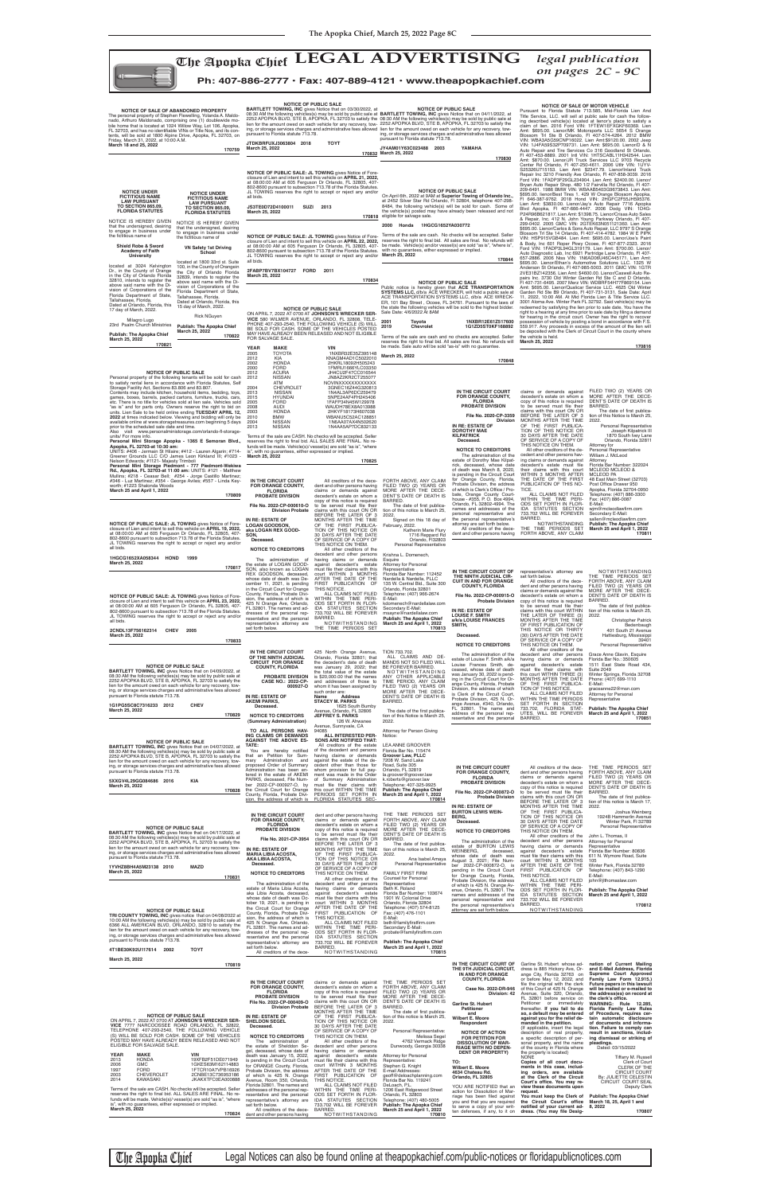# The Apopka Chief LEGAL ADVERTISING

*legal publication on pages 2C - 9C*

**Ph: 407-886-2777 • Fax: 407-889-4121 • www.theapopkachief.com**

---

**NOTICE OF SALE OF ABANDONED PROPERTY**

The personal property of Stephen Flewelling, Yolanda A. Maldonado, Arthuro Maldonado, comprising one (1) doublewide mobile home that is located at 1024 Willow Way, Lot 106, Apopka, FL 32703, and has no identifiable VINs or Title Nos. and its contents, will be sold at 1800 Alpine Drive, Apopka, FL 32703, on Friday, March 31, 2022, at 10:00 A.M.

March 18 and 25, 2022 **170759**

---

**NOTICE UNDER FICTITIOUS NAME LAW PURSUANT TO SECTION 865.09, FLORIDA STATUTES**

NOTICE IS HEREBY GIVEN that the undersigned, desiring to engage in business under the fictitious name of

**Shield Robe & Sword Academy of Faith University**

located at 3024 Kehington Dr., in the County of Orange in the City of Orlando Florida 32810, intends to register the above said name with the Division of Corporations of the Florida Department of State, Tallahassee, Florida.

Dated at Orlando, Florida, this 17 day of March, 2022.

Milagro Lugo
23rd Psalm Church Ministries

**Publish: The Apopka Chief**
**March 25, 2022**
**170821**

---

**NOTICE UNDER FICTITIOUS NAME LAW PURSUANT TO SECTION 865.09, FLORIDA STATUTES**

NOTICE IS HEREBY GIVEN that the undersigned, desiring to engage in business under the fictitious name of

**VN Safety 1st Driving School**

located at 1800 33rd st. Suite 100, in the County of Orange in the City of Orlando Florida 32839, intends to register the above said name with the Division of Corporations of the Florida Department of State, Tallahassee, Florida.

Dated at Orlando, Florida, this 15 day of March, 2022.

Rick NGuyen

**Publish: The Apopka Chief**
**March 25, 2022**
**170822**

---

**NOTICE OF PUBLIC SALE**

Personal property of the following tenants will be sold for cash to satisfy rental liens in accordance with Florida Statutes, Self Storage Facility Act, Sections 83.806 and 83.807.

Contents may include kitchen, household items, bedding, toys, games, boxes, barrels, packed cartons, furniture, trucks, cars, etc. There is no title for vehicles sold at lien sale. Vehicles sold "as is" and for parts only. Owners reserve the right to bid on units. Lien Sale to be held online ending **TUESDAY APRIL 12, 2022** at times indicated below. Viewing and bidding will only be available online at www.storagetreasures.com beginning 5 days prior to the scheduled sale date and time.

Also visit www.personalministorage.com/orlando-fl-storage-units/ for more info.

**Personal Mini Storage Apopka - 1365 E Semoran Blvd., Apopka, FL 32703-at 10:30 am:**

UNITS: #406 - Jamaal St Hilaire; #412 - Lauren Algarin; #714- Greener Grounds LLC C/O James Leon Kirkland III; #1023 - Nelson Edwards; #1121- Majesty Trimboli

**Personal Mini Storage Piedmont - 777 Piedmont-Wekiwa Rd., Apopka, FL 32703-at 11:00 am:** UNITS: #121 - Matthew Mullins; #218 - Ceasar Bell; #254 - Jorge Castillo Martinez; #346 - Luz Martinez; #354 - George Aviles; #557 - Linda Keyworth; #1223 Shalonda Woods

**March 25 and April 1, 2022** **170809**

---

**NOTICE OF PUBLIC SALE: JL TOWING** gives Notice of Foreclosure of Lien and intent to sell this vehicle on **APRIL 19, 2022,** at 08:00:00 AM at 605 Ferguson Dr Orlando, FL 32805, 407-802-8600 pursuant to subsection 713.78 of the Florida Statutes. JL TOWING reserves the right to accept or reject any and/or all bids.

**1HGCG1652XA058344 HOND 1999**
**March 25, 2022**
**170817**

---

**NOTICE OF PUBLIC SALE: JL TOWING** gives Notice of Foreclosure of Lien and intent to sell this vehicle on **APRIL 23, 2022,** at 08:00:00 AM at 605 Ferguson Dr Orlando, FL 32805, 407-802-8600 pursuant to subsection 713.78 of the Florida Statutes. JL TOWING reserves the right to accept or reject any and/or all bids.

**2CNDL13F756162314 CHEV 2005**
**March 25, 2022**
**170833**

---

**NOTICE OF PUBLIC SALE**

**BARTLETT TOWING, INC** gives Notice that on 04/09/2022, at 08:30 AM the following vehicle(s) may be sold by public sale at 2252 APOPKA BLVD, STE B, APOPKA, FL 32703 to satisfy the lien for the amount owed on each vehicle for any recovery, towing, or storage services charges and administrative fees allowed pursuant to Florida statute 713.78.

**1G1PG5SC8C7316233 2012 CHEV**
**March 25, 2022**
**170829**

---

**NOTICE OF PUBLIC SALE**

**BARTLETT TOWING, INC** gives Notice that on 04/07/2022, at 08:30 AM the following vehicle(s) may be sold by public sale at 2252 APOPKA BLVD, STE B, APOPKA, FL 32703 to satisfy the lien for the amount owed on each vehicle for any recovery, towing, or storage services charges and administrative fees allowed pursuant to Florida statute 713.78.

**5XXGV4L29GG084686 2016 KIA**
**March 25, 2022**
**170828**

---

**NOTICE OF PUBLIC SALE**

**BARTLETT TOWING, INC** gives Notice that on 04/17/2022, at 08:30 AM the following vehicle(s) may be sold by public sale at 2252 APOPKA BLVD, STE B, APOPKA, FL 32703 to satisfy the lien for the amount owed on each vehicle for any recovery, towing, or storage services charges and administrative fees allowed pursuant to Florida statute 713.78.

**1YVHZ8BH4A5M23138 2010 MAZD**
**March 25, 2022**
**170831**

---

**NOTICE OF PUBLIC SALE**

**TRI COUNTY TOWING, INC** gives notice that on 04/08/2022 at 10:00 AM the following vehicles(s) may be sold by public sale at 6366 ALL AMERICAN BLVD, ORLANDO, 32810 to satisfy the lien for the amount owed on each vehicle for any recovery, towing, or storage services charges and administrative fees allowed pursuant to Florida statute 713.78.

**4T1BE30K92U176614 2002 TOYT**
**March 25, 2022**
**170819**

---

**NOTICE OF PUBLIC SALE**

ON APRIL 7, 2022 AT 07:00 AT **JOHNSON'S WRECKER SERVICE** 7777 NARCOOSSEE ROAD ORLANDO, FL 32822, TELEPHONE 407-293-2540, THE FOLLOWING VEHICLE (S) WILL BE SOLD FOR CASH. SOME OF THE VEHICLES POSTED MAY HAVE ALREADY BEEN RELEASED AND NOT ELIGIBLE FOR SALVAGE SALE.

| YEAR | MAKE | VIN |
|---|---|---|
| 2013 | HONDA | 19XFB2F51DE071949 |
| 2006 | GMC | 1GKES63M162114883 |
| 1997 | FORD | 1FTCR10A7VPB16926 |
| 2003 | CHEVROLET | 2CNBE13C736953186 |
| 2014 | KAWASAKI | JKAKXTFC0EA000888 |

Terms of the sale are CASH. No checks will be accepted. Seller reserves the right to final bid. ALL SALES ARE FINAL. No refunds will be made. Vehicle(s)/ vessel(s) are sold "as is", "where is", with no guarantees, either expressed or implied.

**March 25, 2022** **170824**

---

**NOTICE OF PUBLIC SALE**

**BARTLETT TOWING, INC** gives Notice that on 03/30/2022, at 08:30 AM the following vehicle(s) may be sold by public sale at 2252 APOPKA BLVD, STE B, APOPKA, FL 32703 to satisfy the lien for the amount owed on each vehicle for any recovery, towing, or storage services charges and administrative fees allowed pursuant to Florida statute 713.78.

**JTDKBRFU4J3063804 2018 TOYT**
**March 25, 2022**
**170832**

---

**NOTICE OF PUBLIC SALE: JL TOWING** gives Notice of Foreclosure of Lien and intent to sell this vehicle on **APRIL 21, 2022,** at 08:00:00 AM at 605 Ferguson Dr Orlando, FL 32805, 407-802-8600 pursuant to subsection 713.78 of the Florida Statutes. JL TOWING reserves the right to accept or reject any and/or all bids.

**JS3TE0D72D4100011 SUZI 2013**
**March 25, 2022**
**170818**

---

**NOTICE OF PUBLIC SALE: JL TOWING** gives Notice of Foreclosure of Lien and intent to sell this vehicle on **APRIL 22, 2022,** at 08:00:00 AM at 605 Ferguson Dr Orlando, FL 32805, 407-802-8600 pursuant to subsection 713.78 of the Florida Statutes. JL TOWING reserves the right to accept or reject any and/or all bids.

**2FABP7BV7BX104727 FORD 2011**
**March 25, 2022**
**170834**

---

**NOTICE OF PUBLIC SALE**

ON APRIL 7, 2022 AT 07:00 AT **JOHNSON'S WRECKER SERVICE** 580 WILMER AVENUE ,ORLANDO, FL 32808, TELEPHONE 407-293-2540, THE FOLLOWING VEHICLE (S) WILL BE SOLD FOR CASH. SOME OF THE VEHICLES POSTED MAY HAVE ALREADY BEEN RELEASED AND NOT ELIGIBLE FOR SALVAGE SALE.

| YEAR | MAKE | VIN |
|---|---|---|
| 2005 | TOYOTA | 1NXBR32E35Z395148 |
| 2012 | KIA | KNAGM4AD1C5023010 |
| 2002 | HONDA | 2HKRL18002H505243 |
| 2000 | FORD | 1FMRU1666YLC05050 |
| 2012 | ACURA | JH4CU2F47CC016544 |
| 2012 | NISSAN | JN8AZ2KR2CT255077 |
| | ATM | NOVINXXXXXXXXXXXX |
| 2004 | CHEVROLET | 3GNEC16Z44G320813 |
| 2013 | NISSAN | 1N4AL3AP6DC235479 |
| 2015 | HYUNDAI | 5NPE24AF4FH245406 |
| 2005 | FORD | 1FAFP34N45W129978 |
| 2008 | AUDI | WAUNF78EX8A013088 |
| 2012 | HONDA | 2HKYF18173H565690 |
| 2010 | BMW | WBANU5C52AC128851 |
| 2004 | NISSAN | 1N4AA4DT4AW592820 |
| 2013 | NISSAN | 1N4AA5AP7DC832133 |

Terms of the sale are CASH. No checks will be accepted. Seller reserves the right to final bid. ALL SALES ARE FINAL. No refunds will be made. Vehicle(s)/ vessel(s) are sold "as is", "where is", with no guarantees, either expressed or implied.

**March 25, 2022** **170825**

---

**NOTICE OF PUBLIC SALE**

**BARTLETT TOWING, INC** gives Notice that on 04/11/2022, at 08:30 AM the following vehicle(s) may be sold by public sale at 2252 APOPKA BLVD, STE B, APOPKA, FL 32703 to satisfy the lien for the amount owed on each vehicle for any recovery, towing, or storage services charges and administrative fees allowed pursuant to Florida statute 713.78.

**JY4AM01Y63C023488 2003 YAMAHA**
**March 25, 2022**
**170830**

---

**NOTICE OF PUBLIC SALE**

On April 6th, 2022 at 9AM at **Superior Towing of Orlando Inc.,** at 2452 Silver Star Rd Orlando, Fl 32804, telephone 407-298-8484, the following vehicle(s) will be sold for cash. Some of the vehicle(s) posted may have already been released and not eligible for salvage sale.

**2000 Honda 1HGCG1652YA030772**

Terms of the sale are cash. No checks will be accepted. Seller reserves the right to final bid. All sales are final. No refunds will be made. Vehicle(s) and/or vessel(s) are sold "as is", "where is", with no guarantees, either expressed or implied.

**March 25, 2022** **170844**

---

**NOTICE OF PUBLIC SALE**

Public notice is hereby given that **ACE TRANSPORTATION SYSTEMS LLC,** d/b/a ACE WRECKER, will hold a public sale at ACE TRANSPORTATION SYSTEMS LLC, d/b/a ACE WRECKER, 101 Bay Street, Ocoee, FL 34761. Pursuant to the laws of the state the following vehicles will be sold to the highest bidder. Sale Date: 4/6/2022 8 AM

| | | |
|---|---|---|
| 2001 | Toyota | 1NXBR12E61Z517600 |
| 2019 | Chevrolet | 1G1ZD5STOKF168892 |

Terms of the sale are cash and no checks are accepted. Seller reserves the right to final bid. All sales are final. No refunds will be made. Sale auto will be sold "as-is" with no guarantee.

**March 25, 2022** **170848**

---

**NOTICE OF SALE OF MOTOR VEHICLE**

Pursuant to Florida Statue 713.585, Mid-Florida Lien And Title Service, LLC. will sell at public sale for cash the following described vehicle(s) located at lienor's place to satisfy a claim of lien. 2016 Ford VIN: 1FTEW1EF3GKF50369. Lien Amt: $695.00. Lienor/MK Motorsports LLC 5854 S Orange Blossom Trl Ste B Orlando, Fl 407-574-4264. 2012 BMW VIN: WBA3A5C52CNP18020. Lien Amt:$9120.00. 2002 Jeep VIN: 1J4FA29P72P739523. Lien Amt: $695.00. Lienor/D & N Auto Repair and Tire Services Co 316 Goodland St Orlando, Fl 407-453-8889. 2001 Intl VIN: 1HTSCABL11H340544. Lien Amt: $870.00. Lienor/JR Truck Services LLC 9703 Recycle Center Rd Orlando, Fl 407-250-4611. 2006 Utlty VIN: 1UYVS25326U715153. Lien Amt: $2347.79. Lienor/Inland Truck Repair Inc 3210 Friendly Ave Orlando, Fl 407-858-3039. 2016 Ford VIN: 1FADP3F29GL234904. Lien Amt: $2400.00. Lienor/Bryan Auto Repair Shop 480 1/2 Farrelle Rd Orlando, Fl 407-309-8491. 1986 BMW VIN: WBAAB5403G9670843. Lien Amt: $695.00. Lienor/Best Tires 1, 429 W Orange Blossom Apopka, Fl 646-387-9762. 2018 Hond VIN: 2HGFC2F51JH593376. Lien Amt: $3830.00. Lienor/Jay's Auto Repair 7716 Apopka Blvd Apopka, Fl 407-666-4447. 2006 Dodg VIN: 1D4GP24R96B621817. Lien Amt: $1398.75. Lienor/Crasa Auto Sales & Repair, Inc. 412 N. John Young Parkway Orlando, Fl 407-299-0402. 2005 GMC VIN: 2GTEK63N051121368. Lien Amt: $695.00. Lienor/Carlos & Sons Auto Repair, LLC 6797 S Orange Blossom Trl Ste 14 Orlando, Fl 407-414-4782. 1984 W E PIPK VIN: HSP91SVGB484. Lien Amt: $695.00. Lienor/Joe's Paint & Body, Inc 601 Roper Pkwy Ocoee, Fl 407-877-2323. 2016 Ford VIN: 1FADP3L94GL319179. Lien Amt: $700.00. Lienor/Auto Diagnostic Lab, Inc 6921 Partridge Lane Orlando, Fl 407-657-2866. 2005 Niss VIN: 1N4AA06UX5C451171. Lien Amt: $695.00. Lienor/Ethan's Automotive Solutions LLC 1325 W Anderson St Orlando, Fl 407-965-5603. 2011 GMC VIN: 1GTR2VE31BZ142356. Lien Amt: $4830.00. Lienor/Caswell Auto Repairs Inc 3730 Old Winter Garden Rd Ste G and D Orlando, Fl 407-731-6495. 2007 Merz VIN: WDBRF54H77F869154. Lien Amt: $695.00. Lienor/Lauder Service LLC 4625 Old Winter Garden Rd Ste B3 Orlando, Fl 407-731-3131. Sale date: April 11, 2022, 10:00 AM. At Mid Florida Lien & Title Service LLC. 3001 Aloma Ave. Winter Park Fl. 32792. Said vehicle(s) may be redeemed by satisfying the lien prior to sale date. You have the right to a hearing at any time prior to sale date by filing a demand for hearing in the circuit court. Owner has the right to recover possession of vehicle by posting bond in accordance with F.S. 559.917. Any proceeds in excess of the amount of the lien will be deposited with the Clerk of Circuit Court in the county where the vehicle is held.

**March 25, 2022** **170816**

---

**IN THE CIRCUIT COURT FOR ORANGE COUNTY, FLORIDA PROBATE DIVISION**

**File No. 2022-CP-000610-O Division Probate**

**IN RE: ESTATE OF LOGAN GOODSON, aka LOGAN REX GOODSON, Deceased.**

**NOTICE TO CREDITORS**

The administration of the estate of LOGAN GOODSON, also known as LOGAN REX GOODSON, deceased, whose date of death was December 11, 2021, is pending in the Circuit Court for Orange County, Florida, Probate Division, the address of which is 425 N Orange Ave, Orlando, FL 32801. The names and addresses of the personal representative and the personal representative's attorney are set forth below.

All creditors of the decedent and other persons having claims or demands against decedent's estate on whom a copy of this notice is required to be served must file their claims with this court ON OR BEFORE THE LATER OF 3 MONTHS AFTER THE TIME OF THE FIRST PUBLICATION OF THIS NOTICE OR 30 DAYS AFTER THE DATE OF SERVICE OF A COPY OF THIS NOTICE ON THEM.

All other creditors of the decedent and other persons having claims or demands against decedent's estate must file their claims with this court WITHIN 3 MONTHS AFTER THE DATE OF THE FIRST PUBLICATION OF THIS NOTICE.

ALL CLAIMS NOT FILED WITHIN THE TIME PERIODS SET FORTH IN FLORIDA STATUTES SECTION 733.702 WILL BE FOREVER BARRED.

NOTWITHSTANDING THE TIME PERIODS SET FORTH ABOVE, ANY CLAIM FILED TWO (2) YEARS OR MORE AFTER THE DECEDENT'S DATE OF DEATH IS BARRED.

The date of first publication of this notice is March 25, 2022.

Signed on this 18 day of February, 2022.

Katharin Marie Flury
7718 Reppard Rd
Orlando, Fl 32803
Personal Representative

Krishna L. Domenech, Esquire
Attorney for Personal Representative
Florida Bar Number: 112452
Nardella & Nardella, PLLC
135 W. Central Blvd., Suite 300
Orlando, Florida 32801
Telephone: (407) 966-2674
E-Mail: kdomenech@nardellalaw.com
Secondary E-Mail: msayne@nardellalaw.com

**Publish: The Apopka Chief**
**March 25 and April 1, 2022**
**170813**

---

**IN THE CIRCUIT COURT OF THE NINTH JUDICIAL CIRCUIT FOR ORANGE COUNTY, FLORIDA**

**PROBATE DIVISION CASE NO.: 2022-CP-000927-O**

**IN RE: ESTATE OF AKEMI PARKS, Deceased.**

**NOTICE TO CREDITORS (Summary Administration)**

**TO ALL PERSONS HAVING CLAIMS OR DEMANDS AGAINST THE ABOVE ESTATE:**

You are hereby notified that an Petition for Summary Administration and proposed Order of Summary Administration has been entered in the estate of AKEMI PARKS, deceased, File Number 2022-CP-000927-O, by the Circuit Court for Orange County, Florida, Probate Division, the address of which is 425 North Orange Avenue, Orlando, Florida 32801; that the decedent's date of death was January 29, 2022; that the total value of the estate is $20,000.00 that the names and addresses of those to whom it has been assigned by such order are:

| Name | Address |
|---|---|
| **STACY PARKS** | 1625 South Bumby Avenue, Orlando, FL 32806 |
| **JEFFREY S. PARKS** | 126 W. Ahwanee Avenue, Sunnyvale, CA 94085 |

**ALL INTERESTED PERSONS ARE NOTIFIED THAT:**

All creditors of the estate of the decedent and persons having claims or demands against the estate of the decedent other than those for whom provision for full payment was made in the Order of Summary Administration must file their claims with this court WITHIN THE TIME PERIODS SET FORTH IN FLORIDA STATUTES SECTION 733.702.

ALL CLAIMS AND DEMANDS NOT SO FILED WILL BE FOREVER BARRED. NOTWITHSTANDING ANY OTHER APPLICABLE TIME PERIOD, ANY CLAIM FILED TWO (2) YEARS OR MORE AFTER THE DECEDENT'S DATE OF DEATH IS BARRED.

The date of the first publication of this Notice is March 25, 2022.

Attorney for Person Giving Notice:

LEEANNE GROOVER
Florida Bar No. 115474
**Groover Law, PLLC**
7208 W. Sand Lake Road, Suite 305
Orlando, FL 32819
la.groover@grooverlaw
k.stone@grooverlaw
Telephone: 407-325-9925

**Publish: The Apopka Chief**
**March 25 and April 1, 2022**
**170814**

---

**IN THE CIRCUIT COURT FOR ORANGE COUNTY, FLORIDA PROBATE DIVISION**

**File No. 2021-CP-3984**

**IN RE: ESTATE OF MARIA LIBIA ACOSTA, AKA LIBIA ACOSTA, Deceased.**

**NOTICE TO CREDITORS**

The administration of the estate of Maria Libia Acosta, aka Libia Acosta, deceased, whose date of death was October 16, 2021, is pending in the Circuit Court for Orange County, Florida, Probate Division, the address of which is 425 N. Orange Avenue, Orlando, FL 32801. The names and addresses of the personal representative and the personal representative's attorney are set forth below.

All creditors of the decedent and other persons having claims or demands against decedent's estate on whom a copy of this notice is required to be served must file their claims with this court ON OR BEFORE THE LATER OF 3 MONTHS AFTER THE TIME OF THE FIRST PUBLICATION OF THIS NOTICE OR 30 DAYS AFTER THE DATE OF SERVICE OF A COPY OF THIS NOTICE ON THEM.

All other creditors of the decedent and other persons having claims or demands against decedent's estate must file their claims with this court WITHIN 3 MONTHS AFTER THE DATE OF THE FIRST PUBLICATION OF THIS NOTICE.

ALL CLAIMS NOT FILED WITHIN THE TIME PERIODS SET FORTH IN FLORIDA STATUTES SECTION 733.702 WILL BE FOREVER BARRED.

NOTWITHSTANDING THE TIME PERIODS SET FORTH ABOVE, ANY CLAIM FILED TWO (2) YEARS OR MORE AFTER THE DECEDENT'S DATE OF DEATH IS BARRED.

The date of first publication of this notice is March 25, 2022.

Ana Isabel Amaya
Personal Representative

FAMILY FIRST FIRM
Counsel for Personal Representative
Beth K. Roland
Florida Bar Number: 103674
1901 W. Colonial Drive
Orlando, Florida 32804
Telephone: (407) 574-8125
Fax: (407) 476-1101
E-Mail: beth@familyfirstfirm.com
Secondary E-Mail: probate@familyfirstfirm.com

**Publish: The Apopka Chief**
**March 25 and April 1, 2022**
**170815**

---

**IN THE CIRCUIT COURT FOR ORANGE COUNTY, FLORIDA PROBATE DIVISION**

**File No. 2022-CP-000609-O Division Probate**

**IN RE: ESTATE OF SHELDON SEGEL, Deceased.**

**NOTICE TO CREDITORS**

The administration of the estate of Sheldon Segel, deceased, whose date of death was January 15, 2022, is pending in the Circuit Court for ORANGE County, Florida, Probate Division, the address of which is 425 N. Orange Avenue, Room 350, Orlando, Florida 32801. The names and addresses of the personal representative and the personal representative's attorney are set forth below.

All creditors of the decedent and other persons having claims or demands against decedent's estate on whom a copy of this notice is required to be served must file their claims with this court ON OR BEFORE THE LATER OF 3 MONTHS AFTER THE TIME OF THE FIRST PUBLICATION OF THIS NOTICE OR 30 DAYS AFTER THE DATE OF SERVICE OF A COPY OF THIS NOTICE ON THEM.

All other creditors of the decedent and other persons having claims or demands against decedent's estate must file their claims with this court WITHIN 3 MONTHS AFTER THE DATE OF THE FIRST PUBLICATION OF THIS NOTICE.

ALL CLAIMS NOT FILED WITHIN THE TIME PERIODS SET FORTH IN FLORIDA STATUTES SECTION 733.702 WILL BE FOREVER BARRED.

NOTWITHSTANDING THE TIME PERIODS SET FORTH ABOVE, ANY CLAIM FILED TWO (2) YEARS OR MORE AFTER THE DECEDENT'S DATE OF DEATH IS BARRED.

The date of first publication of this notice is March 25, 2022.

Personal Representative:
Melissa Segel
4762 Vermack Ridge
Dunwoody, Georgia 30338

Attorney for Personal Representative:
Stephen G. Knight
E-mail Addresses: geoff@dakechplanning.com
Florida Bar No. 119201
DeLoach, P.L.
1206 East Ridgewood Street
Orlando, FL 32803
Telephone: (407) 480-5005

**Publish: The Apopka Chief**
**March 25 and April 1, 2022**
**170810**

---

**IN THE CIRCUIT COURT FOR ORANGE COUNTY, FLORIDA PROBATE DIVISION**

**File No. 2020-CP-3359 Division**

**IN RE: ESTATE OF DOROTHY MAE KILPATRICK Deceased.**

**NOTICE TO CREDITORS**

The administration of the estate of Dorothy Mae Kilpatrick, deceased, whose date of death was March 8, 2020, is pending in the Circuit Court for Orange County, Florida, Probate Division, the address of which is Clerk's Office / Probate, Orange County Courthouse - #355, P. O. Box 4994, Orlando, FL 32802-4994. The names and addresses of the personal representative and the personal representative's attorney are set forth below.

All creditors of the decedent and other persons having claims or demands against decedent's estate on whom a copy of this notice is required to be served must file their claims with this court ON OR BEFORE THE LATER OF 3 MONTHS AFTER THE TIME OF THE FIRST PUBLICATION OF THIS NOTICE OR 30 DAYS AFTER THE DATE OF SERVICE OF A COPY OF THIS NOTICE ON THEM.

All other creditors of the decedent and other persons having claims or demands against decedent's estate must file their claims with this court WITHIN 3 MONTHS AFTER THE DATE OF THE FIRST PUBLICATION OF THIS NOTICE.

ALL CLAIMS NOT FILED WITHIN THE TIME PERIODS SET FORTH IN FLORIDA STATUTES SECTION 733.702 WILL BE FOREVER BARRED.

NOTWITHSTANDING THE TIME PERIODS SET FORTH ABOVE, ANY CLAIM FILED TWO (2) YEARS OR MORE AFTER THE DATE OF DEATH IS BARRED.

The date of first publication of this notice is March 25, 2022.

Personal Representative:
Joseph Kilpatrick III
1870 South Ivey Lane
Orlando, Florida 32811

Attorney for Personal Representative:
William J. McLeod
Attorney
Florida Bar Number: 322024
MCLEOD MCLEOD & MCLEOD PA
48 East Main Street (32703)
Post Office Drawer 950
Apopka, Florida 32704-0950
Telephone: (407) 886-3300
Fax: (407) 886-0087
E-Mail: wjm@mcleodlawfirm.com
Secondary E-Mail: sallen@mcleodlawfirm.com

**Publish: The Apopka Chief**
**March 25 and April 1, 2022**
**170811**

---

**IN THE CIRCUIT COURT OF THE NINTH JUDICIAL CIRCUIT IN AND FOR ORANGE COUNTY, FLORIDA**

**File No. 2022-CP-000915-O Probate Division**

**IN RE: ESTATE OF LOUISE F. SMITH a/k/a LOUISE FRANCES SMITH, Deceased.**

**NOTICE TO CREDITORS**

The administration of the estate of Louise F. Smith a/k/a Louise Frances Smith, deceased, whose date of death was January 30, 2022 is pending in the Circuit Court for Orange County, Florida, Probate Division, the address of which is Clerk of the Circuit Court, Probate Division, 425 N. Orange Avenue, #340, Orlando, FL 32801. The name and address of the personal representative and the personal representative's attorney are set forth below.

All creditors of the decedent and other persons having claims or demands against decedent's estate on whom a copy of this notice is required to be served must file their claims with this court WITHIN THE LATER OF THREE (3) MONTHS AFTER THE TIME OF THE FIRST PUBLICATION OF THIS NOTICE OR THIRTY (30) DAYS AFTER THE DATE OF SERVICE OF A COPY OF THIS NOTICE ON THEM.

All other creditors of the decedent and other persons having claims or demands against decedent's estate must file their claims with this court WITHIN THREE (3) MONTHS AFTER THE DATE OF THE FIRST PUBLICATION OF THIS NOTICE.

ALL CLAIMS NOT FILED WITHIN THE TIME PERIODS SET FORTH IN SECTION 733.702, FLORIDA STATUTES, WILL BE FOREVER BARRED.

NOTWITHSTANDING THE TIME PERIODS SET FORTH ABOVE, ANY CLAIM FILED TWO (2) YEARS OR MORE AFTER THE DECEDENT'S DATE OF DEATH IS BARRED.

The date of first publication of this notice is March 25, 2022.

Christopher Patrick Bedenbaugh
401 South 21 Avenue
Hattiesburg, Mississippi 39401
Personal Representative

Grace Anne Glavin, Esquire
Florida Bar No.: 306065
1511 East State Road 434, Suite 2049
Winter Springs, Florida 32708
Telephone: (407) 699-1110
E-Mail: graceanne22@msn.com
Attorney for Personal Representative

**Publish: The Apopka Chief**
**March 25 and April 1, 2022**
**170851**

---

**IN THE CIRCUIT COURT FOR ORANGE COUNTY, FLORIDA PROBATE DIVISION**

**File No. 2022-CP-000872-O Probate Division**

**IN RE: ESTATE OF BURTON LEWIS WEINBERG, Deceased.**

**NOTICE TO CREDITORS**

The administration of the estate of BURTON LEWIS WEINBERG, deceased, whose date of death was August 3, 2021; File Number 2022-CP-000872-O, is pending in the Circuit Court for Orange County, Florida, Probate Division, the address of which is 425 N. Orange Avenue, Orlando, FL 32801. The names and addresses of the personal representative and the personal representative's attorney are set forth below.

All creditors of the decedent and other persons having claims or demands against decedent's estate on whom a copy of this notice is required to be served must file their claims with this court ON OR BEFORE THE LATER OF 3 MONTHS AFTER THE TIME OF THE FIRST PUBLICATION OF THIS NOTICE OR 30 DAYS AFTER THE DATE OF SERVICE OF A COPY OF THIS NOTICE ON THEM.

All other creditors of the decedent and other persons having claims or demands against decedent's estate must file their claims with this court WITHIN 3 MONTHS AFTER THE DATE OF THE FIRST PUBLICATION OF THIS NOTICE.

ALL CLAIMS NOT FILED WITHIN THE TIME PERIODS SET FORTH IN FLORIDA STATUTES SECTION 733.702 WILL BE FOREVER BARRED.

NOTWITHSTANDING THE TIME PERIODS SET FORTH ABOVE, ANY CLAIM FILED TWO (2) YEARS OR MORE AFTER THE DECEDENT'S DATE OF DEATH IS BARRED.

The date of first publication of this notice is March 17, 2022.

Joshua Weinberg
19248 Hammerin Avenue
Winter Park, Fl 32789
Personal Representative

John L. Thomas, II
Attorney for Personal Representative
Florida Bar Number: 80836
611 N. Pennsylvania Road, Suite 105
Winter Park, Florida 32789
Telephone: (407) 843-1290
E-Mail: john@jlthomaslaw.com

**Publish: The Apopka Chief**
**March 25 and April 1, 2022**
**170812**

---

**IN THE CIRCUIT COURT OF THE 9TH JUDICIAL CIRCUIT, IN AND FOR ORANGE COUNTY, FLORIDA**

**Case No. 2022-DR-946 Division: 42**

**Garline St. Hubert Petitioner**
**and**
**Wilbert E. Moore Respondent**

**NOTICE OF ACTION FOR PETITION FOR DISSOLUTION OF MARRIAGE WITH NO DEPENDENT OR PROPERTY)**

**TO:**
**Wilbert E. Moore**
**4634 Chateau Rd.**
**Orlando, FL 32808**

YOU ARE NOTIFIED that an action for Dissolution of Marriage has been filed against you and that you are required to serve a copy of your written defenses, if any, to it on Garline St. Hubert whose address is 885 Hickory Ave. Orange City, Florida 32763 on or before May 12, 2022, and file the original with the clerk of this Court at 425 N. Orange Avenue, Suite 320, Orlando, FL 32801 before service on Petitioner or immediately thereafter. **If you fail to do so, a default may be entered against you for the relief demanded in the petition.**

{If applicable, insert the legal description of real property, a specific description of personal property, and the name of the county in Florida where the property is located}
NONE

**Copies of all court documents in this case, including orders, are available at the Clerk of the Circuit Court's office. You may review these documents upon request.**

**You must keep the Clerk of the Circuit Court's office notified of your current address. (You may file Designation of Current Mailing and E-Mail Address, Florida Supreme Court Approved Family Law Form 12.915.) Future papers in this lawsuit will be mailed or e-mailed to the address(es) on record at the clerk's office.**

**WARNING: Rule 12.285, Florida Family Law Rules of Procedure, requires certain automatic disclosure of documents and information. Failure to comply can result in sanctions, including dismissal or striking of pleadings.**

Dated: 03/15/2022

Tiffany M. Russell
Clerk of Court
CLERK OF THE CIRCUIT COURT
By: JULIETTE CELESTIN
CIRCUIT COURT SEAL
Deputy Clerk

**Publish: The Apopka Chief**
**March 18, 25, April 1 and 8, 2022**
**170807**

---

Legal Notices can also be found online at theapopkachief.com/public-notices or floridapublicnotices.com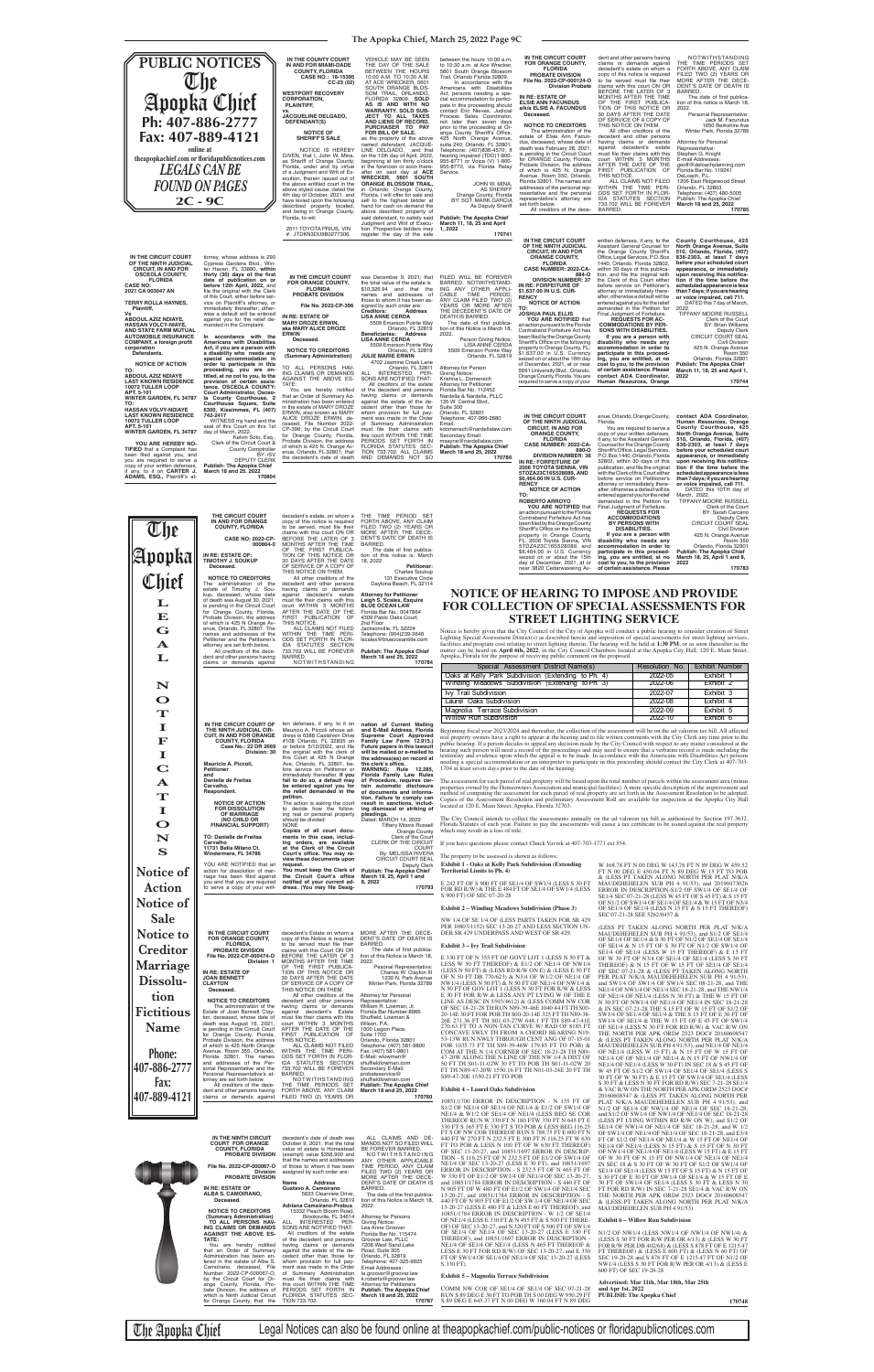# PUBLIC NOTICES

**The Apopka Chief**
**Ph: 407-886-2777**
**Fax: 407-889-4121**

online at
theapopkachief.com or floridapublicnotices.com

***LEGALS CAN BE FOUND ON PAGES 2C - 9C***

---

**IN THE COUNTY COURT IN AND FOR MIAMI-DADE COUNTY, FLORIDA**
**CASE NO.: 18-15395 CC-23 (02)**

**WESTPORT RECOVERY CORPORATION, PLAINTIFF,**
**vs.**
**JACQUELINE DELGADO, DEFENDANT(S)**

**NOTICE OF SHERIFF'S SALE**

NOTICE IS HEREBY GIVEN, that I, John W. Mina, as Sheriff of Orange County, Florida, under and by virtue of a Judgment and Writ of Execution, therein issued out of the above entitled court in the above styled cause, dated the 4th day of October, 2021, and have levied upon the following described property located, and being in Orange County, Florida, to-wit:

2011 TOYOTA PRIUS, VIN #: JTDKN3DU5B0277006.

VEHICLE MAY BE SEEN THE DAY OF THE SALE BETWEEN THE HOURS 10:00 A.M. TO 10:30 A.M. AT ACE WRECKER, 5601 SOUTH ORANGE BLOSSOM TRAIL, ORLANDO, FLORIDA 32809. **SOLD AS IS AND WITH NO WARRANTY. SOLD SUBJECT TO ALL TAXES AND LIENS OF RECORD. PURCHASER TO PAY FOR BILL OF SALE.**

as the property of the above named defendant, JACQUELINE DELGADO, and that on the 13th day of April, 2022, beginning at ten thirty o'clock in the forenoon or soon thereafter on said day at **ACE WRECKER, 5601 SOUTH ORANGE BLOSSOM TRAIL,** in Orlando, Orange County, Florida, I will offer for sale and sell to the highest bidder at hand for cash on demand the above described property of said defendant, to satisfy said Judgment and Writ of Execution. Prospective bidders may register the day of the sale between the hours 10:00 a.m. to 10:30 a.m. at Ace Wrecker, 5601 South Orange Blossom Trail, Orlando Florida 32809.

In accordance with the Americans with Disabilities Act, persons needing a special accommodation to participate in this proceeding shall contact Eric Nieves, Judicial Process Sales Coordinator, not later than seven days prior to the proceeding at Orange County Sheriff's Office, 425 North Orange Avenue, suite 240, Orlando, FL 32801. Telephone: (407)836-4570; If hearing impaired (TDD) 1-800-955-8771 or Voice (V) 1-800-955-8770, via Florida Relay Service.

JOHN W. MINA,
AS SHERIFF
Orange County, Florida
BY: SGT. MARK GARCIA
As Deputy Sheriff

**Publish: The Apopka Chief**
**March 11, 18, 25 and April 1, 2022**
**170741**

---

**IN THE CIRCUIT COURT FOR ORANGE COUNTY, FLORIDA PROBATE DIVISION**
**File No. 2022-CP-000124-O**
**Division Probate**

**IN RE: ESTATE OF ELSIE ANN FACUNDUS a/k/a ELSIE A. FACUNDUS**
**Deceased.**

**NOTICE TO CREDITORS**

The administration of the estate of Elsie Ann Facundus, deceased, whose date of death was February 26, 2021, is pending in the Circuit Court for ORANGE County, Florida, Probate Division, the address of which is 425 N. Orange Avenue, Room 350, Orlando, Florida 32801. The names and addresses of the personal representative and the personal representative's attorney are set forth below.

All creditors of the decedent and other persons having claims or demands against decedent's estate on whom a copy of this notice is required to be served must file their claims with this court ON OR BEFORE THE LATER OF 3 MONTHS AFTER THE TIME OF THE FIRST PUBLICATION OF THIS NOTICE OR 30 DAYS AFTER THE DATE OF SERVICE OF A COPY OF THIS NOTICE ON THEM.

All other creditors of the decedent and other persons having claims or demands against decedent's estate must file their claims with this court WITHIN 3 MONTHS AFTER THE DATE OF THE FIRST PUBLICATION OF THIS NOTICE.

ALL CLAIMS NOT FILED WITHIN THE TIME PERIODS SET FORTH IN FLORIDA STATUTES SECTION 733.702 WILL BE FOREVER BARRED.

NOTWITHSTANDING THE TIME PERIODS SET FORTH ABOVE, ANY CLAIM FILED TWO (2) YEARS OR MORE AFTER THE DECEDENT'S DATE OF DEATH IS BARRED.

The date of first publication of this notice is March 18, 2022.

Personal Representative:
Jack M. Facundus
1650 Berkshire Ave
Winter Park, Florida 32789

Attorney for Personal Representative:
Jeffrey D. Dowd
E-mail Addresses:
geoff@delcanlawgrouping.com
Florida Bar No. 119241
DelCastle, PL
1206 East Ridgewood Street
Orlando, FL 32803
Telephone: (407) 480-5005

**Publish: The Apopka Chief**
**March 18 and 25, 2022**
**170785**

---

**IN THE CIRCUIT COURT OF THE NINTH JUDICIAL CIRCUIT, IN AND FOR OSCEOLA COUNTY, FLORIDA**
**CASE NO: 2021 CA 003047 AN**

**TERRY ROLLA HAYNES, Plaintiff,**
**Vs**
**ABDOUL AZIZ NDIAYE, HASSAN VOLCY-NIAYE, AND STATE FARM MUTUAL AUTOMOBILE INSURANCE COMPANY, a foreign profit corporation Defendants.**

**NOTICE OF ACTION**

**TO:**
**ABDOUL AZIZ NDIAYE**
**LAST KNOWN RESIDENCE**
**10072 TULLER LOOP**
**APT. 5-101**
**WINTER GARDEN, FL 34787**

**TO:**
**HASSAN VOLCY-NDIAYE**
**LAST KNOWN RESIDENCE**
**10072 TULLER LOOP**
**APT. 5-101**
**WINTERR GARDEN, FL 34787**

**YOU ARE HEREBY NOTIFIED** that a Complaint has been filed against you, and you are required to serve a copy of your written defenses, if any, to it on **CARTER J. ADAMS, ESQ.,** Plaintiff's attorney, whose address is 290 Cypress Gardens Blvd., Winter Haven, FL 33880, **within thirty (30) days of the first date of publication on or before 12th April, 2022,** and file the original with the Clerk of this Court, either before service on Plaintiff's attorney, or immediately thereafter; otherwise a default will be entered against you for the relief demanded in the Complaint.

**In accordance with the Americans with Disabilities Act, if you are a person with a disability who needs any special accommodation in order to participate in this proceeding, you are entitled, at no cost to you, to the provision of certain assistance. OSCEOLA COUNTY: Court Administrator, Osceola County Courthouse, 2 Courthouse Square, Suite 6300, Kissimmee, FL (407) 742-2417**

WITNESS my hand and the seal of this Court on this 1st day of March, 2022.

Kelvin Soto, Esq.,
Clerk of the Circuit Court & County Comptroller
BY: /S/
DEPUTY CLERK

**Publish: The Apopka Chief**
**March 18 and 25, 2022**
**170804**

---

**IN THE CIRCUIT COURT FOR ORANGE COUNTY, FLORIDA PROBATE DIVISION**
**File No. 2022-CP-396**

**IN RE: ESTATE OF MARY DROZE ERWIN, aka MARY ALICE DROZE ERWIN**
**Deceased.**

**NOTICE TO CREDITORS (Summary Administration)**

TO ALL PERSONS HAVING CLAIMS OR DEMANDS AGAINST THE ABOVE ESTATE:

You are hereby notified that an Order of Summary Administration has been entered in the estate of MARY DROZE ERWIN, also known as MARY ALICE DROZE ERWIN, deceased, File Number 2022-CP-396, by the Circuit Court for Orange County, Florida, Probate Division, the address of which is 425 N. Orange Avenue, Orlando, FL 32801; that the decedent's date of death was December 9, 2021; that the total value of the estate is $10,326.34 and that the names and addresses of those to whom it has been assigned by such order are:

**Creditors: Address**
**LISA ANNE CERDA**
5509 Emerson Pointe Way
Orlando, FL 32819
**Beneficiaries: Address**
**LISA ANNE CERDA**
5509 Emerson Pointe Way
Orlando, FL 32819
**JULIE MARIE ERWIN**
4702 Jasmine Creek Lane
Orlando, FL 32811

ALL INTERESTED PERSONS ARE NOTIFIED THAT:

All creditors of the estate of the decedent and persons having claims or demands against the estate of the decedent other than those for whom provision for full payment was made in the Order of Summary Administration must file their claims with this court WITHIN THE TIME PERIODS SET FORTH IN FLORIDA STATUTES SECTION 733.702. ALL CLAIMS AND DEMANDS NOT SO FILED WILL BE FOREVER BARRED. NOTWITHSTANDING ANY OTHER APPLICABLE TIME PERIOD, ANY CLAIM FILED TWO (2) YEARS OR MORE AFTER THE DECEDENT'S DATE OF DEATH IS BARRED.

The date of first publication of this Notice is March 18, 2022.

Person Giving Notice:
LISA ANNE CERDA
5509 Emerson Pointe Way
Orlando, FL 32819

Attorney for Person Giving Notice:
Kristina L. Domenech
Attorney for Petitioner
Florida Bar No. 112452
Nardella & Nardella, PLLC
135 W. Central Blvd., Suite 300
Orlando, FL 32801
Telephone: 407-966-2680
Email:
kdomenech@nardellalaw.com
Secondary Email:
msayne@nardellalaw.com

**Publish: The Apopka Chief**
**March 18 and 25, 2022**
**170786**

---

**IN THE CIRCUIT COURT OF THE NINTH JUDICIAL CIRCUIT, IN AND FOR ORANGE COUNTY, FLORIDA**
**CASE NUMBER: 2022-CA-884-O**
**DIVISION NUMBER: 37**

**IN RE: FORFEITURE OF $1,637.00 IN U.S. CURRENCY**

**NOTICE OF ACTION**

**TO:**
**JOSHUA PAUL ELLIS**

**YOU ARE NOTIFIED** that an action pursuant to the Florida Contraband Forfeiture Act has been filed by the Orange County Sheriff's Office on the following property in Orange County, FL: $1,637.00 in U.S. Currency seized on or about the 16th day of December, 2021, at or near 9991 University Blvd., Orlando, Orange County, Florida. You are required to serve a copy of your written defenses, if any, to the Assistant General Counsel for the Orange County Sheriff's Office, Legal Services, P.O. Box 1440, Orlando, Florida 32802, within 30 days of this publication, and file the original with the Clerk of this Court either before service on Petitioner's attorney or immediately thereafter; otherwise a default will be entered against you for the relief demanded in the Petition for Final Judgment of Forfeiture.

**REQUESTS FOR ACCOMMODATIONS BY PERSONS WITH DISABILITIES.**

**If you are a person with disability who needs any accommodation in order to participate in this proceeding, you are entitled, at no cost to you, to the provision of certain assistance. Please contact ADA Coordinator, Human Resources, Orange County Courthouse, 425 North Orange Avenue, Suite 510, Orlando, Florida, (407) 836-2303, at least 7 days before your scheduled court appearance, or immediately upon receiving this notification if the time before the scheduled appearance is less than 7 days; if you are hearing or voice impaired, call 711.**

DATED this 7 day of March, 2022.

TIFFANY MOORE RUSSELL
Clerk of the Court
BY: Brian Williams
Deputy Clerk
CIRCUIT COURT SEAL
Civil Division
425 N. Orange Avenue
Room 350
Orlando, Florida 32801

**Publish: The Apopka Chief**
**March 11, 18, 25 and April 1, 2022**
**170744**

---

**IN THE CIRCUIT COURT OF THE NINTH JUDICIAL CIRCUIT, IN AND FOR ORANGE COUNTY, FLORIDA**
**CASE NUMBER: 2022-CA-880-O**
**DIVISION NUMBER: 39**

**IN RE: FORFEITURE OF 2006 TOYOTA SIENNA, VIN 5TDZA23C16S528089, AND $6,464.00 IN U.S. CURRENCY**

**NOTICE OF ACTION**

**TO:**
**ROBERTO ARROYO**

**YOU ARE NOTIFIED** that an action pursuant to the Florida Contraband Forfeiture Act has been filed by the Orange County Sheriff's Office on the following property in Orange County, FL: 2006 Toyota Sienna, VIN 5TDZA23C16S528089, and $6,464.00 in U.S. Currency seized on or about the 15th day of December, 2021, at or near 3820 Cedarwaxwing Avenue, Orlando, Orange County, Florida.

You are required to serve a copy of your written defenses, if any, to the Assistant General Counsel for the Orange County Sheriff's Office, Legal Services, P.O. Box 1440, Orlando, Florida 32802, within 30 days of this publication, and file the original with the Clerk of this Court either before service on Petitioner's attorney or immediately thereafter; otherwise a default will be entered against you for the relief demanded in the Petition for Final Judgment of Forfeiture.

**REQUESTS FOR ACCOMMODATIONS BY PERSONS WITH DISABILITIES.**

**If you are a person with disability who needs any accommodation in order to participate in this proceeding, you are entitled, at no cost to you, to the provision of certain assistance. Please contact ADA Coordinator, Human Resources, Orange County Courthouse, 425 North Orange Avenue, Suite 510, Orlando, Florida, (407) 836-2303, at least 7 days before your scheduled court appearance, or immediately upon receiving this notification if the time before the scheduled appearance is less than 7 days; if you are hearing or voice impaired, call 711.**

DATED this 10TH day of March, 2022.

TIFFANY MOORE RUSSELL
Clerk of the Court
BY: Sarah Carcano
Deputy Clerk
CIRCUIT COURT SEAL
Civil Division
425 N. Orange Avenue
Room 350
Orlando, Florida 32801

**Publish: The Apopka Chief**
**March 18, 25, April 1 and 8, 2022**
**170783**

---

**The Apopka Chief**

**LEGAL NOTICES**

**Notice of Action**
**Notice of Sale**
**Notice to Creditor**
**Marriage Dissolution**
**Fictitious Name**

**Phone: 407-886-2777**
**Fax: 407-889-4121**

---

**IN THE CIRCUIT COURT IN AND FOR ORANGE COUNTY, FLORIDA**
**CASE NO: 2022-CP-000864-O**

**IN RE: ESTATE OF TIMOTHY J. SOUKUP**
**Deceased.**

**NOTICE TO CREDITORS**

The administration of the estate of Timothy J. Soukup, deceased, whose date of death was August 30, 2021, is pending in the Circuit Court for Orange County, Florida, Probate Division, the address of which is 425 N Orange Ave., Orlando, FL 32801. The names and addresses of the Petitioner and the Petitioner's attorney are set forth below.

All creditors of the decedent and other persons having claims or demands against decedent's estate, on whom a copy of this notice is required to be served, must file their claims with this court ON OR BEFORE THE LATER OF 3 MONTHS AFTER THE TIME OF THE FIRST PUBLICATION OF THIS NOTICE OR 30 DAYS AFTER THE DATE OF SERVICE OF A COPY OF THIS NOTICE ON THEM.

All other creditors of the decedent and other persons having claims or demands against decedent's estate must file their claims with this court WITHIN 3 MONTHS AFTER THE DATE OF THE FIRST PUBLICATION OF THIS NOTICE.

ALL CLAIMS NOT FILED WITHIN THE TIME PERIODS SET FORTH IN FLORIDA STATUTES SECTION 733.702 WILL BE FOREVER BARRED.

NOTWITHSTANDING THE TIME PERIOD SET FORTH ABOVE, ANY CLAIM FILED TWO (2) YEARS OR MORE AFTER THE DECEDENT'S DATE OF DEATH IS BARRED.

The date of first publication of this notice is: March 18, 2022.

**Petitioner:**
Charles Soukup
131 Executive Circle
Daytona Beach, FL 32114

**Attorney for Petitioner**
**Leigh S. Szakia, Esquire**
**BLUE OCEAN LAW**
Florida Bar No.: 0047864
4309 Pablo Oaks Court, 2nd Floor
Jacksonville, FL 32224
Telephone: (904)239-3646
leszakia@blueoceanlaw.com

**Publish: The Apopka Chief**
**March 18 and 25, 2022**
**170784**

---

# NOTICE OF HEARING TO IMPOSE AND PROVIDE FOR COLLECTION OF SPECIAL ASSESSMENTS FOR STREET LIGHTING SERVICE

Notice is hereby given that the City Council of the City of Apopka will conduct a public hearing to consider creation of Street Lighting Special Assessment District(s) as described herein and imposition of special assessments for street lighting services, facilities and program cost relating to street lighting therein. The hearing will be held at **1:30 PM**, or as soon thereafter as the matter can be heard on **April 6th, 2022**, in the City Council Chambers located at the Apopka City Hall, 120 E. Main Street, Apopka, Florida for the purpose of receiving public comment on the proposed

| Special Assessment District Name(s) | Resolution No. | Exhibit Number |
|---|---|---|
| Oaks at Kelly Park Subdivision (Extending to Ph. 4) | 2022-05 | Exhibit 1 |
| Winding Meadows Subdivision (Extending to Ph. 3) | 2022-06 | Exhibit 2 |
| Ivy Trail Subdivision | 2022-07 | Exhibit 3 |
| Laurel Oaks Subdivision | 2022-08 | Exhibit 4 |
| Magnolia Terrace Subdivision | 2022-09 | Exhibit 5 |
| Willow Run Subdivision | 2022-10 | Exhibit 6 |

Beginning fiscal year 2023/2024 and thereafter, the collection of the assessment will be on the ad valorem tax bill. All affected real property owners have a right to appear at the hearing and to file written comments with the City Clerk any time prior to the public hearing. If a person decides to appeal any decision made by the City Council with respect to any matter considered at the hearing such person will need a record of the proceedings and may need to ensure that a verbatim record is made including the testimony and evidence upon which the appeal is to be made. In accordance with the Americans with Disabilities Act persons needing a special accommodation or an interpreter to participate in this proceeding should contact the City Clerk at 407-703-1704 at least seven days prior to the date of the hearing.

The assessment for each parcel of real property will be based upon the total number of parcels within the assessment area (minus properties owned by the Homeowners Association and municipal facilities). A more specific description of the improvement and the method of computing the assessment for each parcel of real property are set forth in the Assessment Resolution to be adopted. Copies of the Assessment Resolution and preliminary Assessment Roll are available for inspection at the Apopka City Hall located at 120 E. Main Street, Apopka, Florida 32703.

The City Council intends to collect the assessments annually on the ad valorem tax bill as authorized by Section 197.3632, Florida Statutes of each year. Failure to pay the assessments will cause a tax certificate to be issued against the real property which may result in a loss of title.

If you have questions please contact Chuck Vavrek at 407-703-1771 ext 554.

The property to be assessed is shown as follows:

**Exhibit 1 – Oaks at Kelly Park Subdivision (Extending Territorial Limits to Ph. 4)**

E 262 FT OF S 990 FT OF SE1/4 OF SW1/4 (LESS S 30 FT FOR RD R/W) & THE E 484 FT OF SE1/4 OF SW1/4 (LESS S 990 FT) OF SEC 07-20-28

**Exhibit 2 – Winding Meadows Subdivision (Phase 3)**

NW 1/4 OF SE 1/4 OF (LESS PARTS TAKEN FOR SR 429 PER 10803/1152) SEC 13-20-27 AND LESS SECTION UNDER SR 429 UNDERPASS AND WEST OF SR 429.

**Exhibit 3 – Ivy Trail Subdivision**

E 330 FT OF N 355 FT OF GOVT LOT 1 (LESS N 50 FT & LESS W 50 FT THEREOF) & E1/2 OF NE1/4 OF NW1/4 (LESS N 50 FT) & (LESS RD R/W ON E) & (LESS E 50 FT OF N 50 FT DB 770/623) & N3/4 OF W1/2 OF NE1/4 OF NW1/4 (LESS N 50 FT) & N 50 FT OF NE1/4 OF NW1/4 & N 50 FT OF GOV LOT 1 (LESS N 30 FT FOR R/W) & LESS E 30 FT FOR R/W & LESS ANY PT LYING W OF THE E LINE AS DESC IN 5593/4612) & (LESS COMM NW COR OF SEC 18-20-28 THEN N89-39-46E 1040.44 FT TH S00-20-14E 30 FT FOR POB TH S00-20-14E 325 FT TH N89-38-26E 271.36 FT TH S01-03-27W 648.1 FT TH S89-47-41E 270.63 FT TO A NON-TAN CURVE W/ RAD OF 8185 FT CONCAVE SWLY TH FROM A CHORD BEARING N19-53-13W 80 FT NWLY THROUGH CENT ANG OF 07-15-01 FOR 1035.73 FT TH S89-39-46W 179.85 FT TO POB) & COM AT THE N 1/4 CORNER OF SEC 18-21-28 TH N89-47-20W 40.43 FT TO THE N LINE OF THE NW 1/4 A DIST OF 50 FT TH S01-11-02W 20 FT TO POB TH S01-11-02W 20 FT TH N89-47-20W 155.16 FT TH N01-03-24E 20 FT TH S89-47-20E 1550.21 FT TO POB

**Exhibit 4 – Laurel Oaks Subdivision**

10851/1700 ERROR IN DESCRIPTION - N 135 FT OF S1/2 OF NE1/4 OF SE1/4 OF NE1/4 & E1/2 OF SW1/4 OF NE1/4 & W1/2 OF SE1/4 OF NE1/4 (LESS BEG SE COR THEREOF RUN W 330 FT N 180 FTW 330 FT N 645 FT E 330 FT S 165 FT E 330 FT S TO POB & LESS BEG 116.25 FT S OF NW COR THEREOF RUN S 788.75 FT E 600 FT N 420 FT W 270 FT N 232.5 FT E 300 FT N 116.25 FT W 630 FT TO POB & LESS N 100 FT OF W 630 FT THEREOF) OF SEC 13-20-27, and 10851/1697 ERROR IN DESCRIPTION - S 116.25 FT OF N 232.5 FT OF E1/2 OF SW1/4 OF NE1/4 OF SEC 13-20-27 (LESS E 30 FT), and 10851/1697 ERROR IN DESCRIPTION - S 232.5 FT OF N 465 FT OF W 330 FT OF E1/2 OF SW1/4 OF NE1/4 OF SEC 13-20-27 and 10851/1784 ERROR IN DESCRIPTION - S 440 FT OF N 905 FT OF W 305 FT OF E1/2 OF SW 1/4 OF NE1/4 OF SEC 13-20-27, and 10851/1784 ERROR IN DESCRIPTION - S 440 FT OF N 905 FT OF E1/2 OF SW 1/4 OF NE1/4 OF SEC 13-20-27 (LESS E 480 FT & LESS E 60 FT THEREOF), and 10851/1784 ERROR IN DESCRIPTION - W 1/2 OF SE1/4 OF NE1/4 (LESS E 330 FT & N 495 FT & S 500 FT THEREOF) OF SEC 13-20-27, and N 320 FT OF S 500 FT OF SW1/4 OF SE1/4 OF NE1/4 OF SEC 13-20-27 (LESS E 330 FT THEREOF), and 10851/1697 ERROR IN DESCRIPTION - NE1/4 OF SE1/4 OF NE1/4 (LESS N 465 FT THEREOF & LESS E 30 FT FOR RD R/W) OF SEC 13-20-27, and E 330 FT OF SW1/4 OF NE1/4 OF SE1/4 OF NE1/4 OF SEC 13-20-27 (LESS S 330 FT).

**Exhibit 5 – Magnolia Terrace Subdivision**

COMM NW COR OF SE1/4 OF SE1/4 OF SEC 07-21-28 RUN S 89 DEG E 30 FT TO POB TH S 00 DEG W 950.29 FT S 89 DEG E 645.37 FT N 00 DEG W 360.04 FT N 89 DEG W 168.78 FT N 00 DEG W 143.76 FT N 89 DEG W 459.52 FT N 00 DEG E 450.04 FT N 00 DEG W 15 FT TO POB & (LESS PT TAKEN ALONG NORTH PER PLAT N/K/A MAUDEHEHELEN SUB PH 4 91/53), and 20160478036 ERROR IN DESCRIPTION-S1/2 OF SW1/4 OF SE1/4 OF SE1/4 SEC 07-21-28 (LESS W 45 FT OF S 45 FT & E 15 FT OF N1/2 OF SW1/4 OF SE1/4 OF SE1/4 & W 15 FT OF N1/2 OF SE1/4 OF SE1/4 (LESS N 15 FT & S 15 FT THEREOF) SEC 07-21-28 SEE 5262/4457 &

(LESS PT TAKEN ALONG NORTH PER PLAT N/K/A MAUDEHEHELEN SUB PH 4 91/53), and S1/2 OF SE1/4 OF SE1/4 OF SE1/4 & S 30 FT OF N1/2 OF SE1/4 OF SE1/4 OF SE1/4 & N 15 FT OF S 70 FT OF W1/2 OF SW1/4 OF SE1/4 OF SE1/4 (LESS W 15 FT THEREOF) & E 15 FT OF W 30 FT OF N3/4 OF SE1/4 OF SE1/4 (LESS S 30 FT THEREOF) & N 15 FT OF W 15 FT OF SE1/4 OF SE1/4 OF SEC 07-21-28 & (LESS PT TAKEN ALONG NORTH PER PLAT N/K/A MAUDEHEHELEN SUB PH 4 91/53), and SW1/4 OF SW1/4 OF SW1/4 SEC 08-21-28, and THE NE1/4 OF NW1/4 OF NE1/4 SEC 18-21-28, and THE NW1/4 OF NE1/4 OF NE1/4 (LESS N 15 FT) & THE W 15 FT OF N 30 FT OF NW1/4 OF NE1/4 OF NE1/4 IN SEC 18-21-28 & IN SEC 07-21-28 THE S 15 FT OF W 15 FT OF SE1/4 OF SW1/4 OF SE1/4 OF SE1/4 & THE S 15 FT OF E 30 FT OF SW1/4 OF SE1/4 & THE W 15 FT OF E 45 FT OF SW1/4 OF SE1/4 (LESS N 30 FT FOR RD R/W) & VAC R/W ON THE NORTH PER APK ORD# 2523 DOC# 20160608547 & (LESS PT TAKEN ALONG NORTH PER PLAT N/K/A MAUDEHEHELEN SUB PH 4 91/53), and NE1/4 OF NE1/4 OF NE1/4 (LESS W 15 FT & N 15 FT OF W 15 FT OF NE1/4 OF NE1/4 OF NE1/4 & N 15 FT OF E 15 FT OF NW1/4 OF NE1/4 OF NE1/4 (LESS W 30 FT) IN SEC 18 & S 45 FT OF W 45 FT OF S1/2 OF SW1/4 OF SE1/4 OF SE1/4 (LESS S 30 FT OF W 30 FT) & E 15 FT OF SW1/4 OF SE1/4 (LESS S 30 FT & LESS N 30 FT FOR RD R/W) SEC 7-21-28 SE1/4 & VAC R/W ON THE NORTH PER APK ORD# 2523 DOC# 20160608547 & (LESS PT TAKEN ALONG NORTH PER PLAT N/K/A MAUDEHEHELEN SUB PH 4 91/53), and N1/2 OF SE1/4 OF SW1/4 OF SE1/4 OF SEC 18-21-28, and N1/2 OF SW1/4 OF SE1/4 (LESS W 15 FT) & (LESS PT LYING WITHIN RD R/W ON W), and E1/2 OF SE1/4 OF NW1/4 OF NE1/4 OF SEC 18-21-28, and W 1/2 OF SW1/4 OF NE1/4 OF NE1/4 OF SEC 18-21-28, and E1/4 OF E1/2 OF NE1/4 OF NE1/4 OF NE1/4 & W 15 FT OF NE1/4 OF NE1/4 OF NE1/4 (LESS N 15 FT) & S 15 FT OF N 30 FT OF NW1/4 OF NE1/4 OF NE1/4 (LESS W 15 FT) & E 15 FT OF W 30 FT OF N 15 FT OF NW1/4 OF NE1/4 OF NE1/4 IN SEC 18 & S 30 FT OF W 30 FT OF S1/2 OF SW1/4 OF SE1/4 OF SE1/4 (LESS W 15 FT OF S 15 FT) & N 15 FT OF S 30 FT OF E 30 FT OF SW1/4 OF SE1/4 & W 15 FT OF E 30 FT OF SW1/4 OF SE1/4 (LESS S 30 FT & LESS N 30 FT FOR RD R/W) SEC 7-21-28 SE1/4 & VAC R/W ON THE NORTH PER APK ORD# 2523 DOC# 20160608547 & (LESS PT TAKEN ALONG NORTH PER PLAT N/K/A MAUDEHEHELEN SUB PH 4 91/53)

**Exhibit 6 – Willow Run Subdivision**

N1/2 OF NW1/4 (LESS NW1/4 OF NW1/4 OF NW1/4) & (LESS S 30 FT FOR R/W PER OR 4/13) & (LESS W 30 FT FOR R/W PER DB 402/68) & (LESS S 870 FT OF E 1215.47 FT THEREOF) & (LESS E 600 FT) & (LESS W 60 FT OF SEC 19-20-28 and S 878 FT OF E 1215.47 FT OF N1/2 OF NW1/4 (LESS S 30 FT FOR R/W PER OR 4/13) & (LESS E 600 FT) OF SEC 19-20-28

**Advertised: Mar 11th, Mar 18th, Mar 25th and Apr 1st, 2022**
**PUBLISH: The Apopka Chief**
**170748**

---

**IN THE CIRCUIT COURT OF THE NINTH JUDICIAL CIRCUIT, IN AND FOR ORANGE COUNTY, FLORIDA**
**Case No.: 22 DR 2669**
**Division: 30**

**Mauricio A. Piccoli, Petitioner**
**and**
**Danielle de Freitas Carvalho, Respondent.**

**NOTICE OF ACTION FOR DISSOLUTION OF MARRIAGE (NO CHILD OR FINANCIAL SUPPORT)**

**TO: Danielle de Freitas Carvalho**
**11731 Bella Milano Ct.**
**Windermere, FL 34786**

YOU ARE NOTIFIED that an action for dissolution of marriage has been filed against you and that you are required to serve a copy of your written defenses, if any, to it on Mauricio A. Piccoli whose address is 6308 Castleton Drive #108 Orlando, FL 32835 on or before 5/12/2022, and file the original with the clerk of this Court at 425 N Orange Ave, Orlando, FL 32801, before service on Petitioner or immediately thereafter. **If you fail to do so, a default may be entered against you for the relief demanded in the petition.**

The action is asking the court to decide how the following real or personal property should be divided:

NONE

**Copies of all court documents in this case, including orders, are available at the Clerk of the Circuit Court's office. You may review these documents upon request.**

**You must keep the Clerk of the Circuit Court's office notified of your current address. (You may file Designation of Current Mailing and E-Mail Address, Florida Supreme Court Approved Family Law Form 12.915.) Future papers in this lawsuit will be mailed or e-mailed to the address(es) on record at the clerk's office.**

**WARNING: Rule 12.285, Florida Family Law Rules of Procedure, requires certain automatic disclosure of documents and information. Failure to comply can result in sanctions, including dismissal or striking of pleadings.**

Dated: MARCH 14, 2022

Tiffany Moore Russell
Orange County
Clerk of the Court
CLERK OF THE CIRCUIT COURT
By: MELISSA RIVERA
CIRCUIT COURT SEAL
Deputy Clerk

**Publish: The Apopka Chief**
**March 18, 25, April 1 and 8, 2022**
**170793**

---

**IN THE CIRCUIT COURT FOR ORANGE COUNTY, FLORIDA PROBATE DIVISION**
**File No. 2022-CP-000474-O**
**Division 1**

**IN RE: ESTATE OF JOAN BENNETT CLAYTON**
**Deceased.**

**NOTICE TO CREDITORS**

The administration of the estate of Joan Bennett Clayton, deceased, whose date of death was August 16, 2021, is pending in the Circuit Court for Orange County, Florida, Probate Division, the address of which is 425 North Orange Avenue, Room 355, Orlando, Florida 32801. The names and addresses of the personal representative and the Personal Representative's attorney are set forth below.

All creditors of the decedent and other persons having claims or demands against decedent's estate on whom a copy of this notice is required to be served must file their claims with this court ON OR BEFORE THE LATER OF 3 MONTHS AFTER THE TIME OF THE FIRST PUBLICATION OF THIS NOTICE OR 30 DAYS AFTER THE DATE OF SERVICE OF A COPY OF THIS NOTICE ON THEM.

All other creditors of the decedent and other persons having claims or demands against decedent's estate must file their claims with this court WITHIN 3 MONTHS AFTER THE DATE OF THE FIRST PUBLICATION OF THIS NOTICE.

ALL CLAIMS NOT FILED WITHIN THE TIME PERIODS SET FORTH IN FLORIDA STATUTES SECTION 733.702 WILL BE FOREVER BARRED.

NOTWITHSTANDING THE TIME PERIODS SET FORTH ABOVE, ANY CLAIM FILED TWO (2) YEARS OR MORE AFTER THE DECEDENT'S DATE OF DEATH IS BARRED.

The date of first publication of this notice is March 18, 2022.

Personal Representative:
Charles W. Clayton III
1230 N. Park Avenue
Winter Park, Florida 32789

Attorney for Personal Representative:
William H. Lowman, Jr.
Florida Bar Number 8966
Shuffield, Lowman & Wilson, P.A.
1000 Legion Place, Suite 1700
Orlando, Florida 32801
Telephone: (407) 581-9800
Fax: (407) 581-9801
E-Mail: wlowman@shuffieldlowman.com
Secondary E-Mail:
probate@shuffieldlowman.com

**Publish: The Apopka Chief**
**March 18 and 25, 2022**
**170760**

---

**IN THE NINTH CIRCUIT COURT FOR ORANGE COUNTY, FLORIDA PROBATE DIVISION**
**File No. 2022-CP-000067-O**
**Division Probate**

**IN RE: ESTATE OF ALBA S. CAMOIRANO,**
**Deceased.**

**NOTICE TO CREDITORS (Summary Administration)**
**TO ALL PERSONS HAVING CLAIMS OR DEMANDS AGAINST THE ABOVE ESTATE:**

You are hereby notified that an Order of Summary Administration has been entered in the estate of Alba S. Camoirano, deceased, File Number 2022-CP-000067-O, by the Circuit Court for Orange County, Florida, Probate Division, the address of which is Ninth Judicial Circuit Court for Orange County; that the decedent's date of death was October 9, 2021; that the total value of estate is Homestead (exempt) value $358,900 and that the names and addresses of those to whom it has been assigned by such order are:

**Name Address**
**Gustavo A. Camoirano**
5623 Clearview Drive,
Orlando, FL 32819
**Adriana Camoirano-Probus**
15302 Peach Bloom Road,
Brooksville, FL 34614

ALL INTERESTED PERSONS ARE NOTIFIED THAT:

All creditors of the estate of the decedent and persons having claims or demands against the estate of the decedent other than those for whom provision for full payment was made in the Order of Summary Administration must file their claims with this court WITHIN THE TIME PERIODS SET FORTH IN FLORIDA STATUTES SECTION 733.702. ALL CLAIMS AND DEMANDS NOT SO FILED WILL BE FOREVER BARRED.

NOTWITHSTANDING ANY OTHER APPLICABLE TIME PERIOD, ANY CLAIM FILED TWO (2) YEARS OR MORE AFTER THE DATE OF THE DECEDENT'S DATE OF DEATH IS BARRED.

The date of first publication of this Notice is March 18, 2022.

Attorney for Persons Giving Notice:
Lea Anne Groover
Florida Bar No. 115474
Groover Law, PLLC
7208 West Sand Lake Road, Suite 305
Orlando, FL 32819
Telephone: 407-325-9925
Email Addresses:
la.groover@groover.law
k.roberts@groover.law
Attorney for Petitioners

**Publish: The Apopka Chief**
**March 18 and 25, 2022**
**170787**

---

Legal Notices can also be found online at theapopkachief.com/public-notices or floridapublicnotices.com